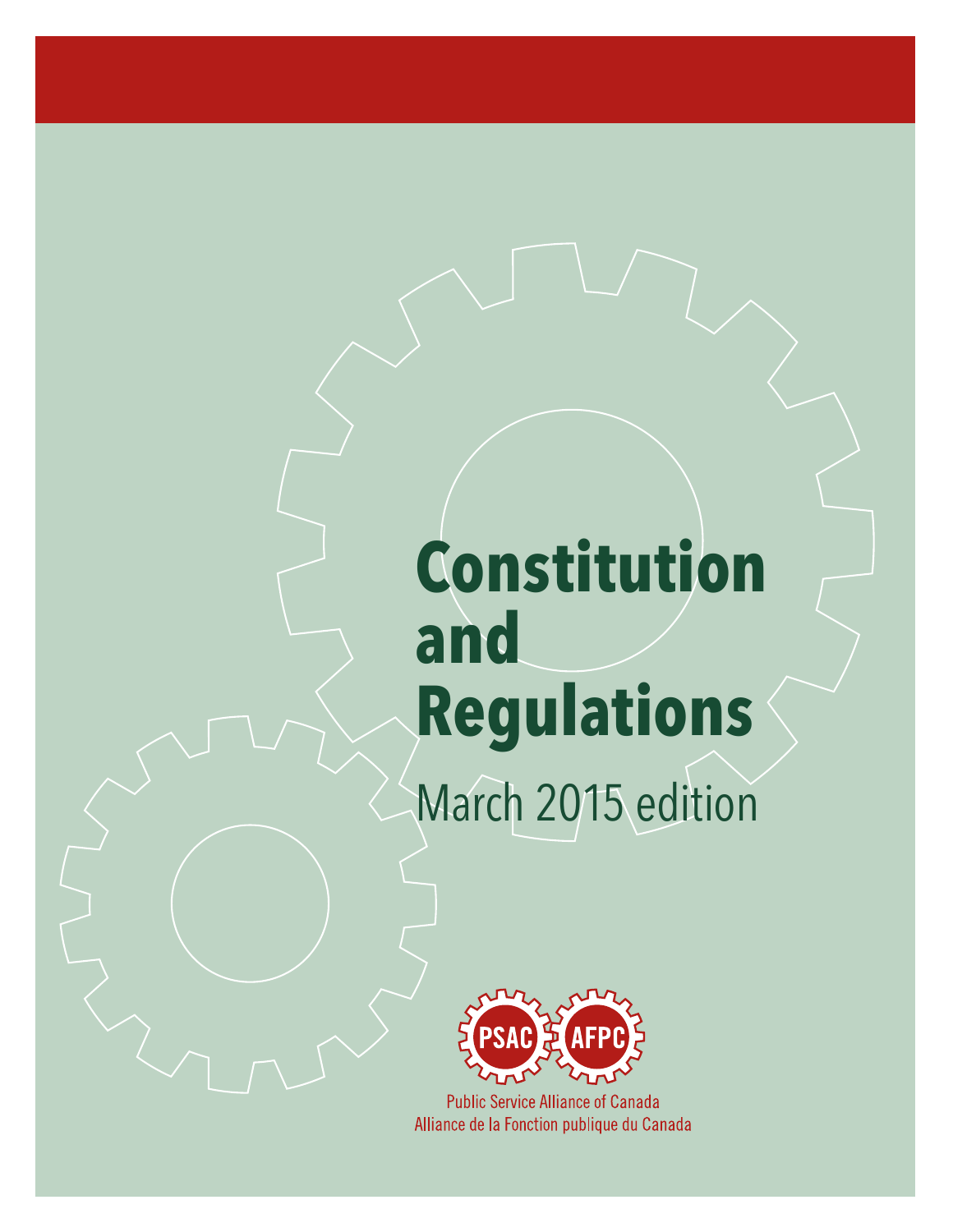# Constitution and Regulations

March 2015 edition

PSAC AFPC

Public Service Alliance of Canada
Alliance de la Fonction publique du Canada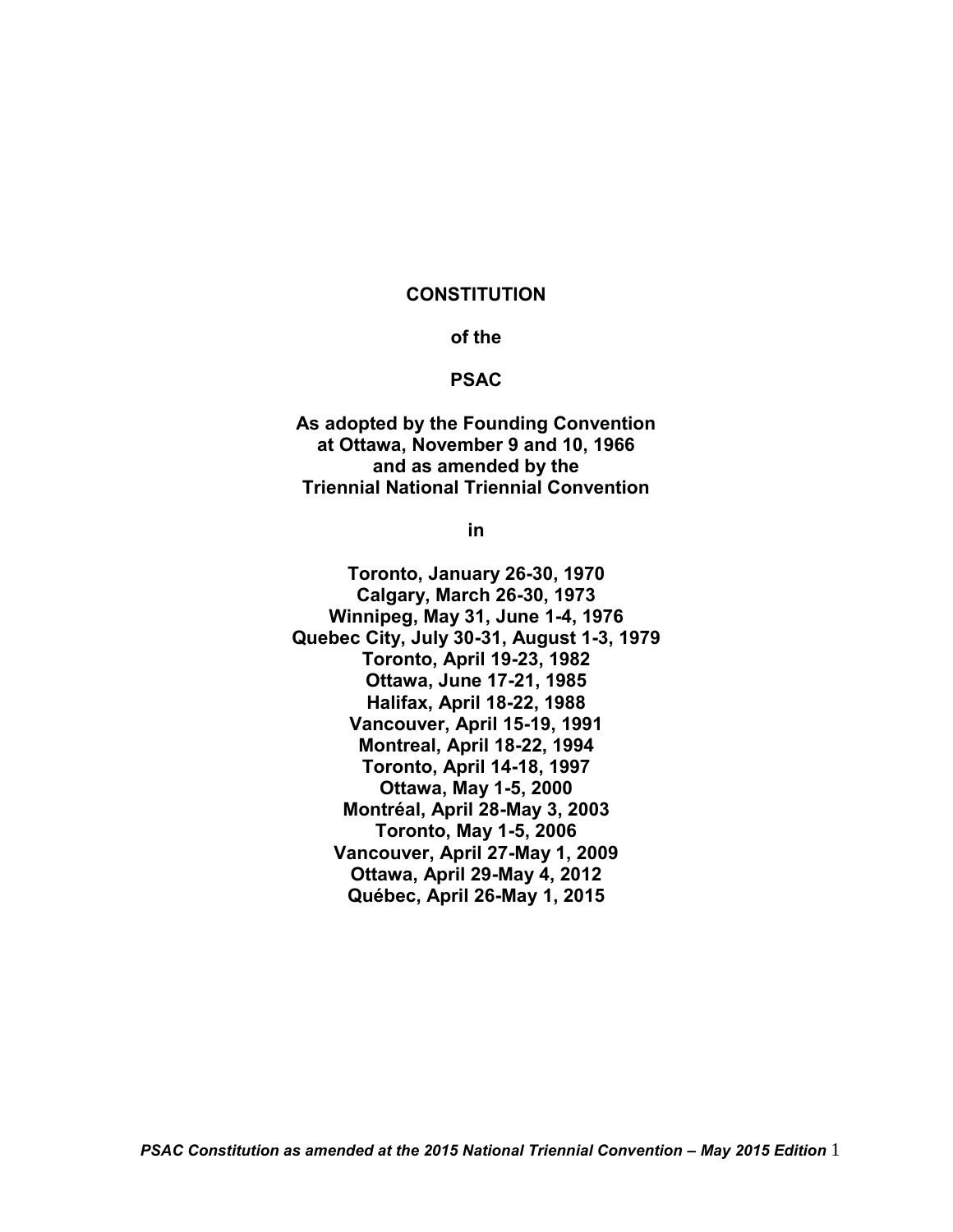**CONSTITUTION**

**of the**

**PSAC**

**As adopted by the Founding Convention at Ottawa, November 9 and 10, 1966 and as amended by the Triennial National Triennial Convention**

**in**

**Toronto, January 26-30, 1970**
**Calgary, March 26-30, 1973**
**Winnipeg, May 31, June 1-4, 1976**
**Quebec City, July 30-31, August 1-3, 1979**
**Toronto, April 19-23, 1982**
**Ottawa, June 17-21, 1985**
**Halifax, April 18-22, 1988**
**Vancouver, April 15-19, 1991**
**Montreal, April 18-22, 1994**
**Toronto, April 14-18, 1997**
**Ottawa, May 1-5, 2000**
**Montréal, April 28-May 3, 2003**
**Toronto, May 1-5, 2006**
**Vancouver, April 27-May 1, 2009**
**Ottawa, April 29-May 4, 2012**
**Québec, April 26-May 1, 2015**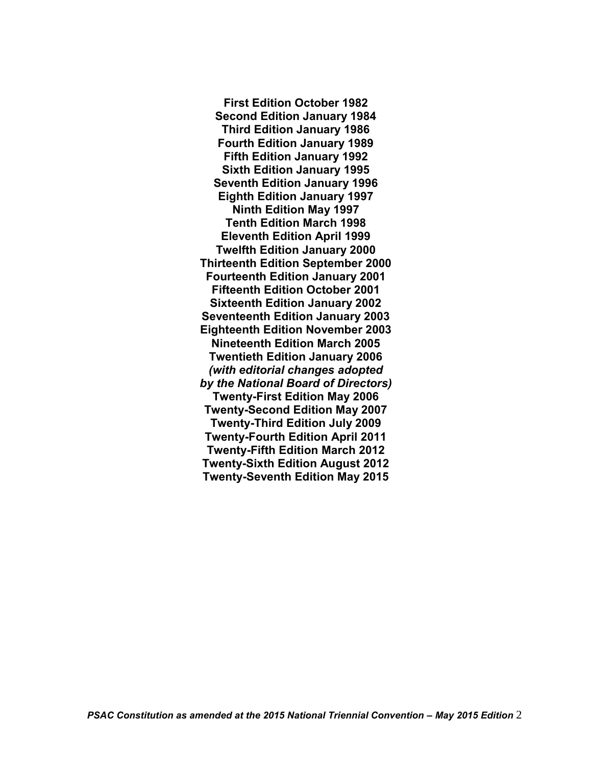**First Edition October 1982**
**Second Edition January 1984**
**Third Edition January 1986**
**Fourth Edition January 1989**
**Fifth Edition January 1992**
**Sixth Edition January 1995**
**Seventh Edition January 1996**
**Eighth Edition January 1997**
**Ninth Edition May 1997**
**Tenth Edition March 1998**
**Eleventh Edition April 1999**
**Twelfth Edition January 2000**
**Thirteenth Edition September 2000**
**Fourteenth Edition January 2001**
**Fifteenth Edition October 2001**
**Sixteenth Edition January 2002**
**Seventeenth Edition January 2003**
**Eighteenth Edition November 2003**
**Nineteenth Edition March 2005**
**Twentieth Edition January 2006**
***(with editorial changes adopted***
***by the National Board of Directors)***
**Twenty-First Edition May 2006**
**Twenty-Second Edition May 2007**
**Twenty-Third Edition July 2009**
**Twenty-Fourth Edition April 2011**
**Twenty-Fifth Edition March 2012**
**Twenty-Sixth Edition August 2012**
**Twenty-Seventh Edition May 2015**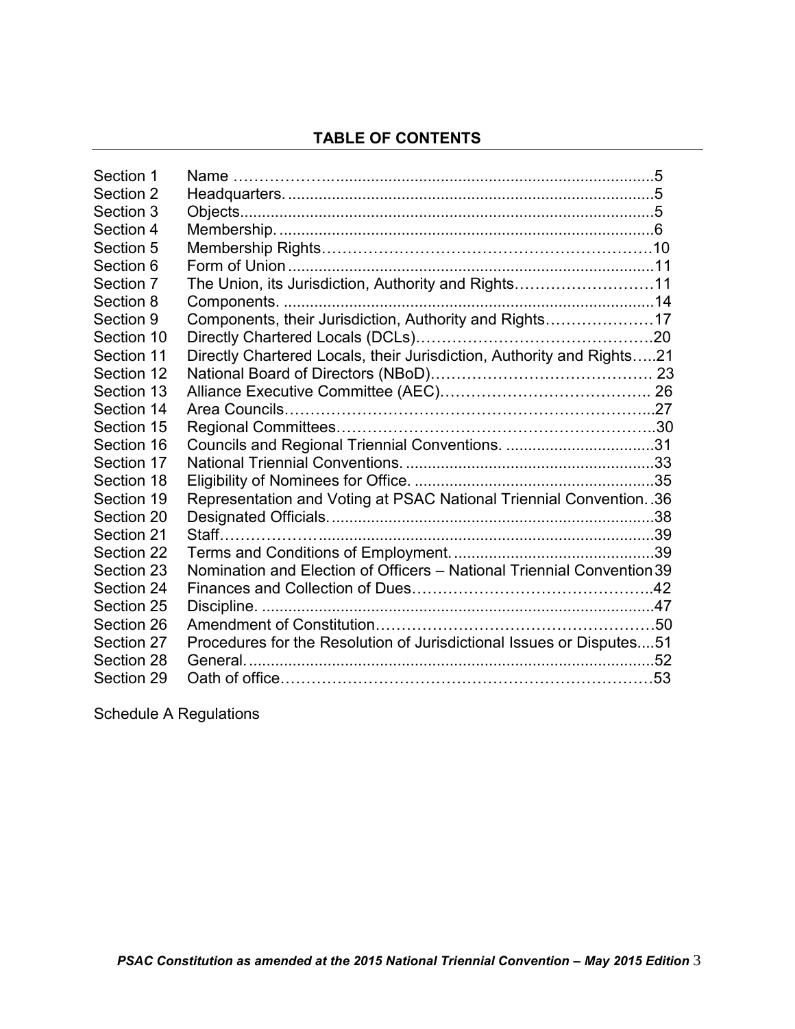## TABLE OF CONTENTS

| | | |
|---|---|---|
| Section 1 | Name | 5 |
| Section 2 | Headquarters. | 5 |
| Section 3 | Objects | 5 |
| Section 4 | Membership. | 6 |
| Section 5 | Membership Rights | 10 |
| Section 6 | Form of Union | 11 |
| Section 7 | The Union, its Jurisdiction, Authority and Rights | 11 |
| Section 8 | Components. | 14 |
| Section 9 | Components, their Jurisdiction, Authority and Rights | 17 |
| Section 10 | Directly Chartered Locals (DCLs) | 20 |
| Section 11 | Directly Chartered Locals, their Jurisdiction, Authority and Rights | 21 |
| Section 12 | National Board of Directors (NBoD) | 23 |
| Section 13 | Alliance Executive Committee (AEC) | 26 |
| Section 14 | Area Councils | 27 |
| Section 15 | Regional Committees | 30 |
| Section 16 | Councils and Regional Triennial Conventions. | 31 |
| Section 17 | National Triennial Conventions. | 33 |
| Section 18 | Eligibility of Nominees for Office. | 35 |
| Section 19 | Representation and Voting at PSAC National Triennial Convention. | 36 |
| Section 20 | Designated Officials. | 38 |
| Section 21 | Staff | 39 |
| Section 22 | Terms and Conditions of Employment. | 39 |
| Section 23 | Nomination and Election of Officers – National Triennial Convention | 39 |
| Section 24 | Finances and Collection of Dues | 42 |
| Section 25 | Discipline. | 47 |
| Section 26 | Amendment of Constitution | 50 |
| Section 27 | Procedures for the Resolution of Jurisdictional Issues or Disputes | 51 |
| Section 28 | General. | 52 |
| Section 29 | Oath of office | 53 |

Schedule A Regulations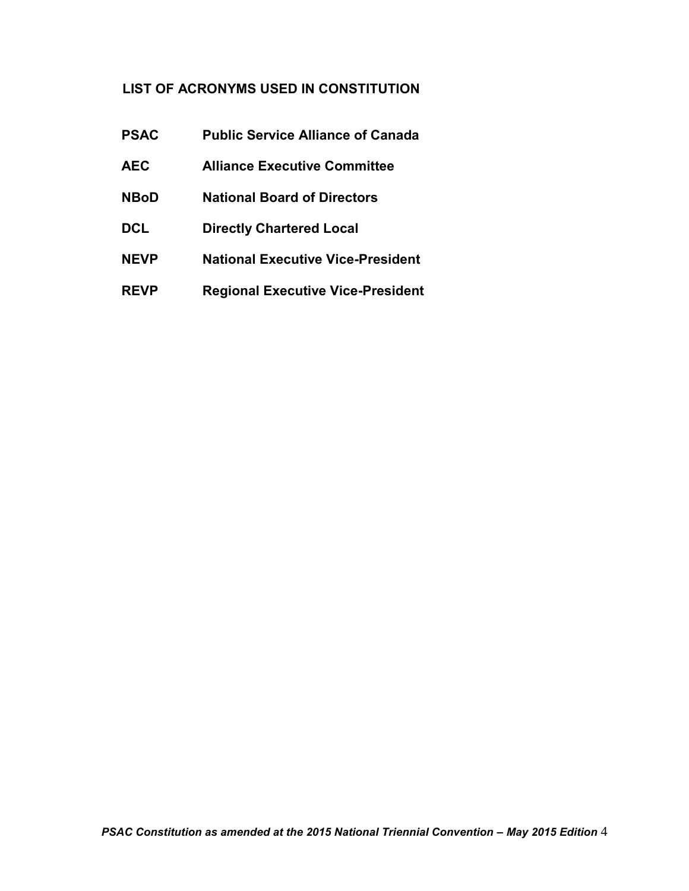## LIST OF ACRONYMS USED IN CONSTITUTION

| | |
|---|---|
| **PSAC** | **Public Service Alliance of Canada** |
| **AEC** | **Alliance Executive Committee** |
| **NBoD** | **National Board of Directors** |
| **DCL** | **Directly Chartered Local** |
| **NEVP** | **National Executive Vice-President** |
| **REVP** | **Regional Executive Vice-President** |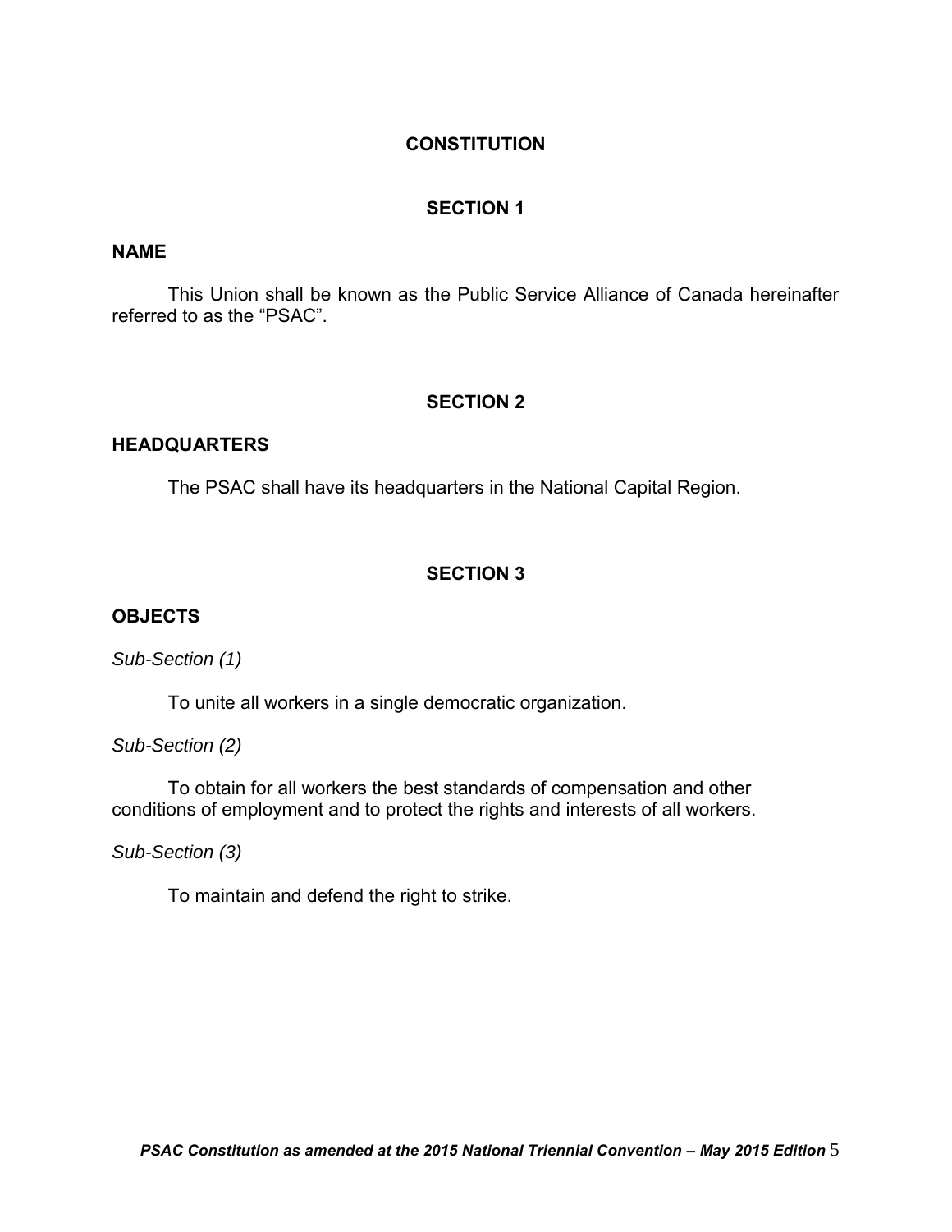# CONSTITUTION

## SECTION 1

### NAME

This Union shall be known as the Public Service Alliance of Canada hereinafter referred to as the "PSAC".

## SECTION 2

### HEADQUARTERS

The PSAC shall have its headquarters in the National Capital Region.

## SECTION 3

### OBJECTS

*Sub-Section (1)*

To unite all workers in a single democratic organization.

*Sub-Section (2)*

To obtain for all workers the best standards of compensation and other conditions of employment and to protect the rights and interests of all workers.

*Sub-Section (3)*

To maintain and defend the right to strike.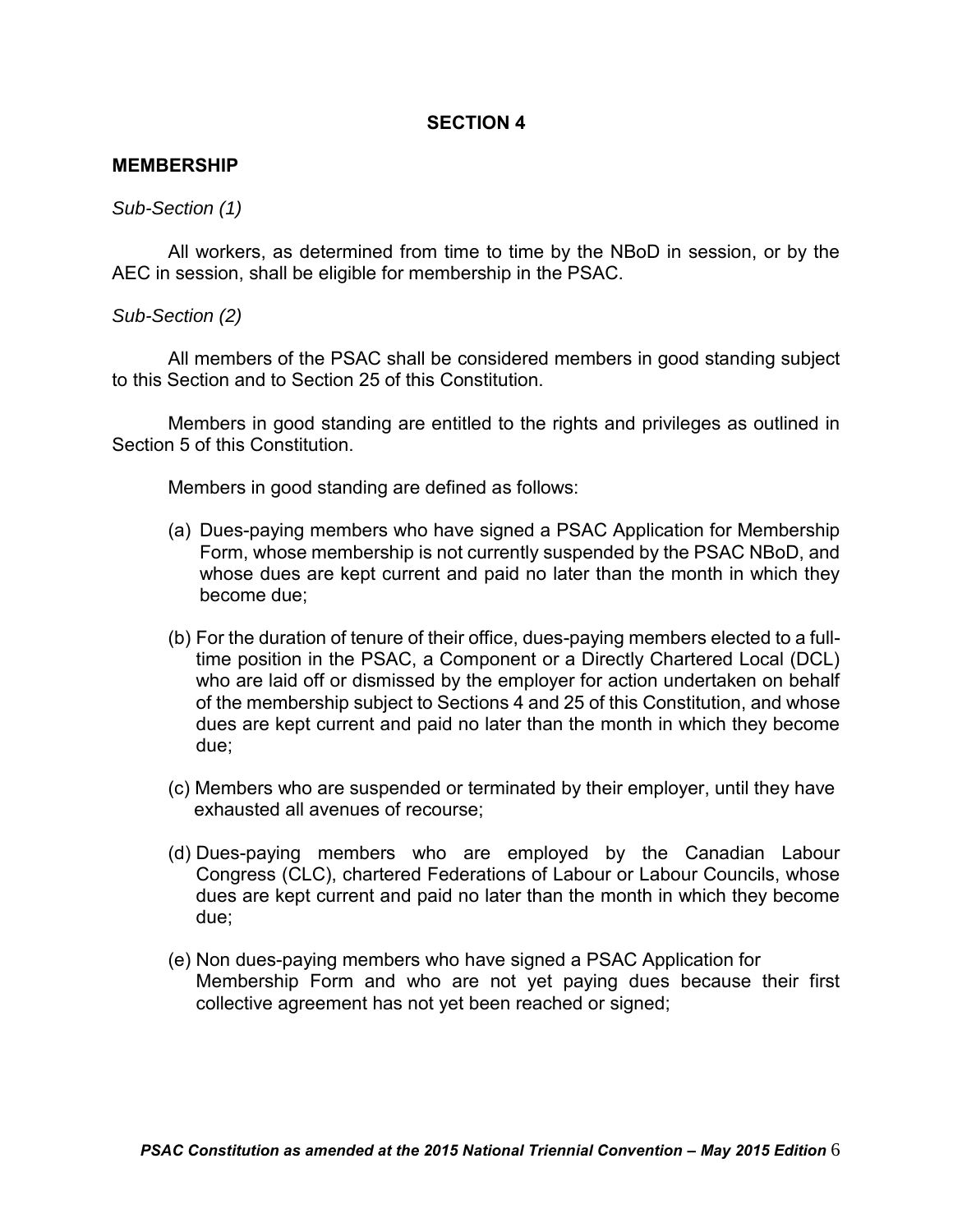## SECTION 4

### MEMBERSHIP

*Sub-Section (1)*

All workers, as determined from time to time by the NBoD in session, or by the AEC in session, shall be eligible for membership in the PSAC.

*Sub-Section (2)*

All members of the PSAC shall be considered members in good standing subject to this Section and to Section 25 of this Constitution.

Members in good standing are entitled to the rights and privileges as outlined in Section 5 of this Constitution.

Members in good standing are defined as follows:

(a) Dues-paying members who have signed a PSAC Application for Membership Form, whose membership is not currently suspended by the PSAC NBoD, and whose dues are kept current and paid no later than the month in which they become due;

(b) For the duration of tenure of their office, dues-paying members elected to a full-time position in the PSAC, a Component or a Directly Chartered Local (DCL) who are laid off or dismissed by the employer for action undertaken on behalf of the membership subject to Sections 4 and 25 of this Constitution, and whose dues are kept current and paid no later than the month in which they become due;

(c) Members who are suspended or terminated by their employer, until they have exhausted all avenues of recourse;

(d) Dues-paying members who are employed by the Canadian Labour Congress (CLC), chartered Federations of Labour or Labour Councils, whose dues are kept current and paid no later than the month in which they become due;

(e) Non dues-paying members who have signed a PSAC Application for Membership Form and who are not yet paying dues because their first collective agreement has not yet been reached or signed;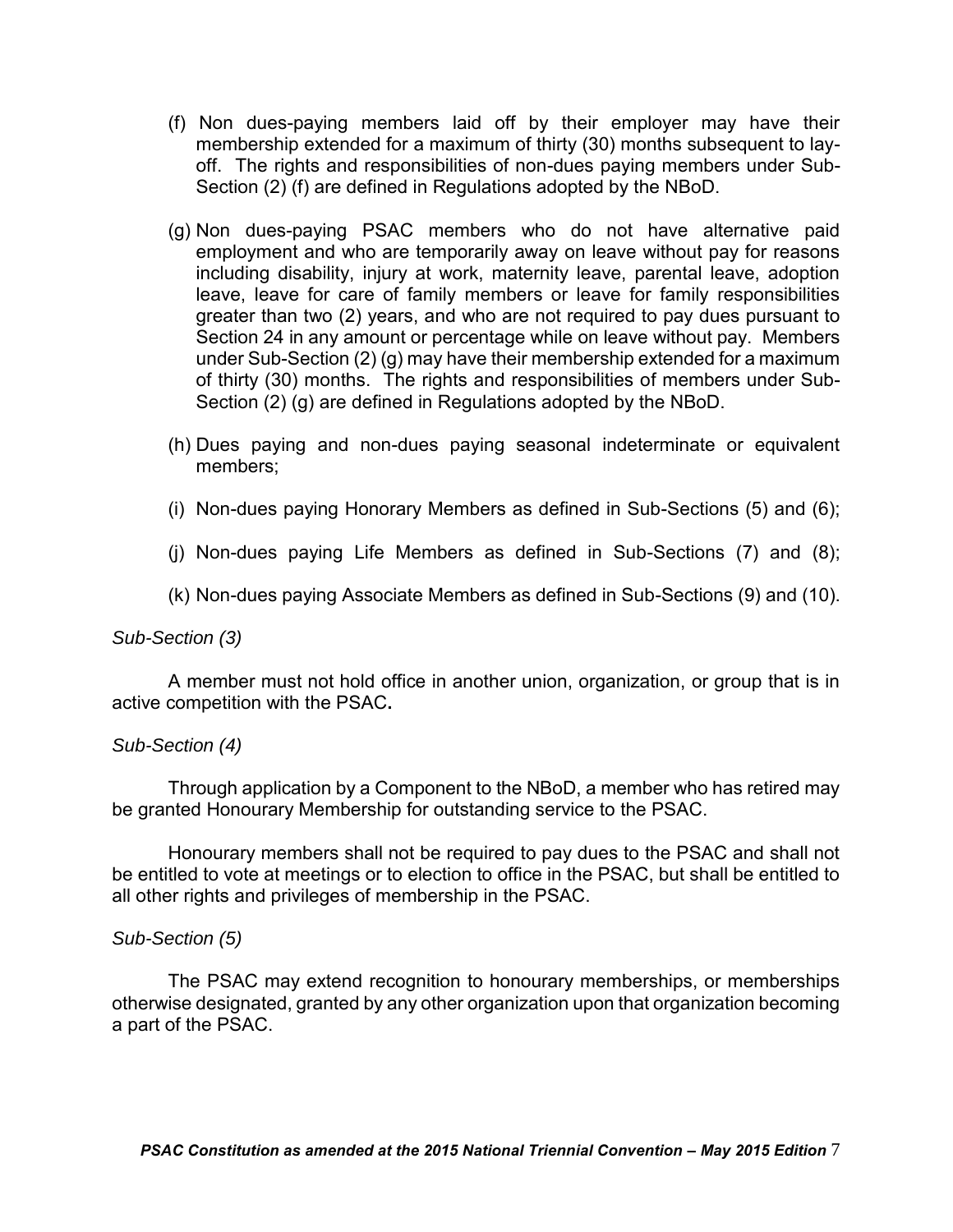(f) Non dues-paying members laid off by their employer may have their membership extended for a maximum of thirty (30) months subsequent to lay-off. The rights and responsibilities of non-dues paying members under Sub-Section (2) (f) are defined in Regulations adopted by the NBoD.

(g) Non dues-paying PSAC members who do not have alternative paid employment and who are temporarily away on leave without pay for reasons including disability, injury at work, maternity leave, parental leave, adoption leave, leave for care of family members or leave for family responsibilities greater than two (2) years, and who are not required to pay dues pursuant to Section 24 in any amount or percentage while on leave without pay. Members under Sub-Section (2) (g) may have their membership extended for a maximum of thirty (30) months. The rights and responsibilities of members under Sub-Section (2) (g) are defined in Regulations adopted by the NBoD.

(h) Dues paying and non-dues paying seasonal indeterminate or equivalent members;

(i) Non-dues paying Honorary Members as defined in Sub-Sections (5) and (6);

(j) Non-dues paying Life Members as defined in Sub-Sections (7) and (8);

(k) Non-dues paying Associate Members as defined in Sub-Sections (9) and (10).

*Sub-Section (3)*

A member must not hold office in another union, organization, or group that is in active competition with the PSAC**.**

*Sub-Section (4)*

Through application by a Component to the NBoD, a member who has retired may be granted Honourary Membership for outstanding service to the PSAC.

Honourary members shall not be required to pay dues to the PSAC and shall not be entitled to vote at meetings or to election to office in the PSAC, but shall be entitled to all other rights and privileges of membership in the PSAC.

*Sub-Section (5)*

The PSAC may extend recognition to honourary memberships, or memberships otherwise designated, granted by any other organization upon that organization becoming a part of the PSAC.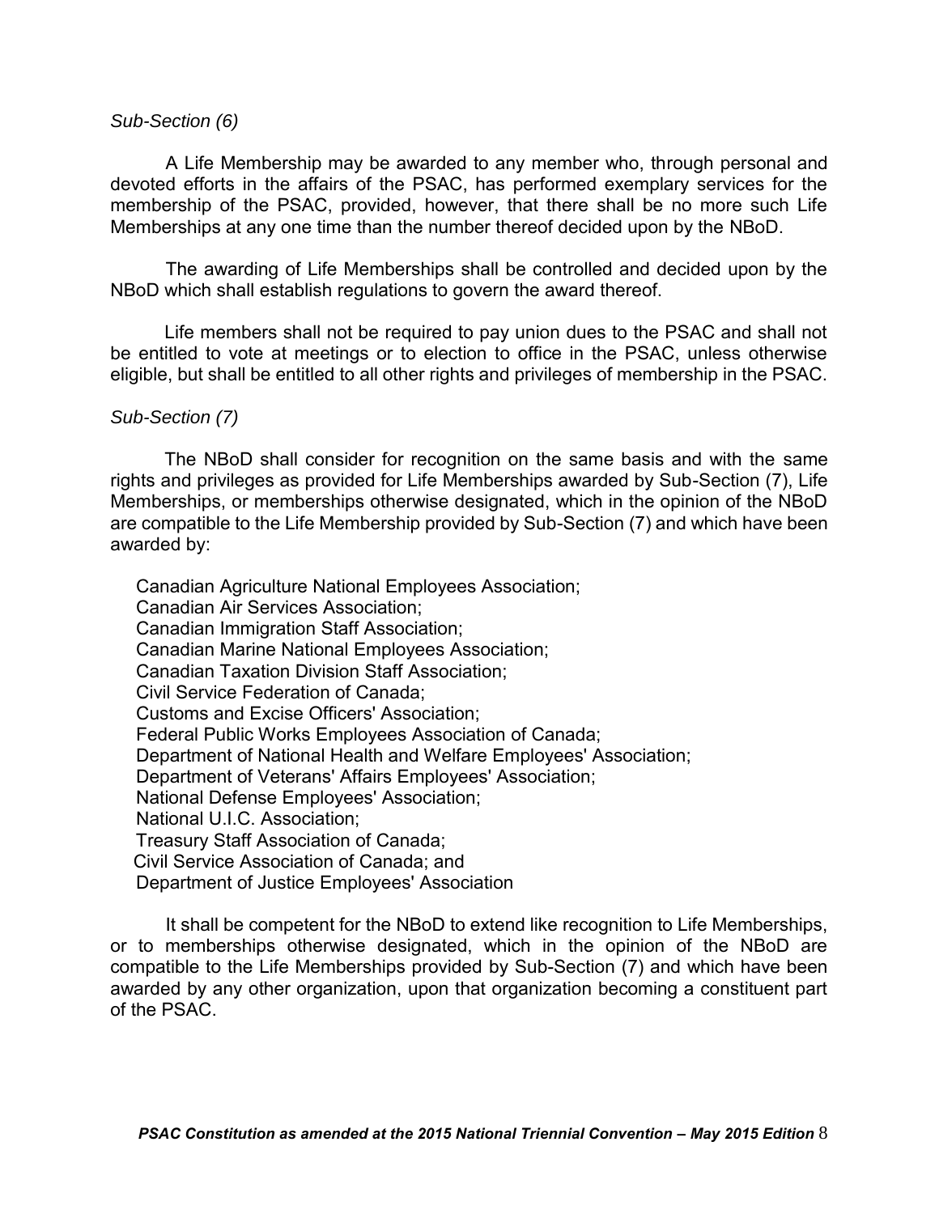*Sub-Section (6)*

A Life Membership may be awarded to any member who, through personal and devoted efforts in the affairs of the PSAC, has performed exemplary services for the membership of the PSAC, provided, however, that there shall be no more such Life Memberships at any one time than the number thereof decided upon by the NBoD.

The awarding of Life Memberships shall be controlled and decided upon by the NBoD which shall establish regulations to govern the award thereof.

Life members shall not be required to pay union dues to the PSAC and shall not be entitled to vote at meetings or to election to office in the PSAC, unless otherwise eligible, but shall be entitled to all other rights and privileges of membership in the PSAC.

*Sub-Section (7)*

The NBoD shall consider for recognition on the same basis and with the same rights and privileges as provided for Life Memberships awarded by Sub-Section (7), Life Memberships, or memberships otherwise designated, which in the opinion of the NBoD are compatible to the Life Membership provided by Sub-Section (7) and which have been awarded by:

Canadian Agriculture National Employees Association;
Canadian Air Services Association;
Canadian Immigration Staff Association;
Canadian Marine National Employees Association;
Canadian Taxation Division Staff Association;
Civil Service Federation of Canada;
Customs and Excise Officers' Association;
Federal Public Works Employees Association of Canada;
Department of National Health and Welfare Employees' Association;
Department of Veterans' Affairs Employees' Association;
National Defense Employees' Association;
National U.I.C. Association;
Treasury Staff Association of Canada;
Civil Service Association of Canada; and
Department of Justice Employees' Association

It shall be competent for the NBoD to extend like recognition to Life Memberships, or to memberships otherwise designated, which in the opinion of the NBoD are compatible to the Life Memberships provided by Sub-Section (7) and which have been awarded by any other organization, upon that organization becoming a constituent part of the PSAC.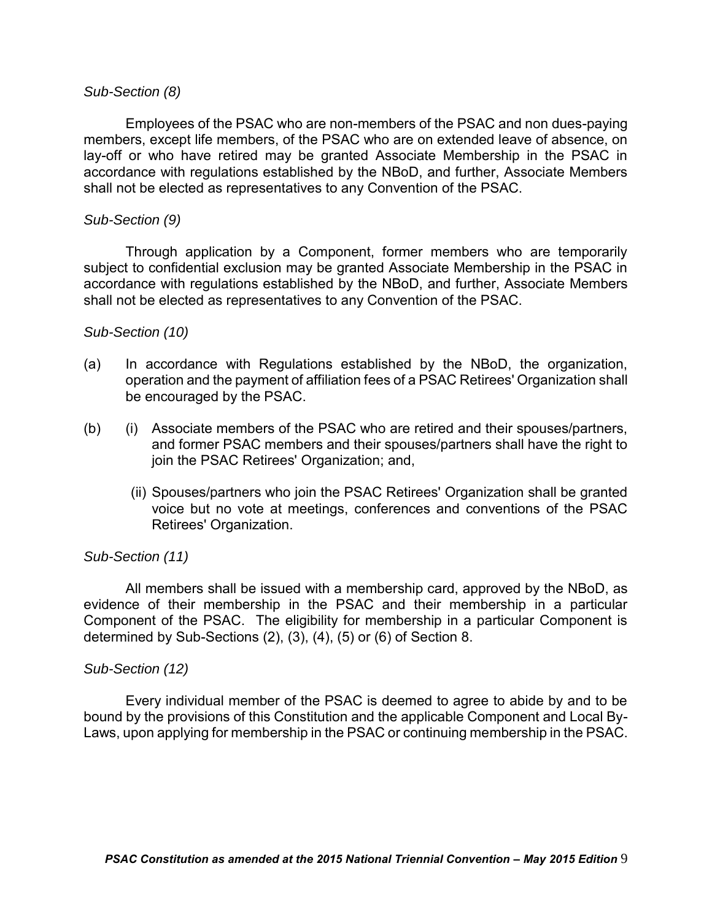*Sub-Section (8)*

Employees of the PSAC who are non-members of the PSAC and non dues-paying members, except life members, of the PSAC who are on extended leave of absence, on lay-off or who have retired may be granted Associate Membership in the PSAC in accordance with regulations established by the NBoD, and further, Associate Members shall not be elected as representatives to any Convention of the PSAC.

*Sub-Section (9)*

Through application by a Component, former members who are temporarily subject to confidential exclusion may be granted Associate Membership in the PSAC in accordance with regulations established by the NBoD, and further, Associate Members shall not be elected as representatives to any Convention of the PSAC.

*Sub-Section (10)*

(a) In accordance with Regulations established by the NBoD, the organization, operation and the payment of affiliation fees of a PSAC Retirees' Organization shall be encouraged by the PSAC.

(b) (i) Associate members of the PSAC who are retired and their spouses/partners, and former PSAC members and their spouses/partners shall have the right to join the PSAC Retirees' Organization; and,

(ii) Spouses/partners who join the PSAC Retirees' Organization shall be granted voice but no vote at meetings, conferences and conventions of the PSAC Retirees' Organization.

*Sub-Section (11)*

All members shall be issued with a membership card, approved by the NBoD, as evidence of their membership in the PSAC and their membership in a particular Component of the PSAC. The eligibility for membership in a particular Component is determined by Sub-Sections (2), (3), (4), (5) or (6) of Section 8.

*Sub-Section (12)*

Every individual member of the PSAC is deemed to agree to abide by and to be bound by the provisions of this Constitution and the applicable Component and Local By-Laws, upon applying for membership in the PSAC or continuing membership in the PSAC.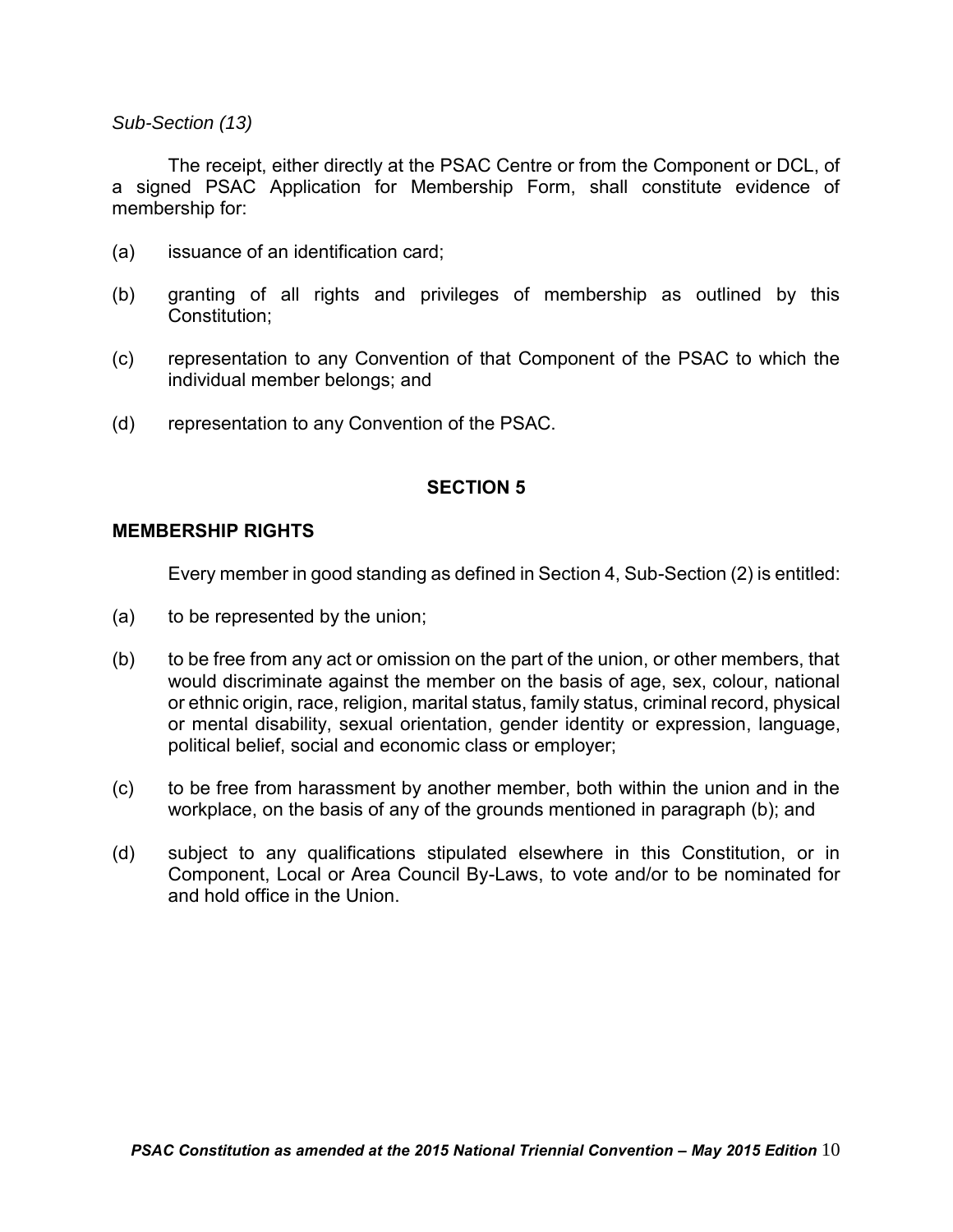*Sub-Section (13)*

The receipt, either directly at the PSAC Centre or from the Component or DCL, of a signed PSAC Application for Membership Form, shall constitute evidence of membership for:

(a) issuance of an identification card;

(b) granting of all rights and privileges of membership as outlined by this Constitution;

(c) representation to any Convention of that Component of the PSAC to which the individual member belongs; and

(d) representation to any Convention of the PSAC.

## SECTION 5

### MEMBERSHIP RIGHTS

Every member in good standing as defined in Section 4, Sub-Section (2) is entitled:

(a) to be represented by the union;

(b) to be free from any act or omission on the part of the union, or other members, that would discriminate against the member on the basis of age, sex, colour, national or ethnic origin, race, religion, marital status, family status, criminal record, physical or mental disability, sexual orientation, gender identity or expression, language, political belief, social and economic class or employer;

(c) to be free from harassment by another member, both within the union and in the workplace, on the basis of any of the grounds mentioned in paragraph (b); and

(d) subject to any qualifications stipulated elsewhere in this Constitution, or in Component, Local or Area Council By-Laws, to vote and/or to be nominated for and hold office in the Union.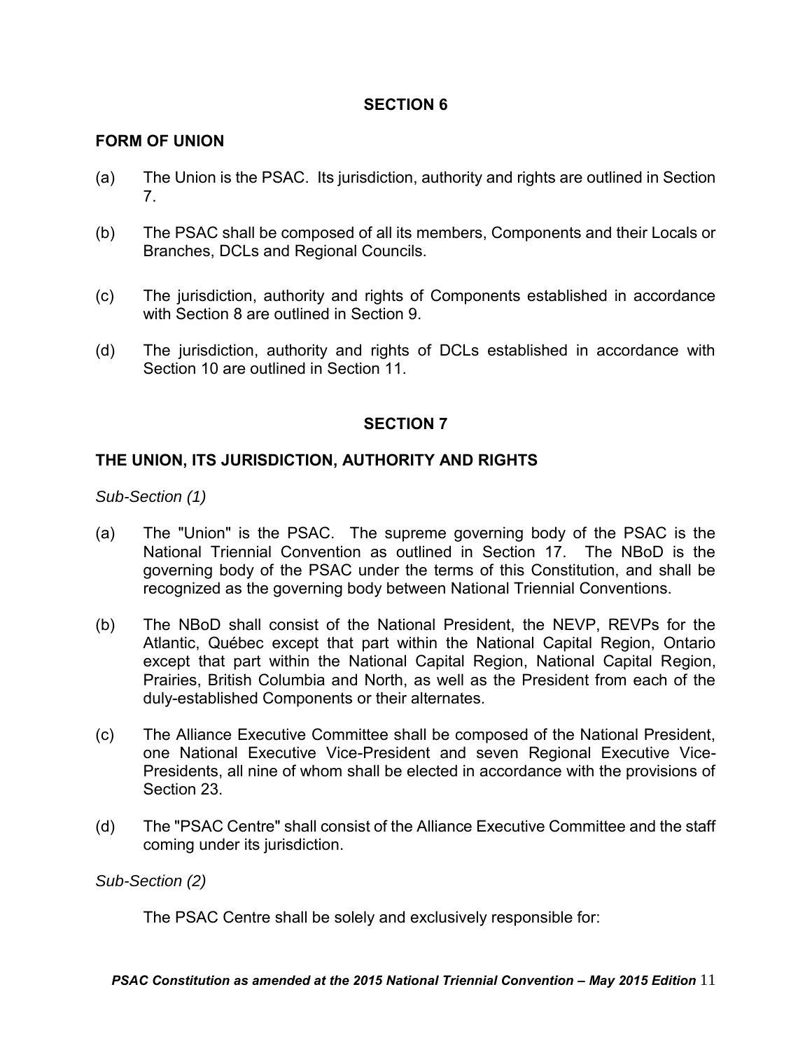## SECTION 6

### FORM OF UNION

(a) The Union is the PSAC. Its jurisdiction, authority and rights are outlined in Section 7.

(b) The PSAC shall be composed of all its members, Components and their Locals or Branches, DCLs and Regional Councils.

(c) The jurisdiction, authority and rights of Components established in accordance with Section 8 are outlined in Section 9.

(d) The jurisdiction, authority and rights of DCLs established in accordance with Section 10 are outlined in Section 11.

## SECTION 7

### THE UNION, ITS JURISDICTION, AUTHORITY AND RIGHTS

*Sub-Section (1)*

(a) The "Union" is the PSAC. The supreme governing body of the PSAC is the National Triennial Convention as outlined in Section 17. The NBoD is the governing body of the PSAC under the terms of this Constitution, and shall be recognized as the governing body between National Triennial Conventions.

(b) The NBoD shall consist of the National President, the NEVP, REVPs for the Atlantic, Québec except that part within the National Capital Region, Ontario except that part within the National Capital Region, National Capital Region, Prairies, British Columbia and North, as well as the President from each of the duly-established Components or their alternates.

(c) The Alliance Executive Committee shall be composed of the National President, one National Executive Vice-President and seven Regional Executive Vice-Presidents, all nine of whom shall be elected in accordance with the provisions of Section 23.

(d) The "PSAC Centre" shall consist of the Alliance Executive Committee and the staff coming under its jurisdiction.

*Sub-Section (2)*

The PSAC Centre shall be solely and exclusively responsible for: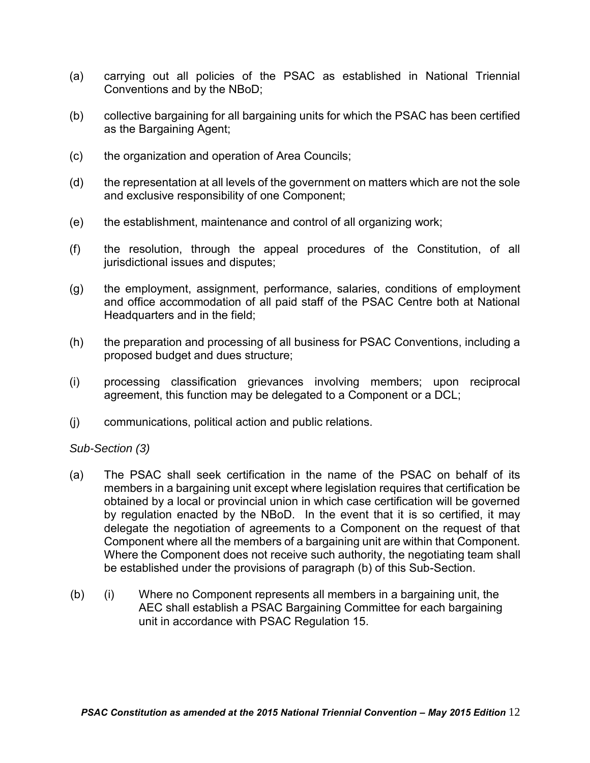(a) carrying out all policies of the PSAC as established in National Triennial Conventions and by the NBoD;

(b) collective bargaining for all bargaining units for which the PSAC has been certified as the Bargaining Agent;

(c) the organization and operation of Area Councils;

(d) the representation at all levels of the government on matters which are not the sole and exclusive responsibility of one Component;

(e) the establishment, maintenance and control of all organizing work;

(f) the resolution, through the appeal procedures of the Constitution, of all jurisdictional issues and disputes;

(g) the employment, assignment, performance, salaries, conditions of employment and office accommodation of all paid staff of the PSAC Centre both at National Headquarters and in the field;

(h) the preparation and processing of all business for PSAC Conventions, including a proposed budget and dues structure;

(i) processing classification grievances involving members; upon reciprocal agreement, this function may be delegated to a Component or a DCL;

(j) communications, political action and public relations.

*Sub-Section (3)*

(a) The PSAC shall seek certification in the name of the PSAC on behalf of its members in a bargaining unit except where legislation requires that certification be obtained by a local or provincial union in which case certification will be governed by regulation enacted by the NBoD. In the event that it is so certified, it may delegate the negotiation of agreements to a Component on the request of that Component where all the members of a bargaining unit are within that Component. Where the Component does not receive such authority, the negotiating team shall be established under the provisions of paragraph (b) of this Sub-Section.

(b) (i) Where no Component represents all members in a bargaining unit, the AEC shall establish a PSAC Bargaining Committee for each bargaining unit in accordance with PSAC Regulation 15.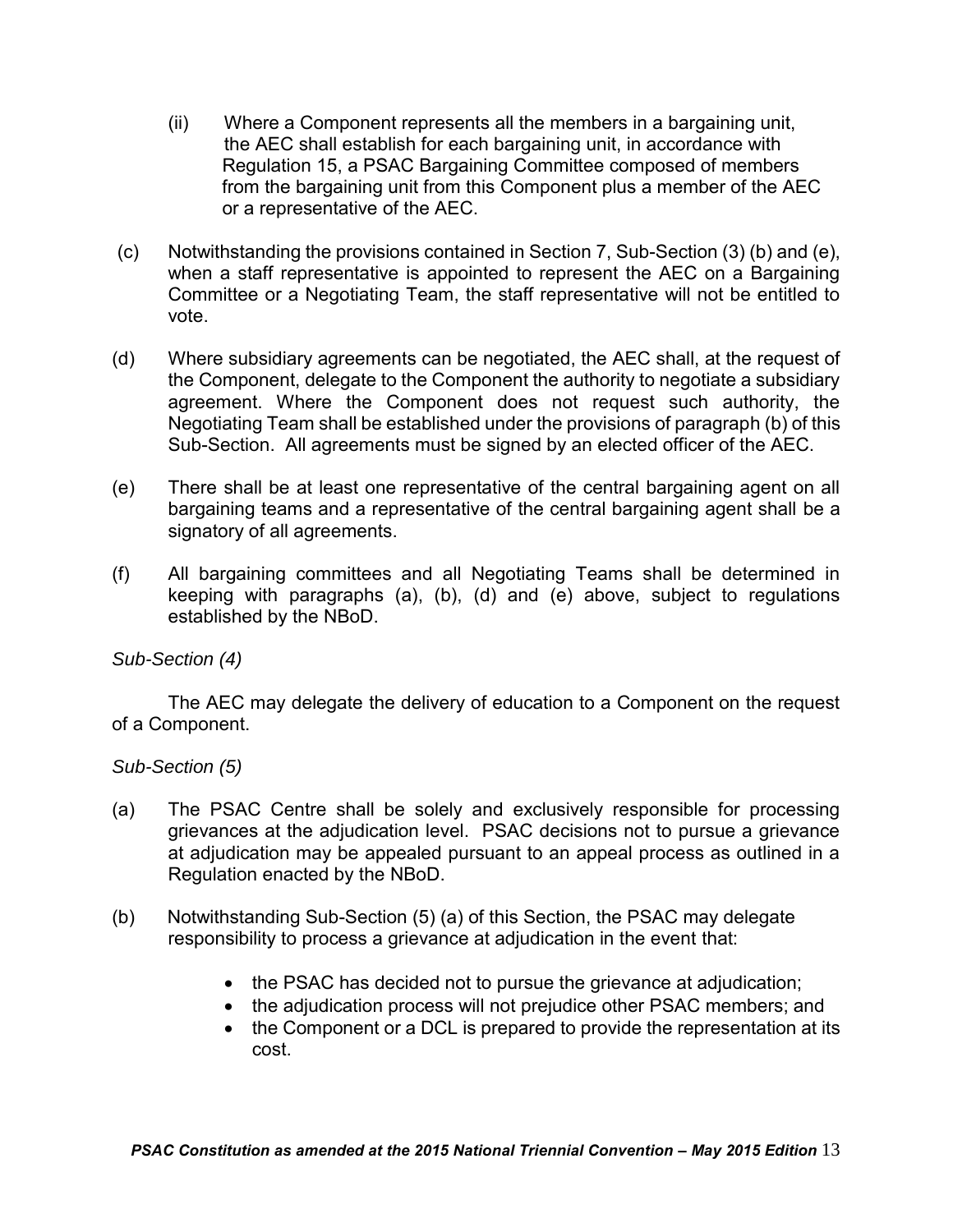(ii) Where a Component represents all the members in a bargaining unit, the AEC shall establish for each bargaining unit, in accordance with Regulation 15, a PSAC Bargaining Committee composed of members from the bargaining unit from this Component plus a member of the AEC or a representative of the AEC.

(c) Notwithstanding the provisions contained in Section 7, Sub-Section (3) (b) and (e), when a staff representative is appointed to represent the AEC on a Bargaining Committee or a Negotiating Team, the staff representative will not be entitled to vote.

(d) Where subsidiary agreements can be negotiated, the AEC shall, at the request of the Component, delegate to the Component the authority to negotiate a subsidiary agreement. Where the Component does not request such authority, the Negotiating Team shall be established under the provisions of paragraph (b) of this Sub-Section. All agreements must be signed by an elected officer of the AEC.

(e) There shall be at least one representative of the central bargaining agent on all bargaining teams and a representative of the central bargaining agent shall be a signatory of all agreements.

(f) All bargaining committees and all Negotiating Teams shall be determined in keeping with paragraphs (a), (b), (d) and (e) above, subject to regulations established by the NBoD.

*Sub-Section (4)*

The AEC may delegate the delivery of education to a Component on the request of a Component.

*Sub-Section (5)*

(a) The PSAC Centre shall be solely and exclusively responsible for processing grievances at the adjudication level. PSAC decisions not to pursue a grievance at adjudication may be appealed pursuant to an appeal process as outlined in a Regulation enacted by the NBoD.

(b) Notwithstanding Sub-Section (5) (a) of this Section, the PSAC may delegate responsibility to process a grievance at adjudication in the event that:

- the PSAC has decided not to pursue the grievance at adjudication;
- the adjudication process will not prejudice other PSAC members; and
- the Component or a DCL is prepared to provide the representation at its cost.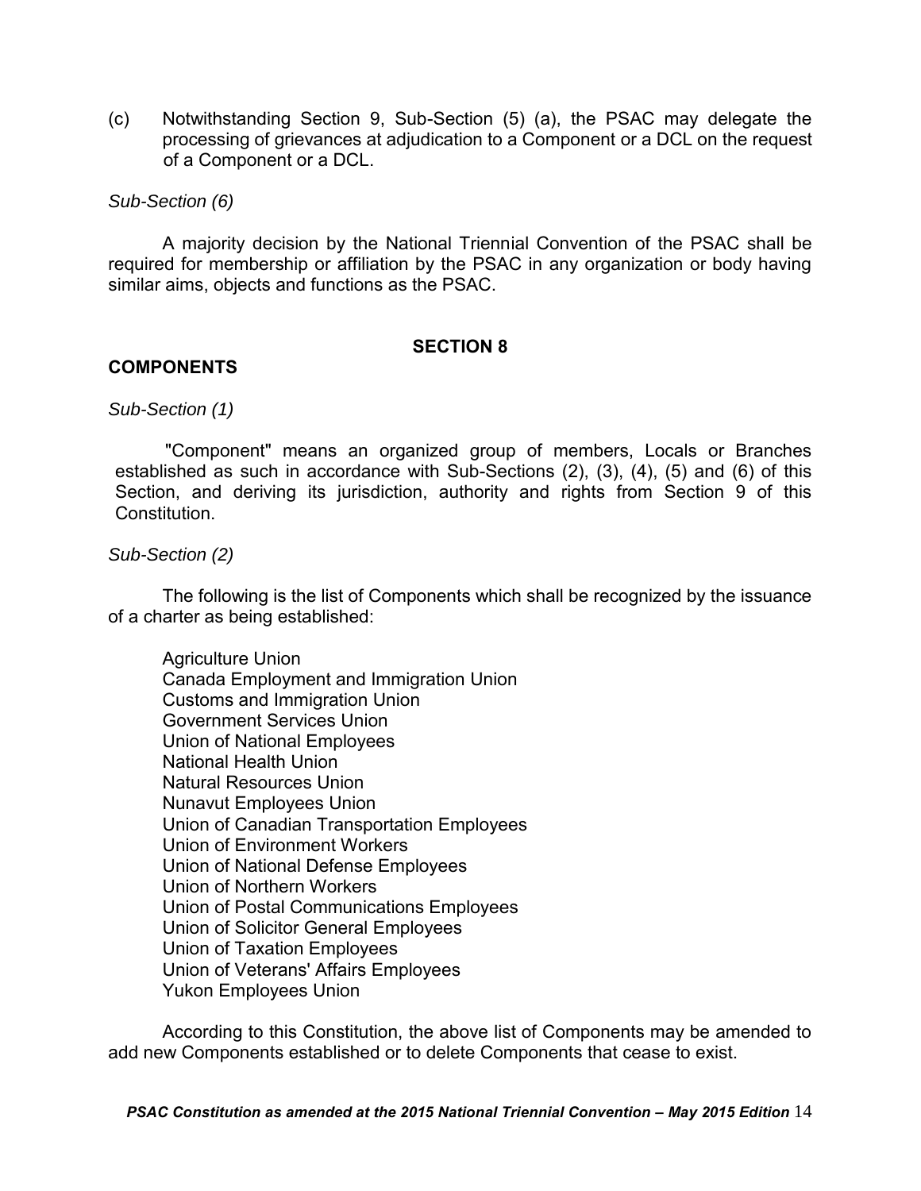(c) Notwithstanding Section 9, Sub-Section (5) (a), the PSAC may delegate the processing of grievances at adjudication to a Component or a DCL on the request of a Component or a DCL.

*Sub-Section (6)*

A majority decision by the National Triennial Convention of the PSAC shall be required for membership or affiliation by the PSAC in any organization or body having similar aims, objects and functions as the PSAC.

## SECTION 8

## COMPONENTS

*Sub-Section (1)*

"Component" means an organized group of members, Locals or Branches established as such in accordance with Sub-Sections (2), (3), (4), (5) and (6) of this Section, and deriving its jurisdiction, authority and rights from Section 9 of this Constitution.

*Sub-Section (2)*

The following is the list of Components which shall be recognized by the issuance of a charter as being established:

Agriculture Union
Canada Employment and Immigration Union
Customs and Immigration Union
Government Services Union
Union of National Employees
National Health Union
Natural Resources Union
Nunavut Employees Union
Union of Canadian Transportation Employees
Union of Environment Workers
Union of National Defense Employees
Union of Northern Workers
Union of Postal Communications Employees
Union of Solicitor General Employees
Union of Taxation Employees
Union of Veterans' Affairs Employees
Yukon Employees Union

According to this Constitution, the above list of Components may be amended to add new Components established or to delete Components that cease to exist.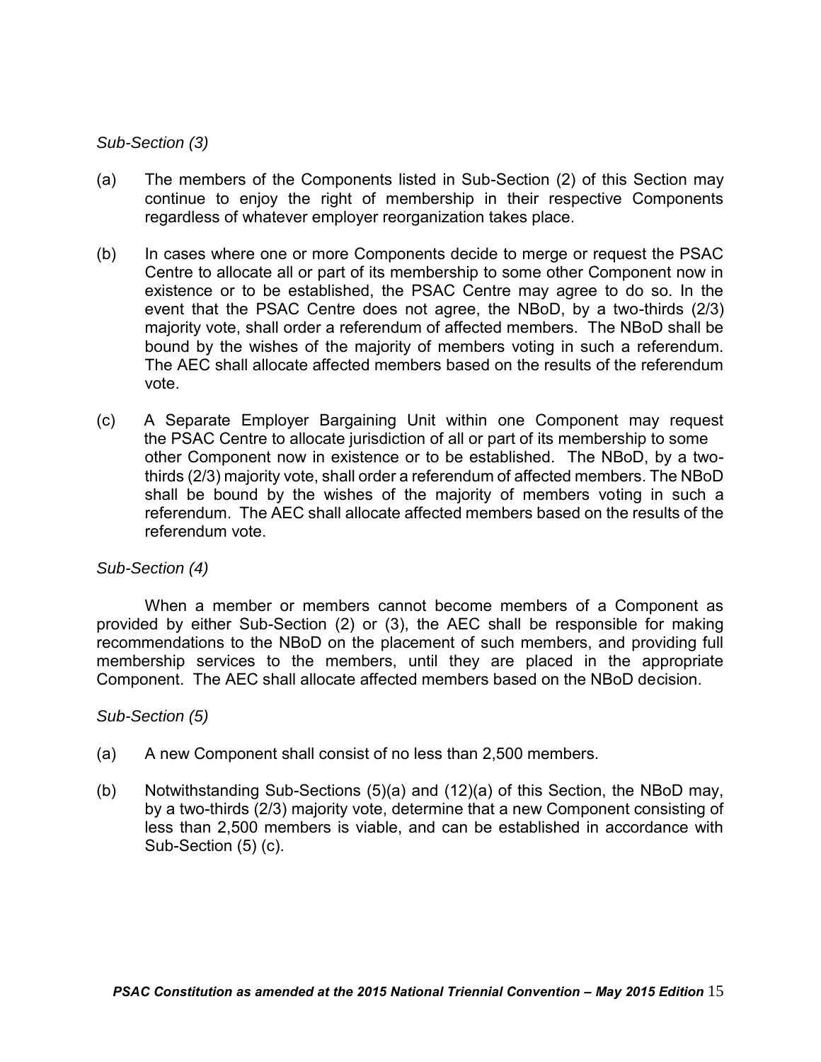*Sub-Section (3)*

(a) The members of the Components listed in Sub-Section (2) of this Section may continue to enjoy the right of membership in their respective Components regardless of whatever employer reorganization takes place.

(b) In cases where one or more Components decide to merge or request the PSAC Centre to allocate all or part of its membership to some other Component now in existence or to be established, the PSAC Centre may agree to do so. In the event that the PSAC Centre does not agree, the NBoD, by a two-thirds (2/3) majority vote, shall order a referendum of affected members. The NBoD shall be bound by the wishes of the majority of members voting in such a referendum. The AEC shall allocate affected members based on the results of the referendum vote.

(c) A Separate Employer Bargaining Unit within one Component may request the PSAC Centre to allocate jurisdiction of all or part of its membership to some other Component now in existence or to be established. The NBoD, by a two-thirds (2/3) majority vote, shall order a referendum of affected members. The NBoD shall be bound by the wishes of the majority of members voting in such a referendum. The AEC shall allocate affected members based on the results of the referendum vote.

*Sub-Section (4)*

When a member or members cannot become members of a Component as provided by either Sub-Section (2) or (3), the AEC shall be responsible for making recommendations to the NBoD on the placement of such members, and providing full membership services to the members, until they are placed in the appropriate Component. The AEC shall allocate affected members based on the NBoD decision.

*Sub-Section (5)*

(a) A new Component shall consist of no less than 2,500 members.

(b) Notwithstanding Sub-Sections (5)(a) and (12)(a) of this Section, the NBoD may, by a two-thirds (2/3) majority vote, determine that a new Component consisting of less than 2,500 members is viable, and can be established in accordance with Sub-Section (5) (c).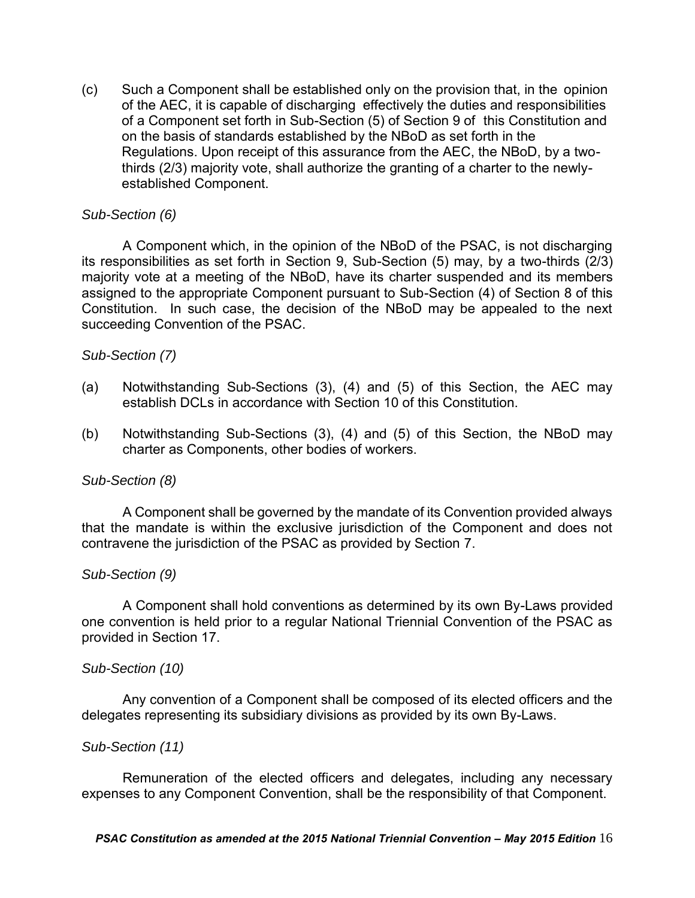(c) Such a Component shall be established only on the provision that, in the opinion of the AEC, it is capable of discharging effectively the duties and responsibilities of a Component set forth in Sub-Section (5) of Section 9 of this Constitution and on the basis of standards established by the NBoD as set forth in the Regulations. Upon receipt of this assurance from the AEC, the NBoD, by a two-thirds (2/3) majority vote, shall authorize the granting of a charter to the newly-established Component.

*Sub-Section (6)*

A Component which, in the opinion of the NBoD of the PSAC, is not discharging its responsibilities as set forth in Section 9, Sub-Section (5) may, by a two-thirds (2/3) majority vote at a meeting of the NBoD, have its charter suspended and its members assigned to the appropriate Component pursuant to Sub-Section (4) of Section 8 of this Constitution. In such case, the decision of the NBoD may be appealed to the next succeeding Convention of the PSAC.

*Sub-Section (7)*

(a) Notwithstanding Sub-Sections (3), (4) and (5) of this Section, the AEC may establish DCLs in accordance with Section 10 of this Constitution.

(b) Notwithstanding Sub-Sections (3), (4) and (5) of this Section, the NBoD may charter as Components, other bodies of workers.

*Sub-Section (8)*

A Component shall be governed by the mandate of its Convention provided always that the mandate is within the exclusive jurisdiction of the Component and does not contravene the jurisdiction of the PSAC as provided by Section 7.

*Sub-Section (9)*

A Component shall hold conventions as determined by its own By-Laws provided one convention is held prior to a regular National Triennial Convention of the PSAC as provided in Section 17.

*Sub-Section (10)*

Any convention of a Component shall be composed of its elected officers and the delegates representing its subsidiary divisions as provided by its own By-Laws.

*Sub-Section (11)*

Remuneration of the elected officers and delegates, including any necessary expenses to any Component Convention, shall be the responsibility of that Component.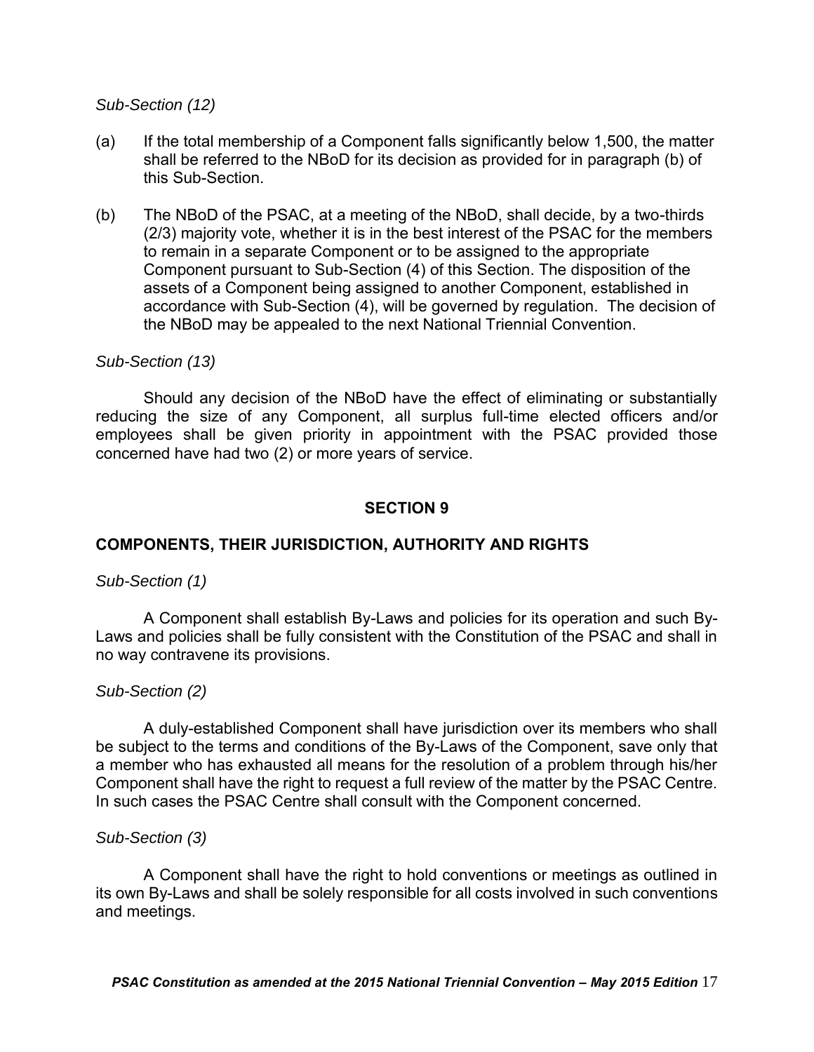*Sub-Section (12)*

(a) If the total membership of a Component falls significantly below 1,500, the matter shall be referred to the NBoD for its decision as provided for in paragraph (b) of this Sub-Section.

(b) The NBoD of the PSAC, at a meeting of the NBoD, shall decide, by a two-thirds (2/3) majority vote, whether it is in the best interest of the PSAC for the members to remain in a separate Component or to be assigned to the appropriate Component pursuant to Sub-Section (4) of this Section. The disposition of the assets of a Component being assigned to another Component, established in accordance with Sub-Section (4), will be governed by regulation. The decision of the NBoD may be appealed to the next National Triennial Convention.

*Sub-Section (13)*

Should any decision of the NBoD have the effect of eliminating or substantially reducing the size of any Component, all surplus full-time elected officers and/or employees shall be given priority in appointment with the PSAC provided those concerned have had two (2) or more years of service.

## SECTION 9

## COMPONENTS, THEIR JURISDICTION, AUTHORITY AND RIGHTS

*Sub-Section (1)*

A Component shall establish By-Laws and policies for its operation and such By-Laws and policies shall be fully consistent with the Constitution of the PSAC and shall in no way contravene its provisions.

*Sub-Section (2)*

A duly-established Component shall have jurisdiction over its members who shall be subject to the terms and conditions of the By-Laws of the Component, save only that a member who has exhausted all means for the resolution of a problem through his/her Component shall have the right to request a full review of the matter by the PSAC Centre. In such cases the PSAC Centre shall consult with the Component concerned.

*Sub-Section (3)*

A Component shall have the right to hold conventions or meetings as outlined in its own By-Laws and shall be solely responsible for all costs involved in such conventions and meetings.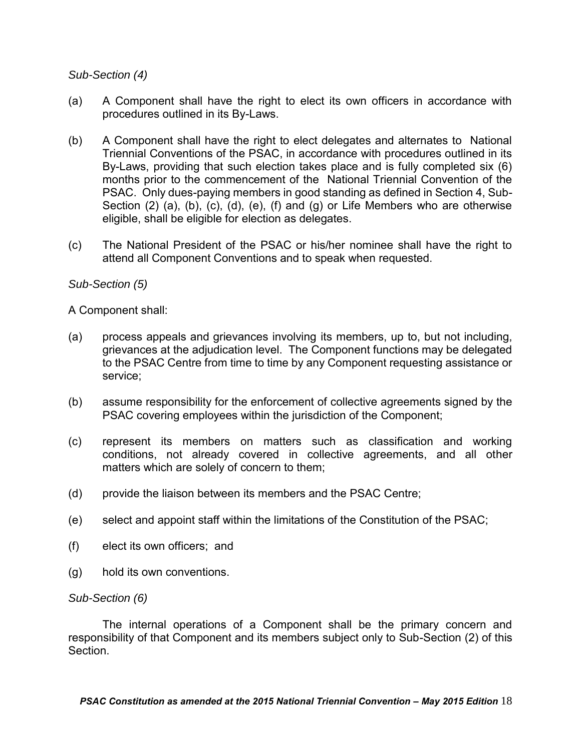*Sub-Section (4)*

(a) A Component shall have the right to elect its own officers in accordance with procedures outlined in its By-Laws.

(b) A Component shall have the right to elect delegates and alternates to National Triennial Conventions of the PSAC, in accordance with procedures outlined in its By-Laws, providing that such election takes place and is fully completed six (6) months prior to the commencement of the National Triennial Convention of the PSAC. Only dues-paying members in good standing as defined in Section 4, Sub-Section (2) (a), (b), (c), (d), (e), (f) and (g) or Life Members who are otherwise eligible, shall be eligible for election as delegates.

(c) The National President of the PSAC or his/her nominee shall have the right to attend all Component Conventions and to speak when requested.

*Sub-Section (5)*

A Component shall:

(a) process appeals and grievances involving its members, up to, but not including, grievances at the adjudication level. The Component functions may be delegated to the PSAC Centre from time to time by any Component requesting assistance or service;

(b) assume responsibility for the enforcement of collective agreements signed by the PSAC covering employees within the jurisdiction of the Component;

(c) represent its members on matters such as classification and working conditions, not already covered in collective agreements, and all other matters which are solely of concern to them;

(d) provide the liaison between its members and the PSAC Centre;

(e) select and appoint staff within the limitations of the Constitution of the PSAC;

(f) elect its own officers; and

(g) hold its own conventions.

*Sub-Section (6)*

The internal operations of a Component shall be the primary concern and responsibility of that Component and its members subject only to Sub-Section (2) of this Section.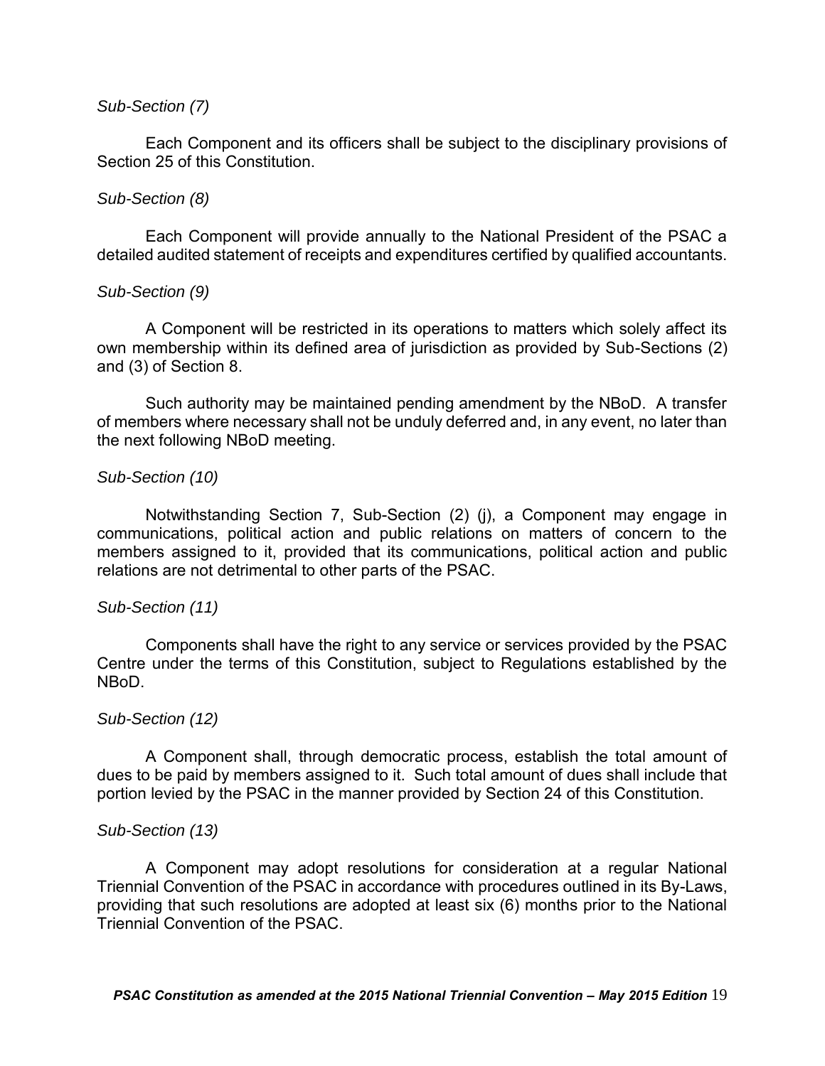*Sub-Section (7)*

Each Component and its officers shall be subject to the disciplinary provisions of Section 25 of this Constitution.

*Sub-Section (8)*

Each Component will provide annually to the National President of the PSAC a detailed audited statement of receipts and expenditures certified by qualified accountants.

*Sub-Section (9)*

A Component will be restricted in its operations to matters which solely affect its own membership within its defined area of jurisdiction as provided by Sub-Sections (2) and (3) of Section 8.

Such authority may be maintained pending amendment by the NBoD. A transfer of members where necessary shall not be unduly deferred and, in any event, no later than the next following NBoD meeting.

*Sub-Section (10)*

Notwithstanding Section 7, Sub-Section (2) (j), a Component may engage in communications, political action and public relations on matters of concern to the members assigned to it, provided that its communications, political action and public relations are not detrimental to other parts of the PSAC.

*Sub-Section (11)*

Components shall have the right to any service or services provided by the PSAC Centre under the terms of this Constitution, subject to Regulations established by the NBoD.

*Sub-Section (12)*

A Component shall, through democratic process, establish the total amount of dues to be paid by members assigned to it. Such total amount of dues shall include that portion levied by the PSAC in the manner provided by Section 24 of this Constitution.

*Sub-Section (13)*

A Component may adopt resolutions for consideration at a regular National Triennial Convention of the PSAC in accordance with procedures outlined in its By-Laws, providing that such resolutions are adopted at least six (6) months prior to the National Triennial Convention of the PSAC.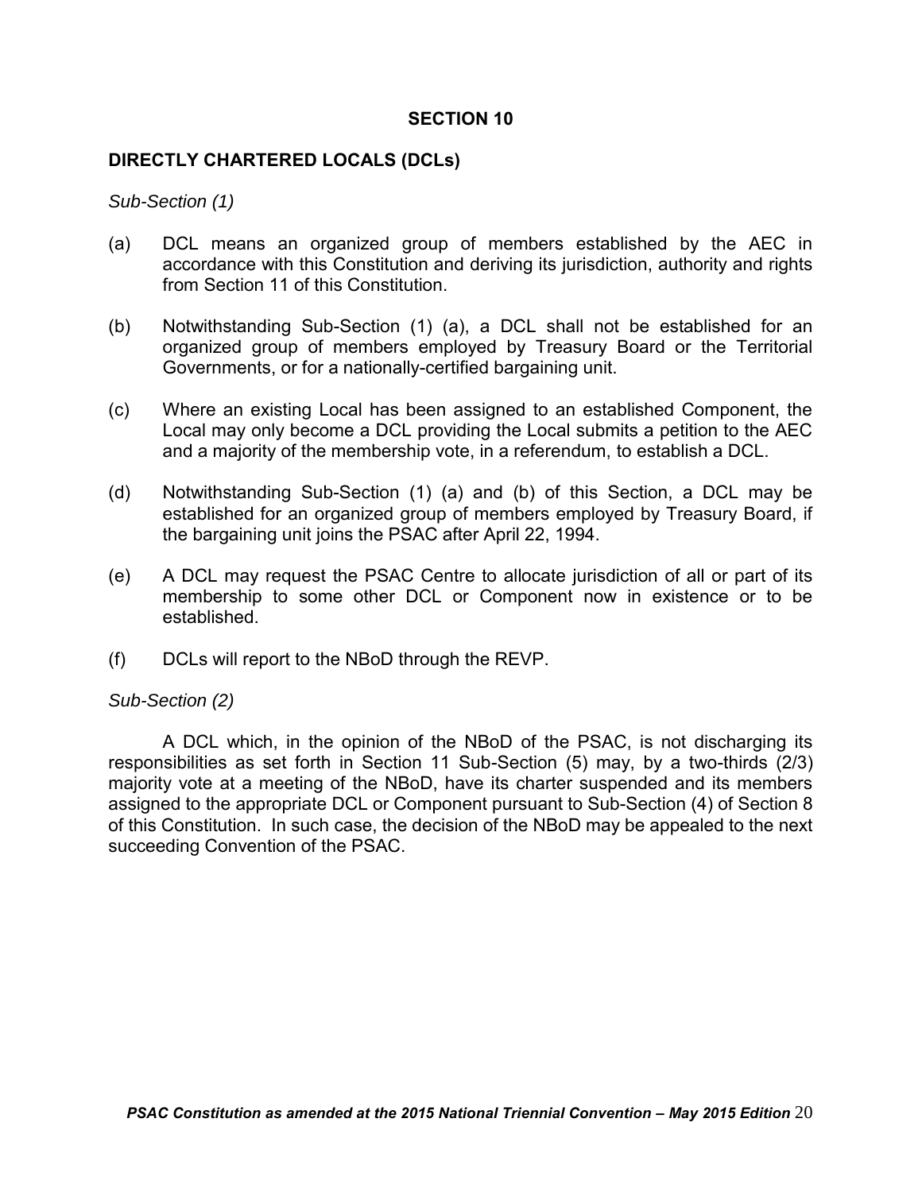## SECTION 10

### DIRECTLY CHARTERED LOCALS (DCLs)

*Sub-Section (1)*

(a) DCL means an organized group of members established by the AEC in accordance with this Constitution and deriving its jurisdiction, authority and rights from Section 11 of this Constitution.

(b) Notwithstanding Sub-Section (1) (a), a DCL shall not be established for an organized group of members employed by Treasury Board or the Territorial Governments, or for a nationally-certified bargaining unit.

(c) Where an existing Local has been assigned to an established Component, the Local may only become a DCL providing the Local submits a petition to the AEC and a majority of the membership vote, in a referendum, to establish a DCL.

(d) Notwithstanding Sub-Section (1) (a) and (b) of this Section, a DCL may be established for an organized group of members employed by Treasury Board, if the bargaining unit joins the PSAC after April 22, 1994.

(e) A DCL may request the PSAC Centre to allocate jurisdiction of all or part of its membership to some other DCL or Component now in existence or to be established.

(f) DCLs will report to the NBoD through the REVP.

*Sub-Section (2)*

A DCL which, in the opinion of the NBoD of the PSAC, is not discharging its responsibilities as set forth in Section 11 Sub-Section (5) may, by a two-thirds (2/3) majority vote at a meeting of the NBoD, have its charter suspended and its members assigned to the appropriate DCL or Component pursuant to Sub-Section (4) of Section 8 of this Constitution. In such case, the decision of the NBoD may be appealed to the next succeeding Convention of the PSAC.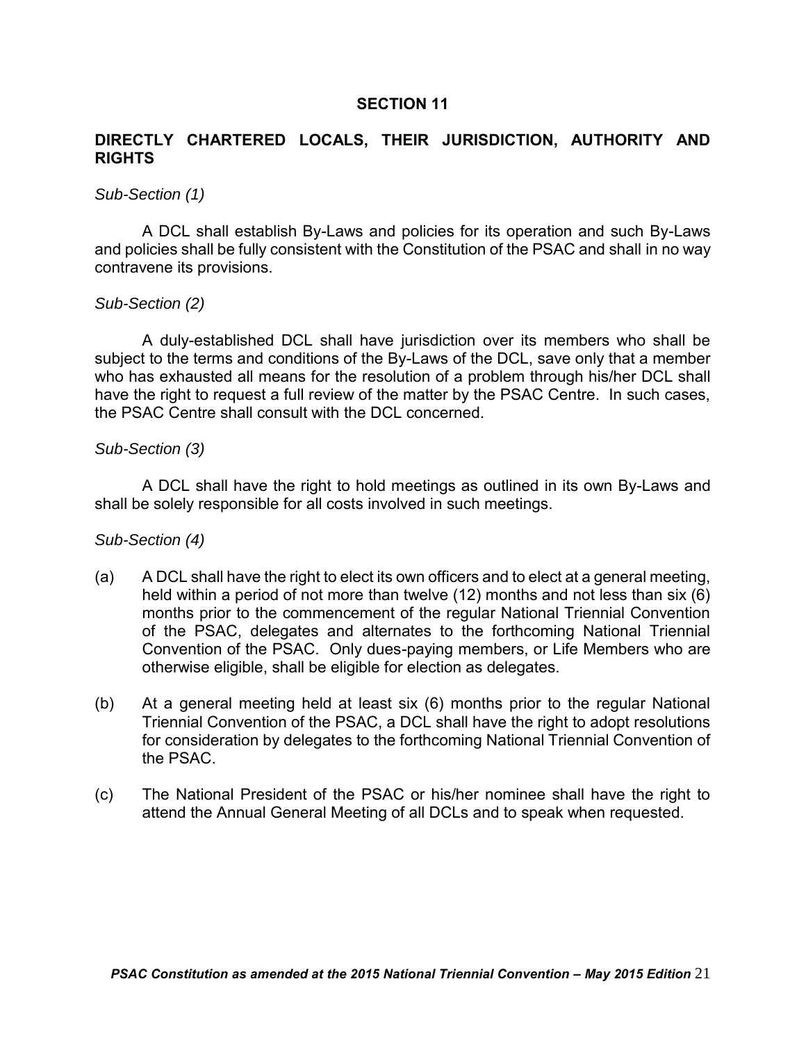## SECTION 11

## DIRECTLY CHARTERED LOCALS, THEIR JURISDICTION, AUTHORITY AND RIGHTS

*Sub-Section (1)*

A DCL shall establish By-Laws and policies for its operation and such By-Laws and policies shall be fully consistent with the Constitution of the PSAC and shall in no way contravene its provisions.

*Sub-Section (2)*

A duly-established DCL shall have jurisdiction over its members who shall be subject to the terms and conditions of the By-Laws of the DCL, save only that a member who has exhausted all means for the resolution of a problem through his/her DCL shall have the right to request a full review of the matter by the PSAC Centre. In such cases, the PSAC Centre shall consult with the DCL concerned.

*Sub-Section (3)*

A DCL shall have the right to hold meetings as outlined in its own By-Laws and shall be solely responsible for all costs involved in such meetings.

*Sub-Section (4)*

(a) A DCL shall have the right to elect its own officers and to elect at a general meeting, held within a period of not more than twelve (12) months and not less than six (6) months prior to the commencement of the regular National Triennial Convention of the PSAC, delegates and alternates to the forthcoming National Triennial Convention of the PSAC. Only dues-paying members, or Life Members who are otherwise eligible, shall be eligible for election as delegates.

(b) At a general meeting held at least six (6) months prior to the regular National Triennial Convention of the PSAC, a DCL shall have the right to adopt resolutions for consideration by delegates to the forthcoming National Triennial Convention of the PSAC.

(c) The National President of the PSAC or his/her nominee shall have the right to attend the Annual General Meeting of all DCLs and to speak when requested.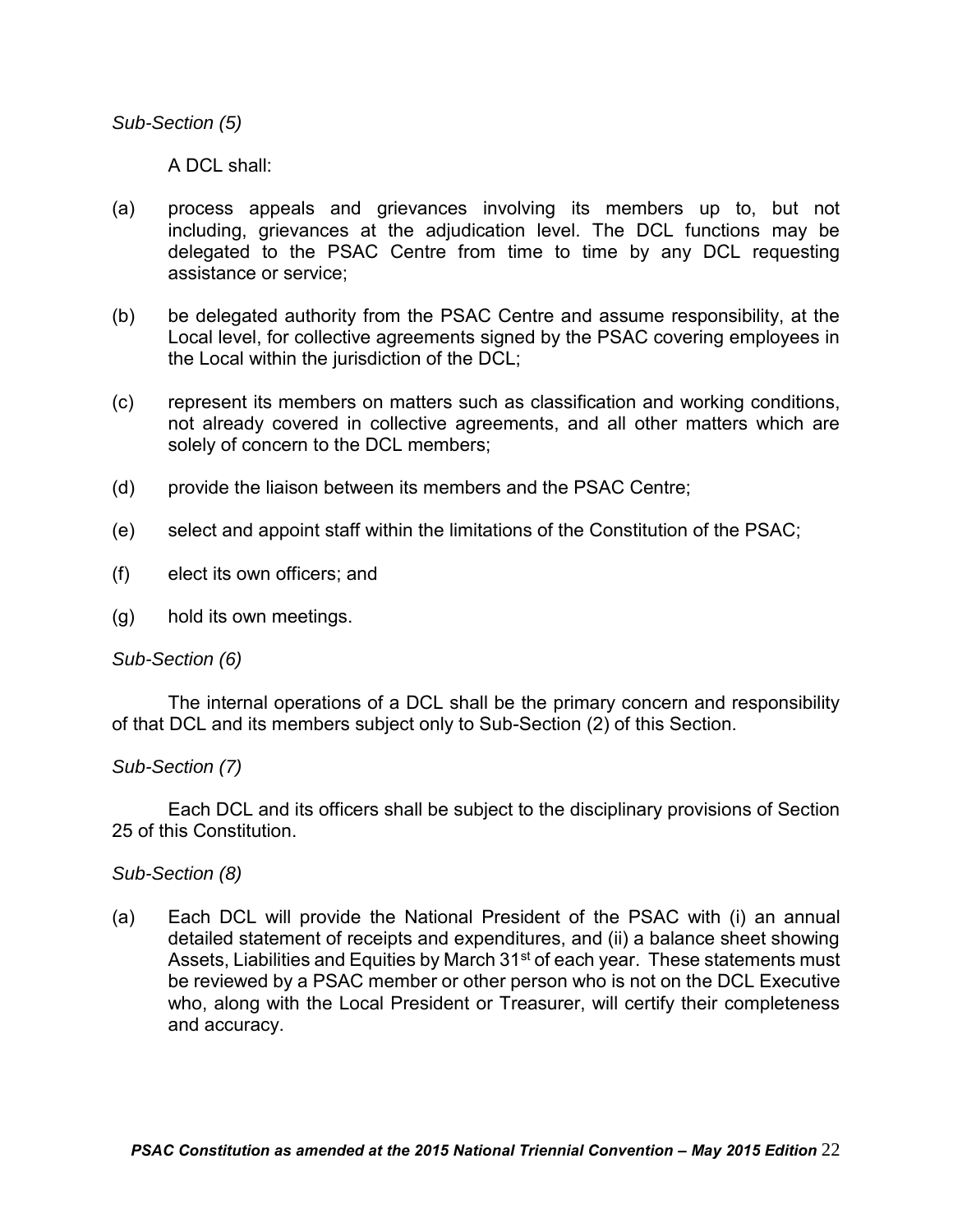*Sub-Section (5)*

A DCL shall:

(a) process appeals and grievances involving its members up to, but not including, grievances at the adjudication level. The DCL functions may be delegated to the PSAC Centre from time to time by any DCL requesting assistance or service;

(b) be delegated authority from the PSAC Centre and assume responsibility, at the Local level, for collective agreements signed by the PSAC covering employees in the Local within the jurisdiction of the DCL;

(c) represent its members on matters such as classification and working conditions, not already covered in collective agreements, and all other matters which are solely of concern to the DCL members;

(d) provide the liaison between its members and the PSAC Centre;

(e) select and appoint staff within the limitations of the Constitution of the PSAC;

(f) elect its own officers; and

(g) hold its own meetings.

*Sub-Section (6)*

The internal operations of a DCL shall be the primary concern and responsibility of that DCL and its members subject only to Sub-Section (2) of this Section.

*Sub-Section (7)*

Each DCL and its officers shall be subject to the disciplinary provisions of Section 25 of this Constitution.

*Sub-Section (8)*

(a) Each DCL will provide the National President of the PSAC with (i) an annual detailed statement of receipts and expenditures, and (ii) a balance sheet showing Assets, Liabilities and Equities by March 31st of each year. These statements must be reviewed by a PSAC member or other person who is not on the DCL Executive who, along with the Local President or Treasurer, will certify their completeness and accuracy.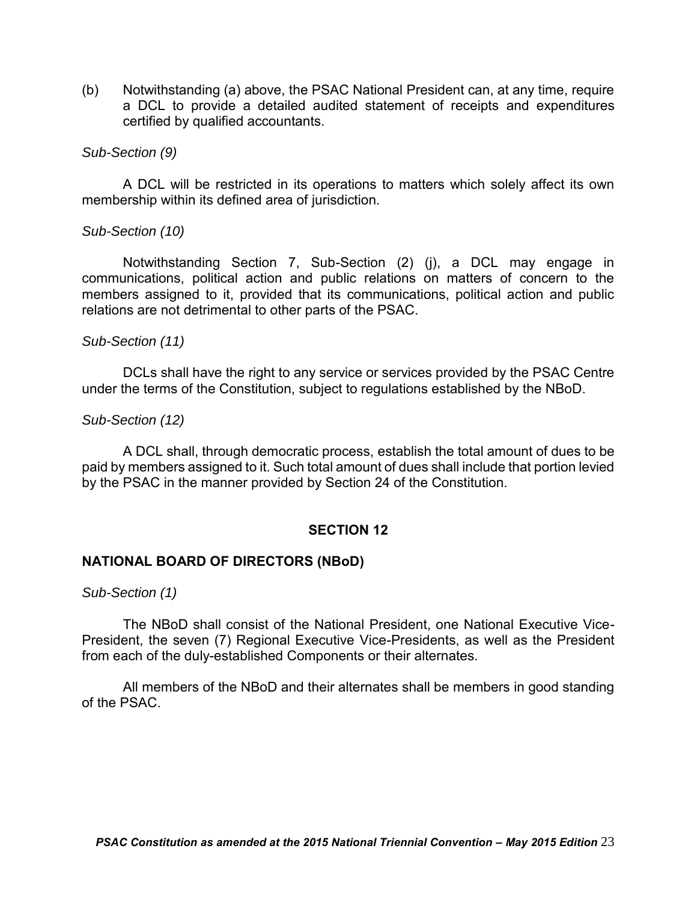(b) Notwithstanding (a) above, the PSAC National President can, at any time, require a DCL to provide a detailed audited statement of receipts and expenditures certified by qualified accountants.

*Sub-Section (9)*

A DCL will be restricted in its operations to matters which solely affect its own membership within its defined area of jurisdiction.

*Sub-Section (10)*

Notwithstanding Section 7, Sub-Section (2) (j), a DCL may engage in communications, political action and public relations on matters of concern to the members assigned to it, provided that its communications, political action and public relations are not detrimental to other parts of the PSAC.

*Sub-Section (11)*

DCLs shall have the right to any service or services provided by the PSAC Centre under the terms of the Constitution, subject to regulations established by the NBoD.

*Sub-Section (12)*

A DCL shall, through democratic process, establish the total amount of dues to be paid by members assigned to it. Such total amount of dues shall include that portion levied by the PSAC in the manner provided by Section 24 of the Constitution.

## SECTION 12

### NATIONAL BOARD OF DIRECTORS (NBoD)

*Sub-Section (1)*

The NBoD shall consist of the National President, one National Executive Vice-President, the seven (7) Regional Executive Vice-Presidents, as well as the President from each of the duly-established Components or their alternates.

All members of the NBoD and their alternates shall be members in good standing of the PSAC.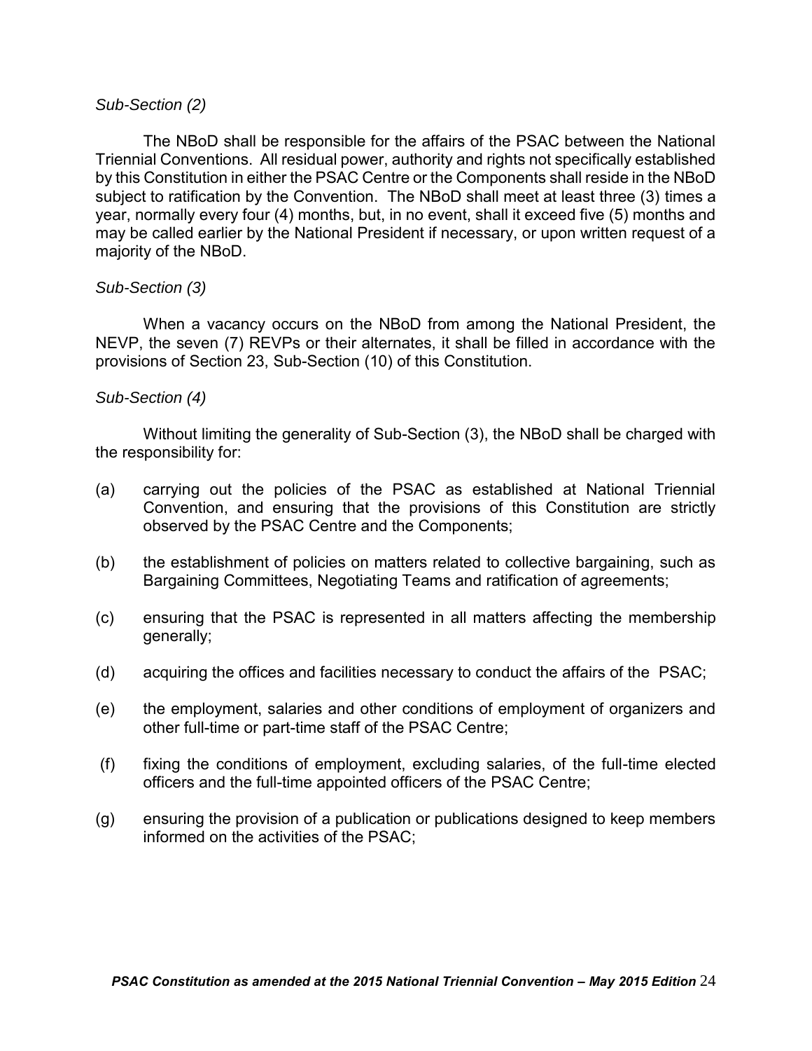*Sub-Section (2)*

The NBoD shall be responsible for the affairs of the PSAC between the National Triennial Conventions. All residual power, authority and rights not specifically established by this Constitution in either the PSAC Centre or the Components shall reside in the NBoD subject to ratification by the Convention. The NBoD shall meet at least three (3) times a year, normally every four (4) months, but, in no event, shall it exceed five (5) months and may be called earlier by the National President if necessary, or upon written request of a majority of the NBoD.

*Sub-Section (3)*

When a vacancy occurs on the NBoD from among the National President, the NEVP, the seven (7) REVPs or their alternates, it shall be filled in accordance with the provisions of Section 23, Sub-Section (10) of this Constitution.

*Sub-Section (4)*

Without limiting the generality of Sub-Section (3), the NBoD shall be charged with the responsibility for:

(a) carrying out the policies of the PSAC as established at National Triennial Convention, and ensuring that the provisions of this Constitution are strictly observed by the PSAC Centre and the Components;

(b) the establishment of policies on matters related to collective bargaining, such as Bargaining Committees, Negotiating Teams and ratification of agreements;

(c) ensuring that the PSAC is represented in all matters affecting the membership generally;

(d) acquiring the offices and facilities necessary to conduct the affairs of the PSAC;

(e) the employment, salaries and other conditions of employment of organizers and other full-time or part-time staff of the PSAC Centre;

(f) fixing the conditions of employment, excluding salaries, of the full-time elected officers and the full-time appointed officers of the PSAC Centre;

(g) ensuring the provision of a publication or publications designed to keep members informed on the activities of the PSAC;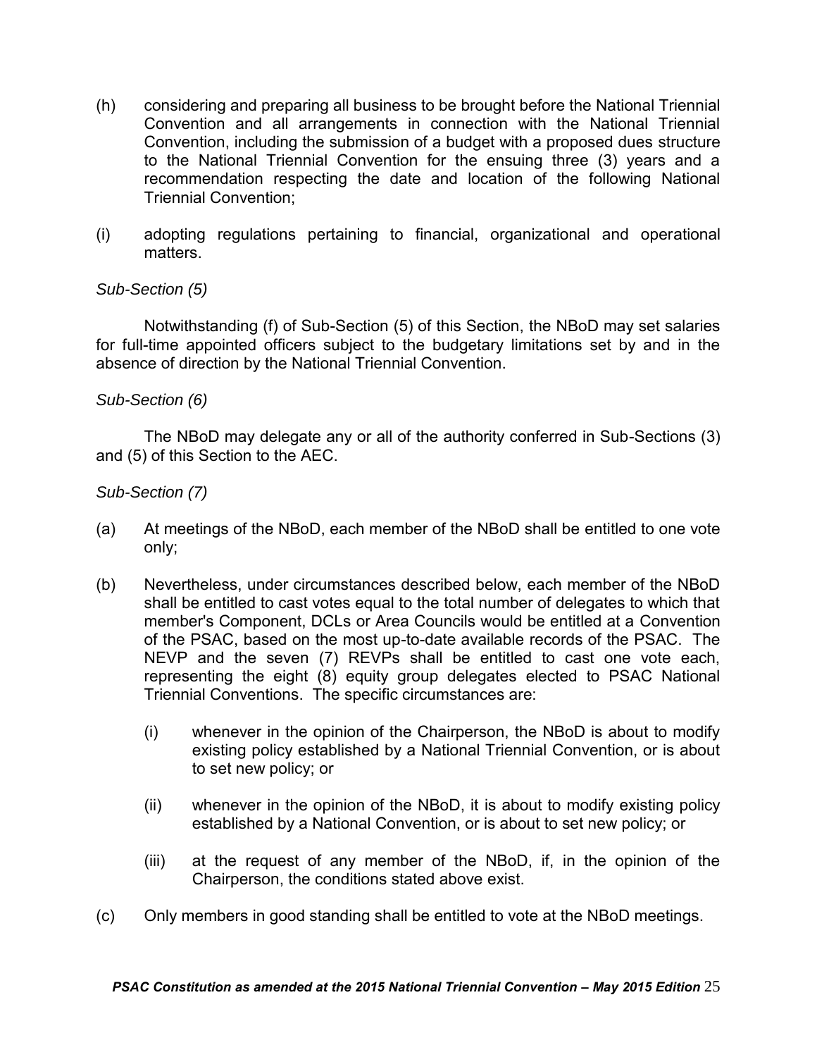(h) considering and preparing all business to be brought before the National Triennial Convention and all arrangements in connection with the National Triennial Convention, including the submission of a budget with a proposed dues structure to the National Triennial Convention for the ensuing three (3) years and a recommendation respecting the date and location of the following National Triennial Convention;

(i) adopting regulations pertaining to financial, organizational and operational matters.

*Sub-Section (5)*

Notwithstanding (f) of Sub-Section (5) of this Section, the NBoD may set salaries for full-time appointed officers subject to the budgetary limitations set by and in the absence of direction by the National Triennial Convention.

*Sub-Section (6)*

The NBoD may delegate any or all of the authority conferred in Sub-Sections (3) and (5) of this Section to the AEC.

*Sub-Section (7)*

(a) At meetings of the NBoD, each member of the NBoD shall be entitled to one vote only;

(b) Nevertheless, under circumstances described below, each member of the NBoD shall be entitled to cast votes equal to the total number of delegates to which that member's Component, DCLs or Area Councils would be entitled at a Convention of the PSAC, based on the most up-to-date available records of the PSAC. The NEVP and the seven (7) REVPs shall be entitled to cast one vote each, representing the eight (8) equity group delegates elected to PSAC National Triennial Conventions. The specific circumstances are:

   (i) whenever in the opinion of the Chairperson, the NBoD is about to modify existing policy established by a National Triennial Convention, or is about to set new policy; or

   (ii) whenever in the opinion of the NBoD, it is about to modify existing policy established by a National Convention, or is about to set new policy; or

   (iii) at the request of any member of the NBoD, if, in the opinion of the Chairperson, the conditions stated above exist.

(c) Only members in good standing shall be entitled to vote at the NBoD meetings.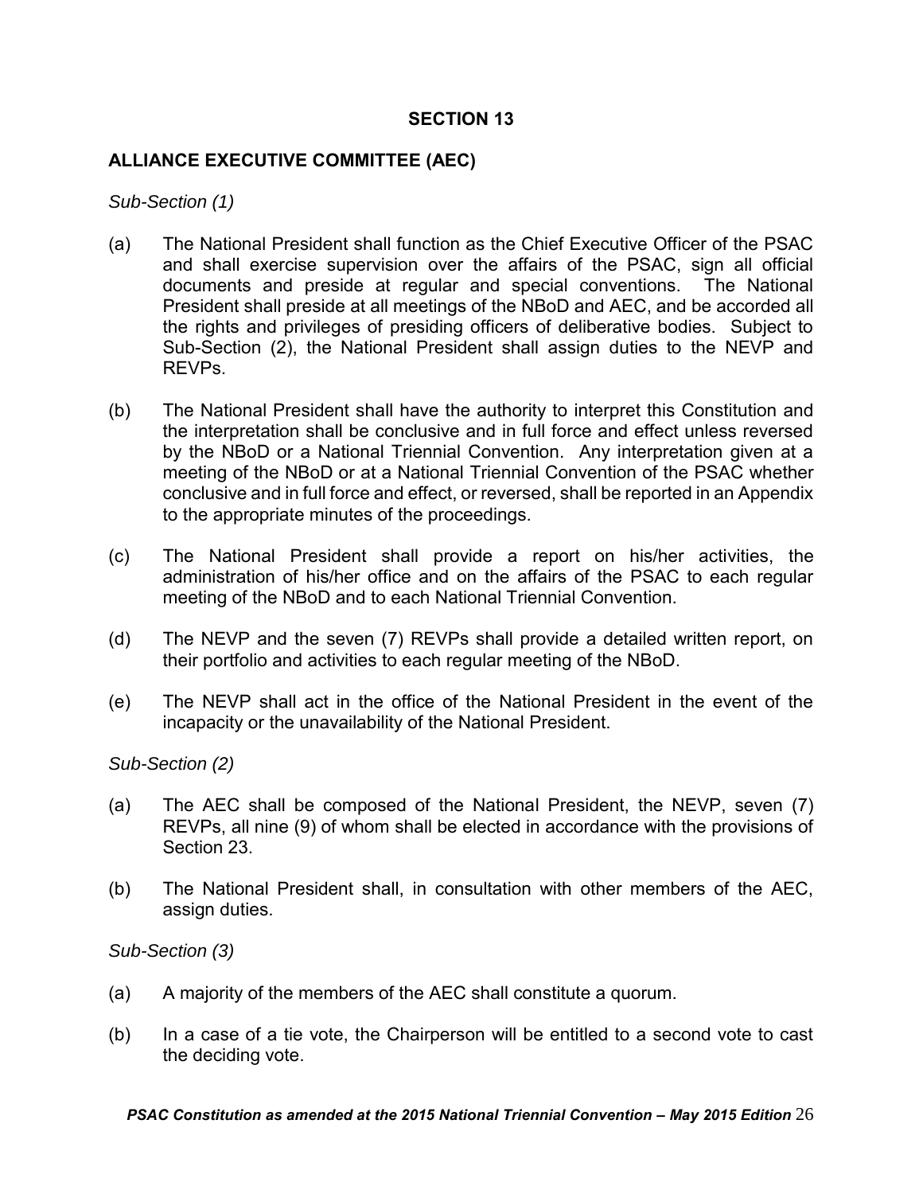## SECTION 13

## ALLIANCE EXECUTIVE COMMITTEE (AEC)

*Sub-Section (1)*

(a) The National President shall function as the Chief Executive Officer of the PSAC and shall exercise supervision over the affairs of the PSAC, sign all official documents and preside at regular and special conventions. The National President shall preside at all meetings of the NBoD and AEC, and be accorded all the rights and privileges of presiding officers of deliberative bodies. Subject to Sub-Section (2), the National President shall assign duties to the NEVP and REVPs.

(b) The National President shall have the authority to interpret this Constitution and the interpretation shall be conclusive and in full force and effect unless reversed by the NBoD or a National Triennial Convention. Any interpretation given at a meeting of the NBoD or at a National Triennial Convention of the PSAC whether conclusive and in full force and effect, or reversed, shall be reported in an Appendix to the appropriate minutes of the proceedings.

(c) The National President shall provide a report on his/her activities, the administration of his/her office and on the affairs of the PSAC to each regular meeting of the NBoD and to each National Triennial Convention.

(d) The NEVP and the seven (7) REVPs shall provide a detailed written report, on their portfolio and activities to each regular meeting of the NBoD.

(e) The NEVP shall act in the office of the National President in the event of the incapacity or the unavailability of the National President.

*Sub-Section (2)*

(a) The AEC shall be composed of the National President, the NEVP, seven (7) REVPs, all nine (9) of whom shall be elected in accordance with the provisions of Section 23.

(b) The National President shall, in consultation with other members of the AEC, assign duties.

*Sub-Section (3)*

(a) A majority of the members of the AEC shall constitute a quorum.

(b) In a case of a tie vote, the Chairperson will be entitled to a second vote to cast the deciding vote.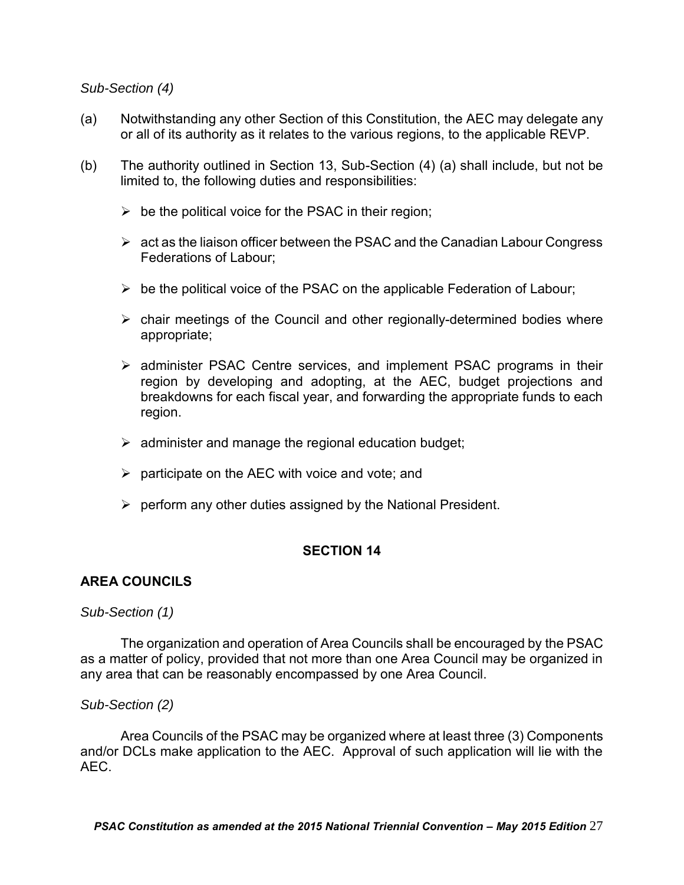*Sub-Section (4)*

(a) Notwithstanding any other Section of this Constitution, the AEC may delegate any or all of its authority as it relates to the various regions, to the applicable REVP.

(b) The authority outlined in Section 13, Sub-Section (4) (a) shall include, but not be limited to, the following duties and responsibilities:

- be the political voice for the PSAC in their region;
- act as the liaison officer between the PSAC and the Canadian Labour Congress Federations of Labour;
- be the political voice of the PSAC on the applicable Federation of Labour;
- chair meetings of the Council and other regionally-determined bodies where appropriate;
- administer PSAC Centre services, and implement PSAC programs in their region by developing and adopting, at the AEC, budget projections and breakdowns for each fiscal year, and forwarding the appropriate funds to each region.
- administer and manage the regional education budget;
- participate on the AEC with voice and vote; and
- perform any other duties assigned by the National President.

## SECTION 14

### AREA COUNCILS

*Sub-Section (1)*

The organization and operation of Area Councils shall be encouraged by the PSAC as a matter of policy, provided that not more than one Area Council may be organized in any area that can be reasonably encompassed by one Area Council.

*Sub-Section (2)*

Area Councils of the PSAC may be organized where at least three (3) Components and/or DCLs make application to the AEC. Approval of such application will lie with the AEC.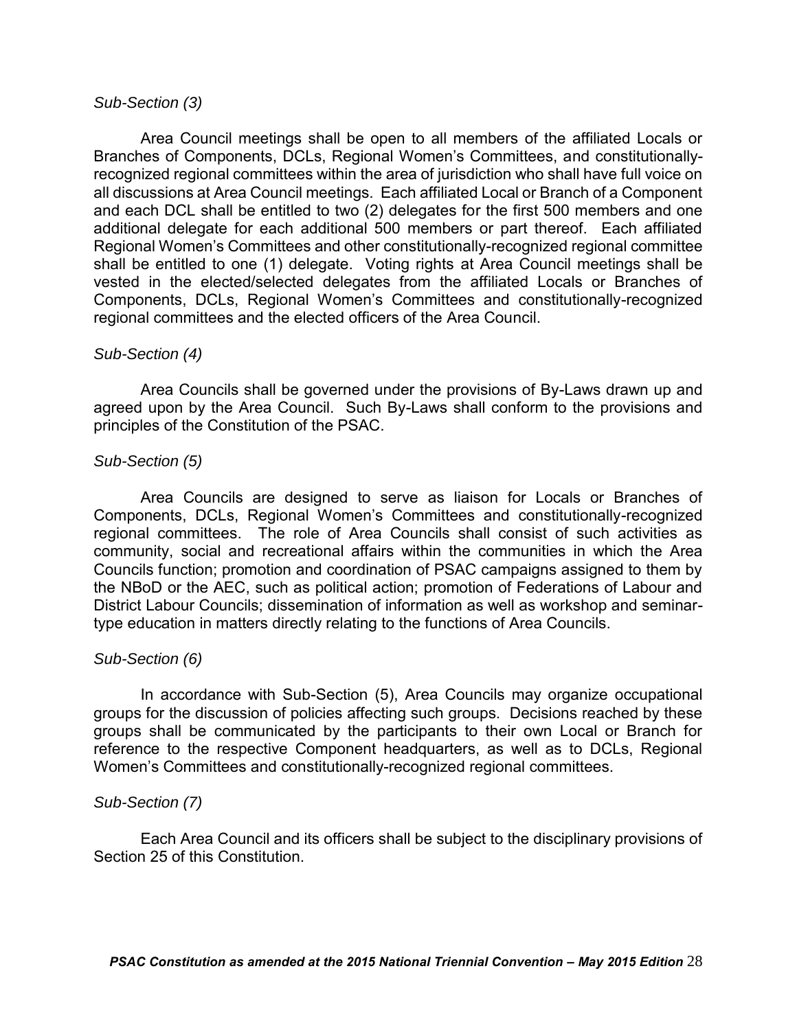*Sub-Section (3)*

Area Council meetings shall be open to all members of the affiliated Locals or Branches of Components, DCLs, Regional Women's Committees, and constitutionally-recognized regional committees within the area of jurisdiction who shall have full voice on all discussions at Area Council meetings. Each affiliated Local or Branch of a Component and each DCL shall be entitled to two (2) delegates for the first 500 members and one additional delegate for each additional 500 members or part thereof. Each affiliated Regional Women's Committees and other constitutionally-recognized regional committee shall be entitled to one (1) delegate. Voting rights at Area Council meetings shall be vested in the elected/selected delegates from the affiliated Locals or Branches of Components, DCLs, Regional Women's Committees and constitutionally-recognized regional committees and the elected officers of the Area Council.

*Sub-Section (4)*

Area Councils shall be governed under the provisions of By-Laws drawn up and agreed upon by the Area Council. Such By-Laws shall conform to the provisions and principles of the Constitution of the PSAC.

*Sub-Section (5)*

Area Councils are designed to serve as liaison for Locals or Branches of Components, DCLs, Regional Women's Committees and constitutionally-recognized regional committees. The role of Area Councils shall consist of such activities as community, social and recreational affairs within the communities in which the Area Councils function; promotion and coordination of PSAC campaigns assigned to them by the NBoD or the AEC, such as political action; promotion of Federations of Labour and District Labour Councils; dissemination of information as well as workshop and seminar-type education in matters directly relating to the functions of Area Councils.

*Sub-Section (6)*

In accordance with Sub-Section (5), Area Councils may organize occupational groups for the discussion of policies affecting such groups. Decisions reached by these groups shall be communicated by the participants to their own Local or Branch for reference to the respective Component headquarters, as well as to DCLs, Regional Women's Committees and constitutionally-recognized regional committees.

*Sub-Section (7)*

Each Area Council and its officers shall be subject to the disciplinary provisions of Section 25 of this Constitution.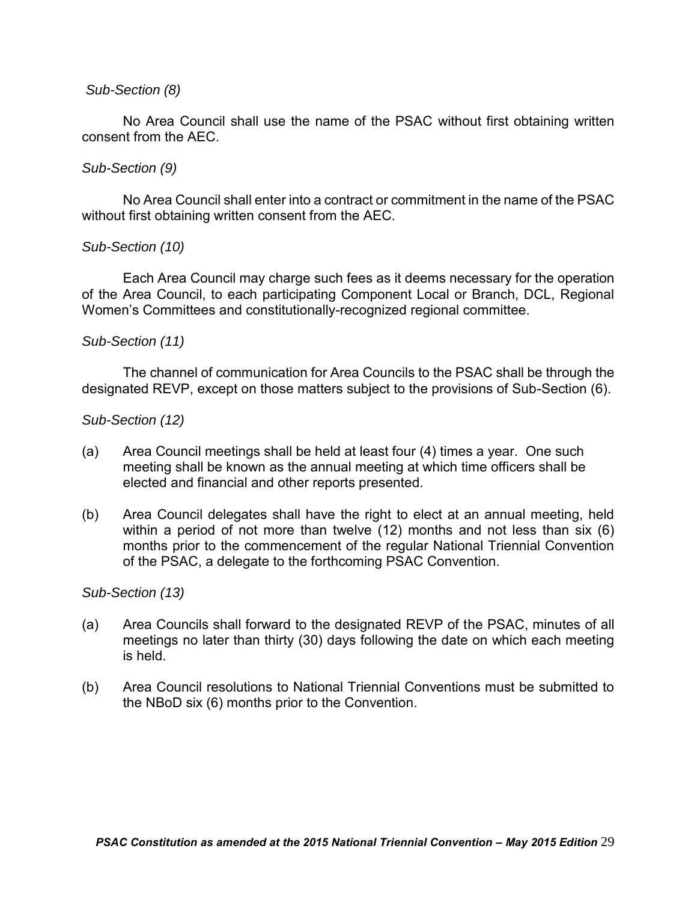*Sub-Section (8)*

No Area Council shall use the name of the PSAC without first obtaining written consent from the AEC.

*Sub-Section (9)*

No Area Council shall enter into a contract or commitment in the name of the PSAC without first obtaining written consent from the AEC.

*Sub-Section (10)*

Each Area Council may charge such fees as it deems necessary for the operation of the Area Council, to each participating Component Local or Branch, DCL, Regional Women's Committees and constitutionally-recognized regional committee.

*Sub-Section (11)*

The channel of communication for Area Councils to the PSAC shall be through the designated REVP, except on those matters subject to the provisions of Sub-Section (6).

*Sub-Section (12)*

(a) Area Council meetings shall be held at least four (4) times a year. One such meeting shall be known as the annual meeting at which time officers shall be elected and financial and other reports presented.

(b) Area Council delegates shall have the right to elect at an annual meeting, held within a period of not more than twelve (12) months and not less than six (6) months prior to the commencement of the regular National Triennial Convention of the PSAC, a delegate to the forthcoming PSAC Convention.

*Sub-Section (13)*

(a) Area Councils shall forward to the designated REVP of the PSAC, minutes of all meetings no later than thirty (30) days following the date on which each meeting is held.

(b) Area Council resolutions to National Triennial Conventions must be submitted to the NBoD six (6) months prior to the Convention.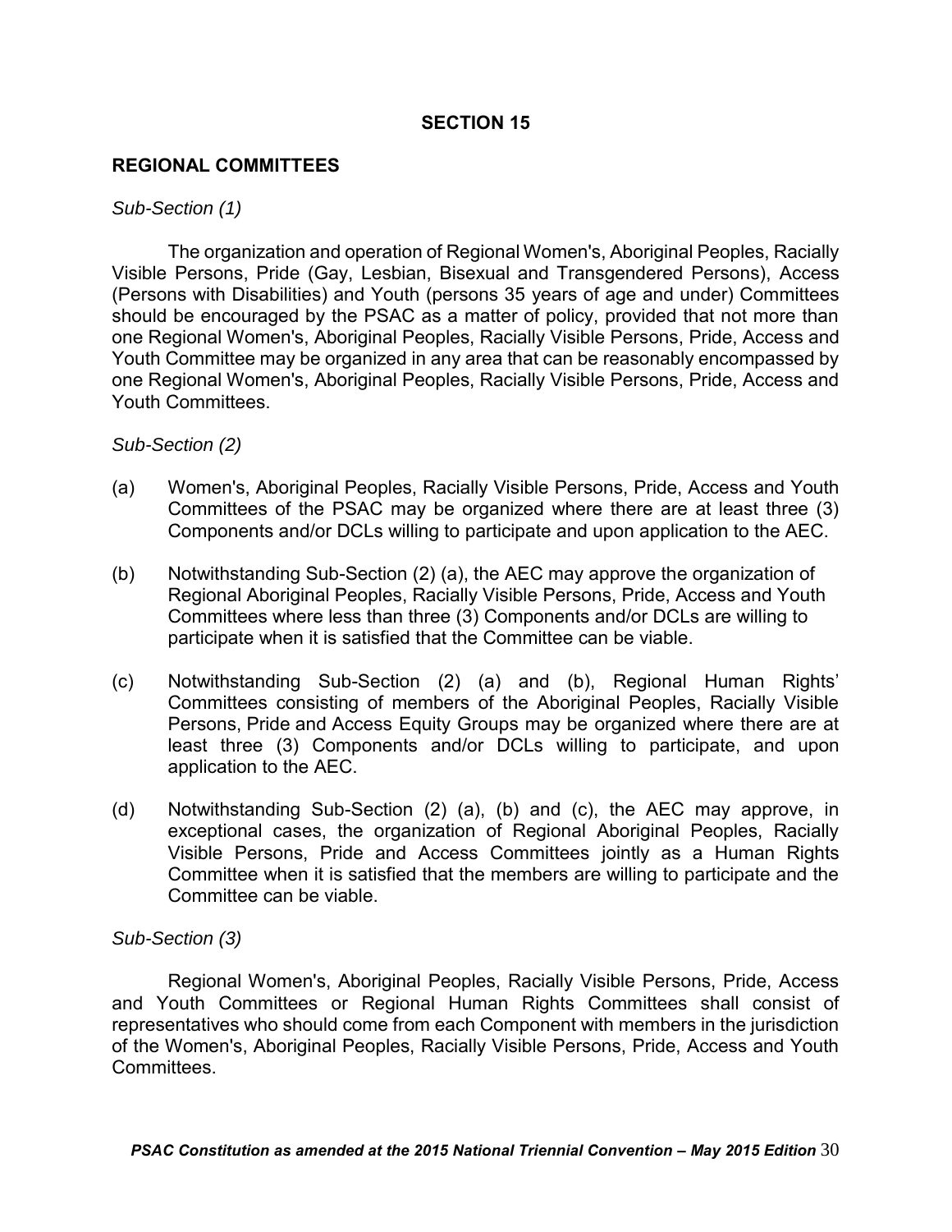# SECTION 15

## REGIONAL COMMITTEES

*Sub-Section (1)*

The organization and operation of Regional Women's, Aboriginal Peoples, Racially Visible Persons, Pride (Gay, Lesbian, Bisexual and Transgendered Persons), Access (Persons with Disabilities) and Youth (persons 35 years of age and under) Committees should be encouraged by the PSAC as a matter of policy, provided that not more than one Regional Women's, Aboriginal Peoples, Racially Visible Persons, Pride, Access and Youth Committee may be organized in any area that can be reasonably encompassed by one Regional Women's, Aboriginal Peoples, Racially Visible Persons, Pride, Access and Youth Committees.

*Sub-Section (2)*

(a) Women's, Aboriginal Peoples, Racially Visible Persons, Pride, Access and Youth Committees of the PSAC may be organized where there are at least three (3) Components and/or DCLs willing to participate and upon application to the AEC.

(b) Notwithstanding Sub-Section (2) (a), the AEC may approve the organization of Regional Aboriginal Peoples, Racially Visible Persons, Pride, Access and Youth Committees where less than three (3) Components and/or DCLs are willing to participate when it is satisfied that the Committee can be viable.

(c) Notwithstanding Sub-Section (2) (a) and (b), Regional Human Rights' Committees consisting of members of the Aboriginal Peoples, Racially Visible Persons, Pride and Access Equity Groups may be organized where there are at least three (3) Components and/or DCLs willing to participate, and upon application to the AEC.

(d) Notwithstanding Sub-Section (2) (a), (b) and (c), the AEC may approve, in exceptional cases, the organization of Regional Aboriginal Peoples, Racially Visible Persons, Pride and Access Committees jointly as a Human Rights Committee when it is satisfied that the members are willing to participate and the Committee can be viable.

*Sub-Section (3)*

Regional Women's, Aboriginal Peoples, Racially Visible Persons, Pride, Access and Youth Committees or Regional Human Rights Committees shall consist of representatives who should come from each Component with members in the jurisdiction of the Women's, Aboriginal Peoples, Racially Visible Persons, Pride, Access and Youth Committees.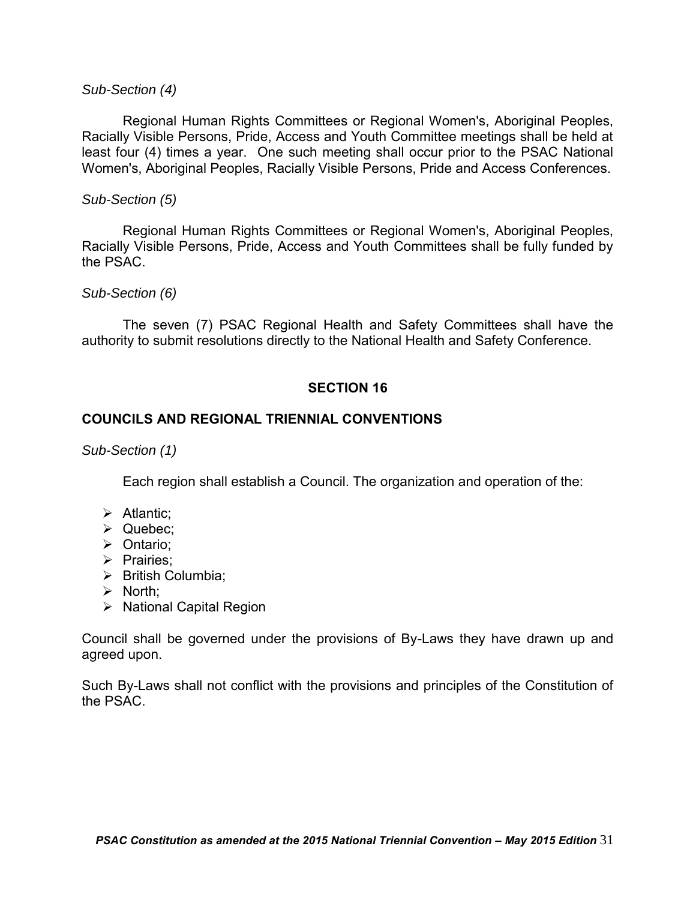*Sub-Section (4)*

Regional Human Rights Committees or Regional Women's, Aboriginal Peoples, Racially Visible Persons, Pride, Access and Youth Committee meetings shall be held at least four (4) times a year. One such meeting shall occur prior to the PSAC National Women's, Aboriginal Peoples, Racially Visible Persons, Pride and Access Conferences.

*Sub-Section (5)*

Regional Human Rights Committees or Regional Women's, Aboriginal Peoples, Racially Visible Persons, Pride, Access and Youth Committees shall be fully funded by the PSAC.

*Sub-Section (6)*

The seven (7) PSAC Regional Health and Safety Committees shall have the authority to submit resolutions directly to the National Health and Safety Conference.

## SECTION 16

### COUNCILS AND REGIONAL TRIENNIAL CONVENTIONS

*Sub-Section (1)*

Each region shall establish a Council. The organization and operation of the:

- Atlantic;
- Quebec;
- Ontario;
- Prairies;
- British Columbia;
- North;
- National Capital Region

Council shall be governed under the provisions of By-Laws they have drawn up and agreed upon.

Such By-Laws shall not conflict with the provisions and principles of the Constitution of the PSAC.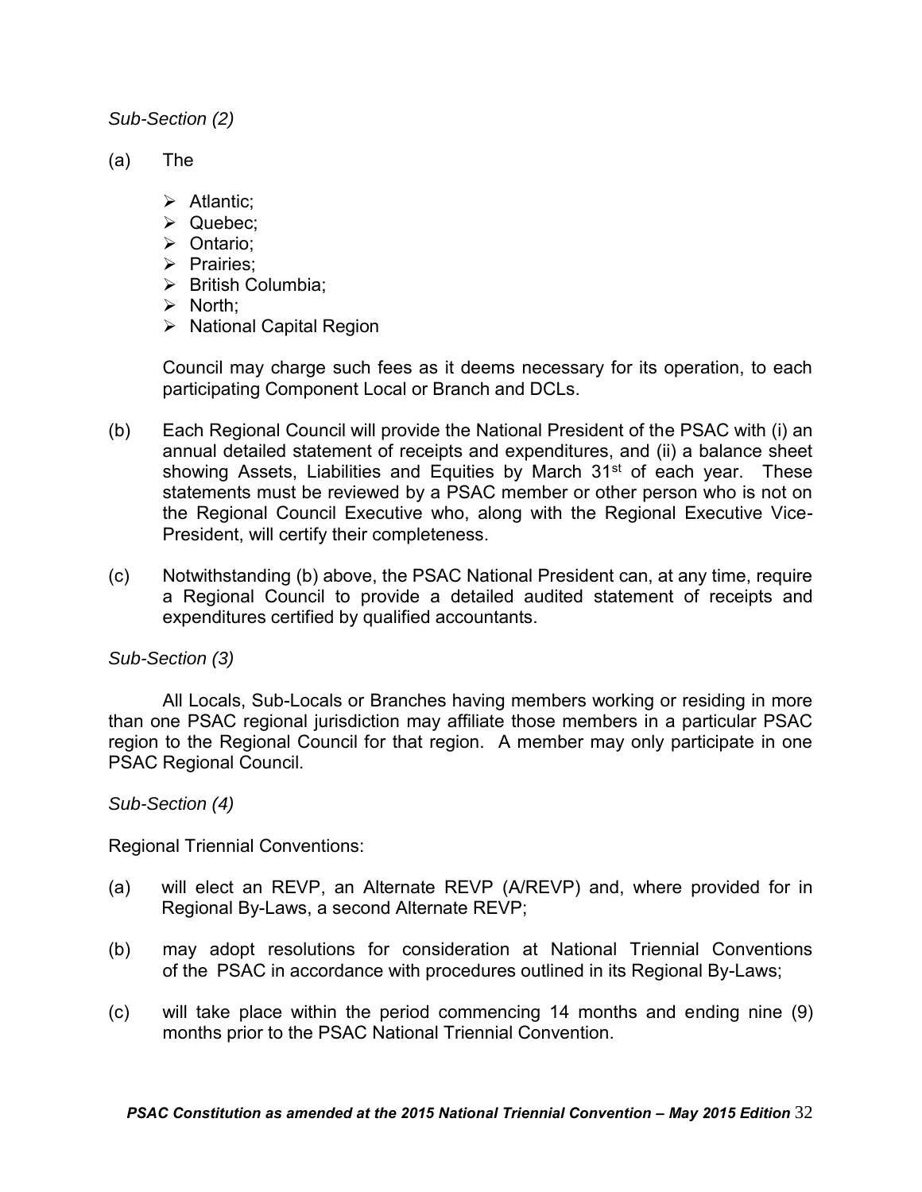*Sub-Section (2)*

(a) The

- Atlantic;
- Quebec;
- Ontario;
- Prairies;
- British Columbia;
- North;
- National Capital Region

Council may charge such fees as it deems necessary for its operation, to each participating Component Local or Branch and DCLs.

(b) Each Regional Council will provide the National President of the PSAC with (i) an annual detailed statement of receipts and expenditures, and (ii) a balance sheet showing Assets, Liabilities and Equities by March 31st of each year. These statements must be reviewed by a PSAC member or other person who is not on the Regional Council Executive who, along with the Regional Executive Vice-President, will certify their completeness.

(c) Notwithstanding (b) above, the PSAC National President can, at any time, require a Regional Council to provide a detailed audited statement of receipts and expenditures certified by qualified accountants.

*Sub-Section (3)*

All Locals, Sub-Locals or Branches having members working or residing in more than one PSAC regional jurisdiction may affiliate those members in a particular PSAC region to the Regional Council for that region. A member may only participate in one PSAC Regional Council.

*Sub-Section (4)*

Regional Triennial Conventions:

(a) will elect an REVP, an Alternate REVP (A/REVP) and, where provided for in Regional By-Laws, a second Alternate REVP;

(b) may adopt resolutions for consideration at National Triennial Conventions of the PSAC in accordance with procedures outlined in its Regional By-Laws;

(c) will take place within the period commencing 14 months and ending nine (9) months prior to the PSAC National Triennial Convention.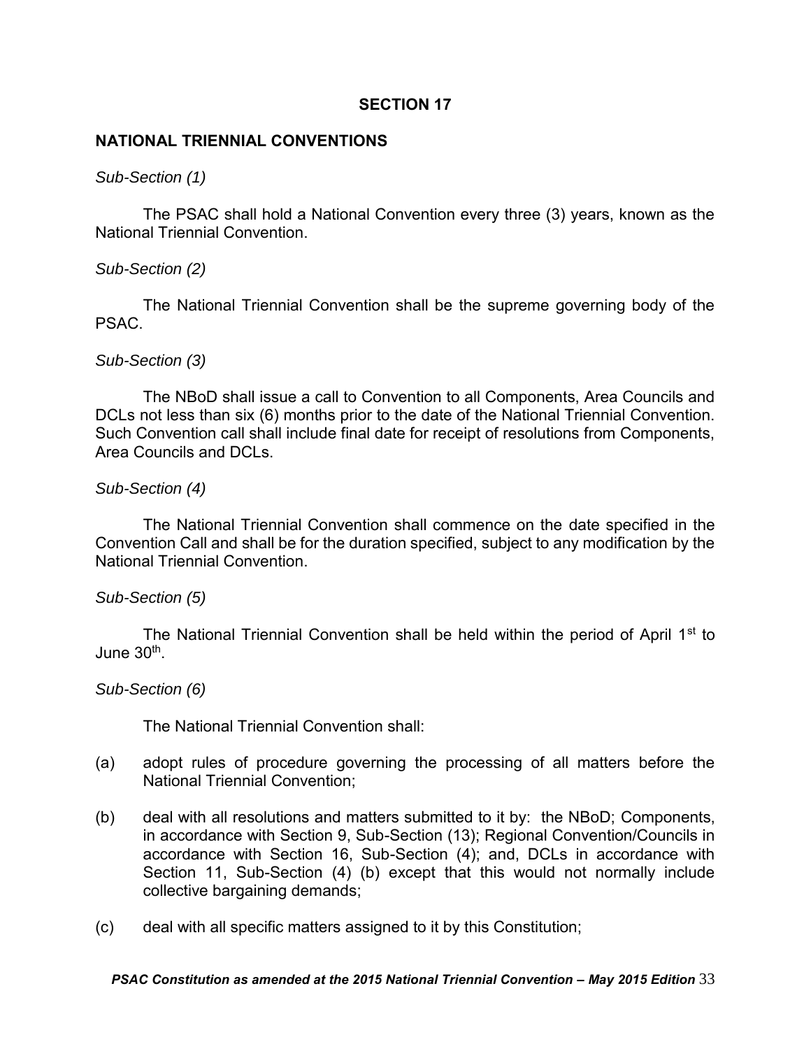## SECTION 17

## NATIONAL TRIENNIAL CONVENTIONS

*Sub-Section (1)*

The PSAC shall hold a National Convention every three (3) years, known as the National Triennial Convention.

*Sub-Section (2)*

The National Triennial Convention shall be the supreme governing body of the PSAC.

*Sub-Section (3)*

The NBoD shall issue a call to Convention to all Components, Area Councils and DCLs not less than six (6) months prior to the date of the National Triennial Convention. Such Convention call shall include final date for receipt of resolutions from Components, Area Councils and DCLs.

*Sub-Section (4)*

The National Triennial Convention shall commence on the date specified in the Convention Call and shall be for the duration specified, subject to any modification by the National Triennial Convention.

*Sub-Section (5)*

The National Triennial Convention shall be held within the period of April 1st to June 30th.

*Sub-Section (6)*

The National Triennial Convention shall:

(a) adopt rules of procedure governing the processing of all matters before the National Triennial Convention;

(b) deal with all resolutions and matters submitted to it by: the NBoD; Components, in accordance with Section 9, Sub-Section (13); Regional Convention/Councils in accordance with Section 16, Sub-Section (4); and, DCLs in accordance with Section 11, Sub-Section (4) (b) except that this would not normally include collective bargaining demands;

(c) deal with all specific matters assigned to it by this Constitution;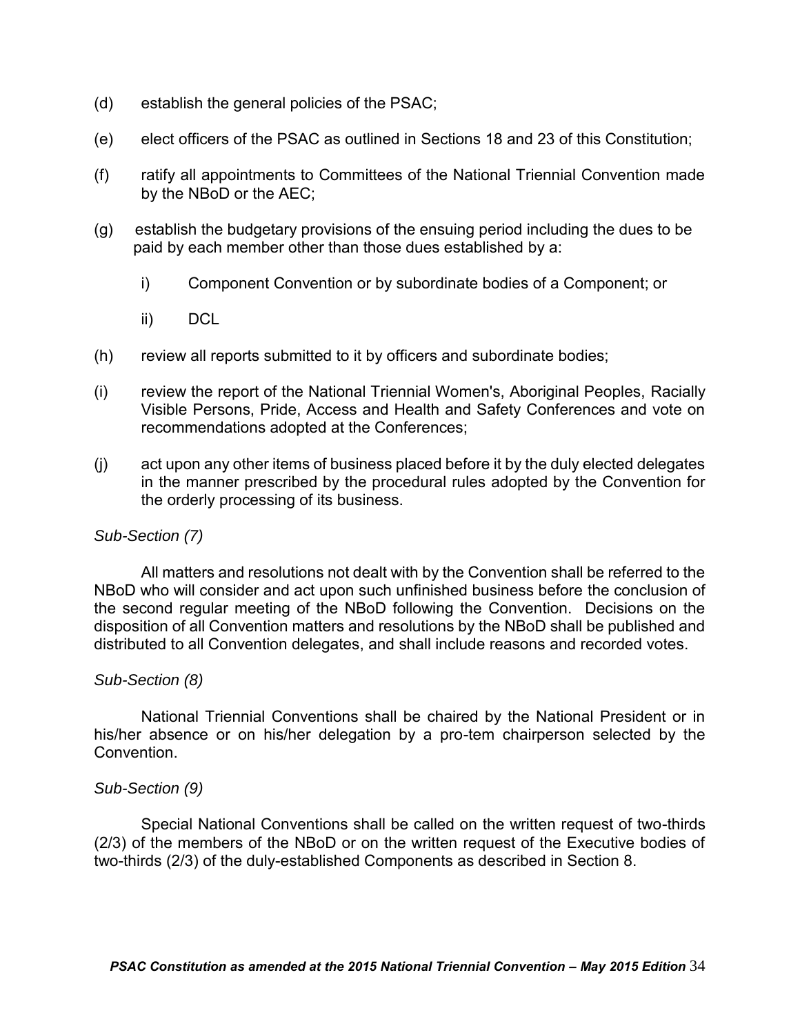(d) establish the general policies of the PSAC;

(e) elect officers of the PSAC as outlined in Sections 18 and 23 of this Constitution;

(f) ratify all appointments to Committees of the National Triennial Convention made by the NBoD or the AEC;

(g) establish the budgetary provisions of the ensuing period including the dues to be paid by each member other than those dues established by a:

  i) Component Convention or by subordinate bodies of a Component; or

  ii) DCL

(h) review all reports submitted to it by officers and subordinate bodies;

(i) review the report of the National Triennial Women's, Aboriginal Peoples, Racially Visible Persons, Pride, Access and Health and Safety Conferences and vote on recommendations adopted at the Conferences;

(j) act upon any other items of business placed before it by the duly elected delegates in the manner prescribed by the procedural rules adopted by the Convention for the orderly processing of its business.

*Sub-Section (7)*

All matters and resolutions not dealt with by the Convention shall be referred to the NBoD who will consider and act upon such unfinished business before the conclusion of the second regular meeting of the NBoD following the Convention. Decisions on the disposition of all Convention matters and resolutions by the NBoD shall be published and distributed to all Convention delegates, and shall include reasons and recorded votes.

*Sub-Section (8)*

National Triennial Conventions shall be chaired by the National President or in his/her absence or on his/her delegation by a pro-tem chairperson selected by the Convention.

*Sub-Section (9)*

Special National Conventions shall be called on the written request of two-thirds (2/3) of the members of the NBoD or on the written request of the Executive bodies of two-thirds (2/3) of the duly-established Components as described in Section 8.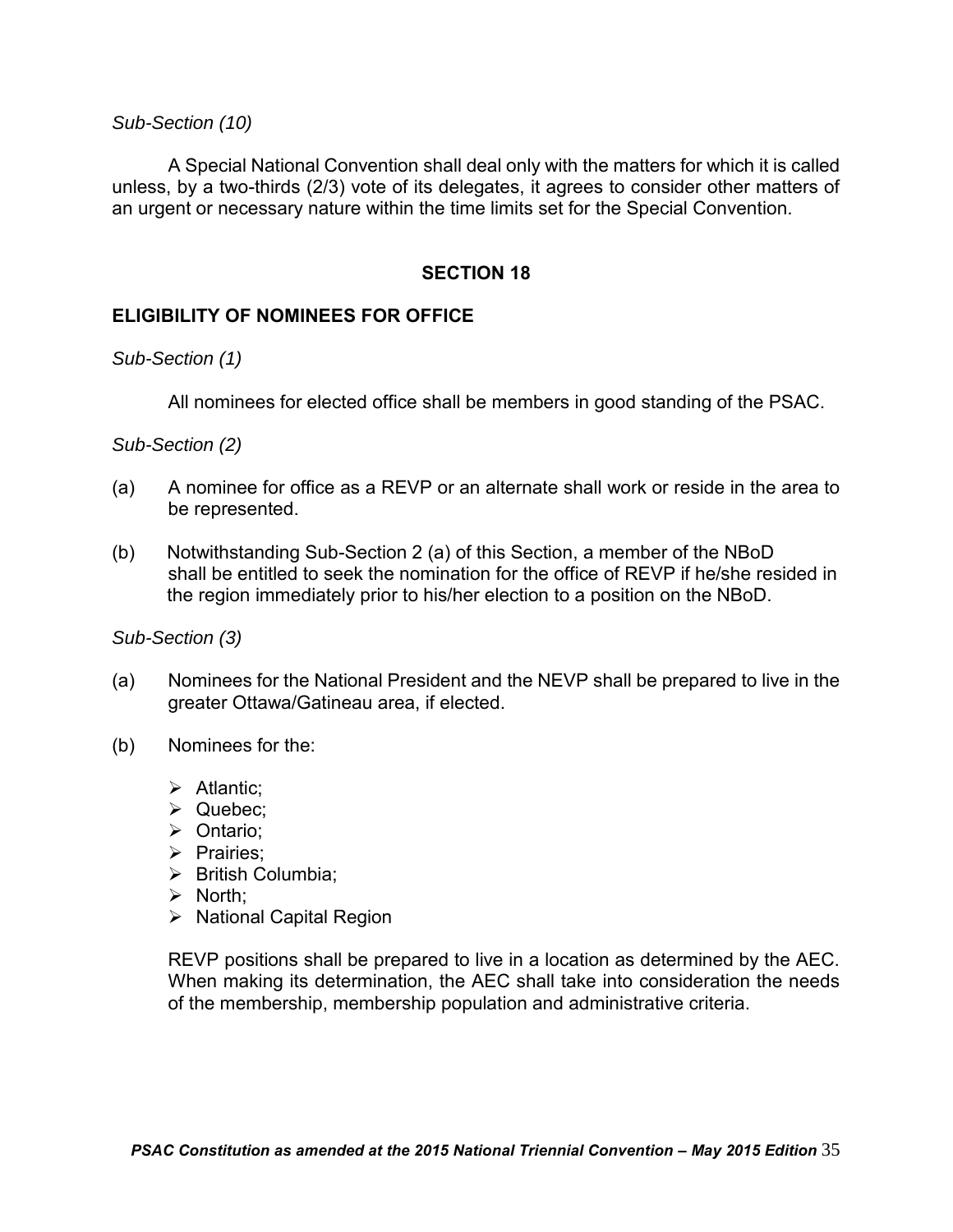*Sub-Section (10)*

A Special National Convention shall deal only with the matters for which it is called unless, by a two-thirds (2/3) vote of its delegates, it agrees to consider other matters of an urgent or necessary nature within the time limits set for the Special Convention.

## SECTION 18

### ELIGIBILITY OF NOMINEES FOR OFFICE

*Sub-Section (1)*

All nominees for elected office shall be members in good standing of the PSAC.

*Sub-Section (2)*

(a) A nominee for office as a REVP or an alternate shall work or reside in the area to be represented.

(b) Notwithstanding Sub-Section 2 (a) of this Section, a member of the NBoD shall be entitled to seek the nomination for the office of REVP if he/she resided in the region immediately prior to his/her election to a position on the NBoD.

*Sub-Section (3)*

(a) Nominees for the National President and the NEVP shall be prepared to live in the greater Ottawa/Gatineau area, if elected.

(b) Nominees for the:

- Atlantic;
- Quebec;
- Ontario;
- Prairies;
- British Columbia;
- North;
- National Capital Region

REVP positions shall be prepared to live in a location as determined by the AEC. When making its determination, the AEC shall take into consideration the needs of the membership, membership population and administrative criteria.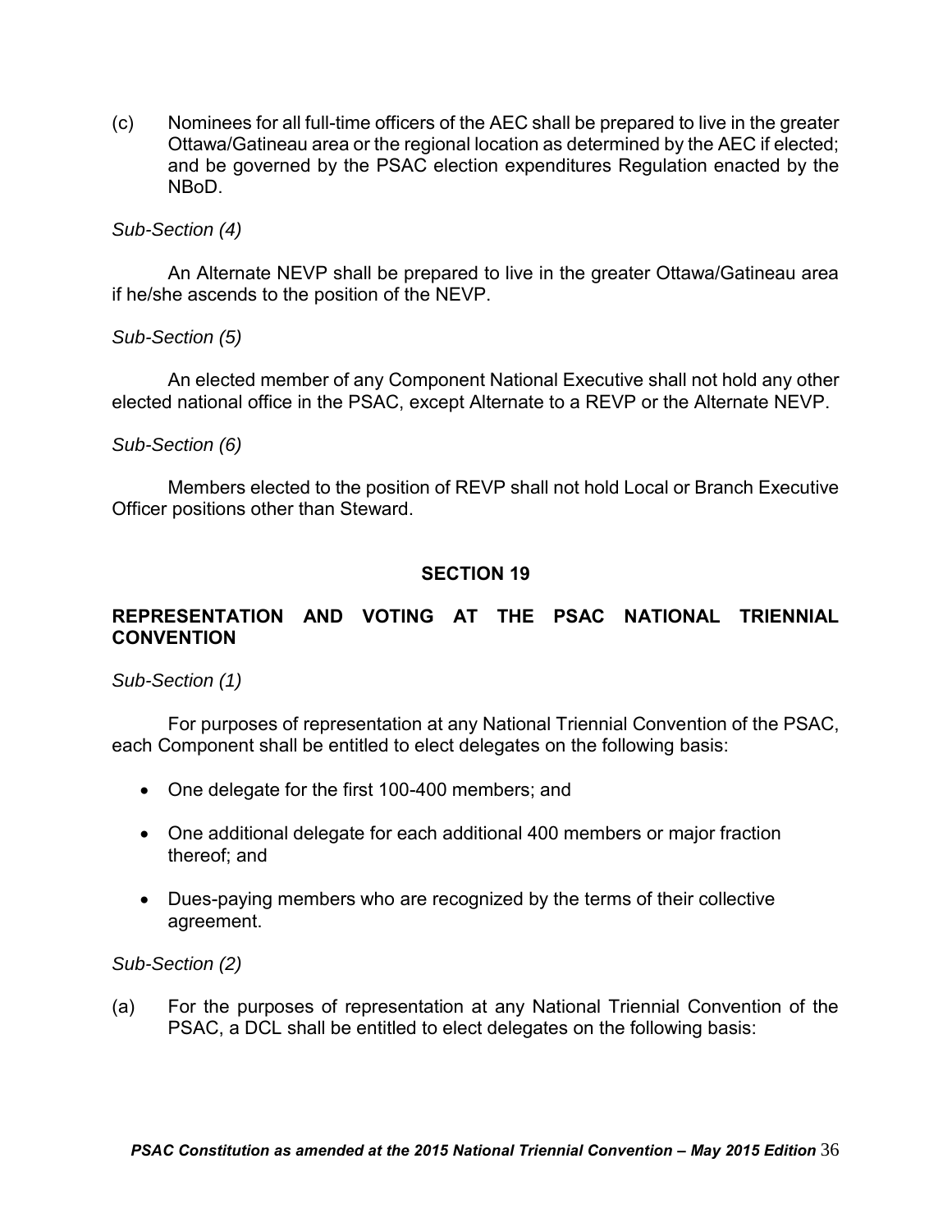(c) Nominees for all full-time officers of the AEC shall be prepared to live in the greater Ottawa/Gatineau area or the regional location as determined by the AEC if elected; and be governed by the PSAC election expenditures Regulation enacted by the NBoD.

*Sub-Section (4)*

An Alternate NEVP shall be prepared to live in the greater Ottawa/Gatineau area if he/she ascends to the position of the NEVP.

*Sub-Section (5)*

An elected member of any Component National Executive shall not hold any other elected national office in the PSAC, except Alternate to a REVP or the Alternate NEVP.

*Sub-Section (6)*

Members elected to the position of REVP shall not hold Local or Branch Executive Officer positions other than Steward.

## SECTION 19

### REPRESENTATION AND VOTING AT THE PSAC NATIONAL TRIENNIAL CONVENTION

*Sub-Section (1)*

For purposes of representation at any National Triennial Convention of the PSAC, each Component shall be entitled to elect delegates on the following basis:

- One delegate for the first 100-400 members; and
- One additional delegate for each additional 400 members or major fraction thereof; and
- Dues-paying members who are recognized by the terms of their collective agreement.

*Sub-Section (2)*

(a) For the purposes of representation at any National Triennial Convention of the PSAC, a DCL shall be entitled to elect delegates on the following basis: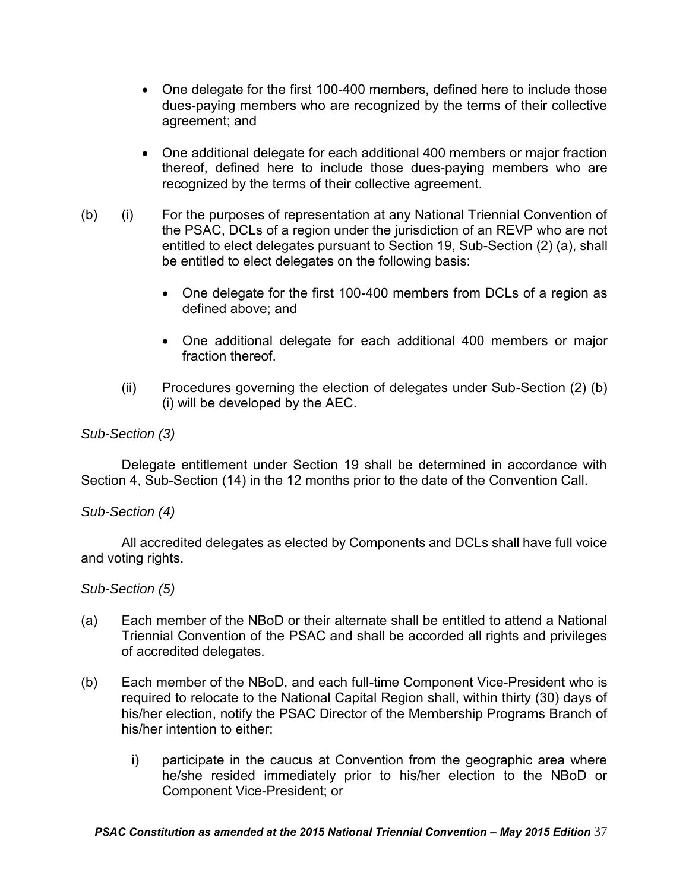- One delegate for the first 100-400 members, defined here to include those dues-paying members who are recognized by the terms of their collective agreement; and
- One additional delegate for each additional 400 members or major fraction thereof, defined here to include those dues-paying members who are recognized by the terms of their collective agreement.

(b) (i) For the purposes of representation at any National Triennial Convention of the PSAC, DCLs of a region under the jurisdiction of an REVP who are not entitled to elect delegates pursuant to Section 19, Sub-Section (2) (a), shall be entitled to elect delegates on the following basis:

- One delegate for the first 100-400 members from DCLs of a region as defined above; and
- One additional delegate for each additional 400 members or major fraction thereof.

(ii) Procedures governing the election of delegates under Sub-Section (2) (b) (i) will be developed by the AEC.

*Sub-Section (3)*

Delegate entitlement under Section 19 shall be determined in accordance with Section 4, Sub-Section (14) in the 12 months prior to the date of the Convention Call.

*Sub-Section (4)*

All accredited delegates as elected by Components and DCLs shall have full voice and voting rights.

*Sub-Section (5)*

(a) Each member of the NBoD or their alternate shall be entitled to attend a National Triennial Convention of the PSAC and shall be accorded all rights and privileges of accredited delegates.

(b) Each member of the NBoD, and each full-time Component Vice-President who is required to relocate to the National Capital Region shall, within thirty (30) days of his/her election, notify the PSAC Director of the Membership Programs Branch of his/her intention to either:

i) participate in the caucus at Convention from the geographic area where he/she resided immediately prior to his/her election to the NBoD or Component Vice-President; or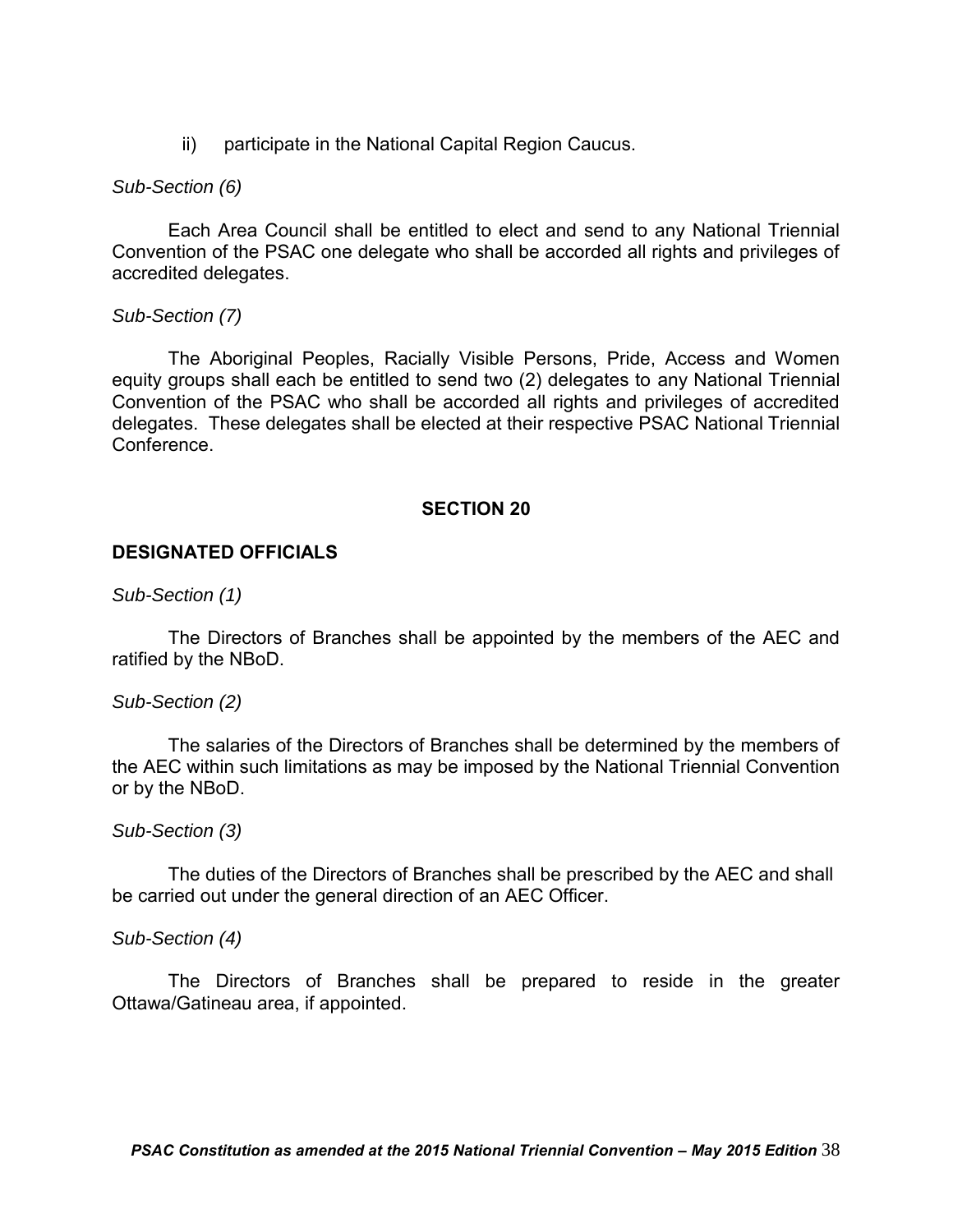ii) participate in the National Capital Region Caucus.

*Sub-Section (6)*

Each Area Council shall be entitled to elect and send to any National Triennial Convention of the PSAC one delegate who shall be accorded all rights and privileges of accredited delegates.

*Sub-Section (7)*

The Aboriginal Peoples, Racially Visible Persons, Pride, Access and Women equity groups shall each be entitled to send two (2) delegates to any National Triennial Convention of the PSAC who shall be accorded all rights and privileges of accredited delegates. These delegates shall be elected at their respective PSAC National Triennial Conference.

## SECTION 20

### DESIGNATED OFFICIALS

*Sub-Section (1)*

The Directors of Branches shall be appointed by the members of the AEC and ratified by the NBoD.

*Sub-Section (2)*

The salaries of the Directors of Branches shall be determined by the members of the AEC within such limitations as may be imposed by the National Triennial Convention or by the NBoD.

*Sub-Section (3)*

The duties of the Directors of Branches shall be prescribed by the AEC and shall be carried out under the general direction of an AEC Officer.

*Sub-Section (4)*

The Directors of Branches shall be prepared to reside in the greater Ottawa/Gatineau area, if appointed.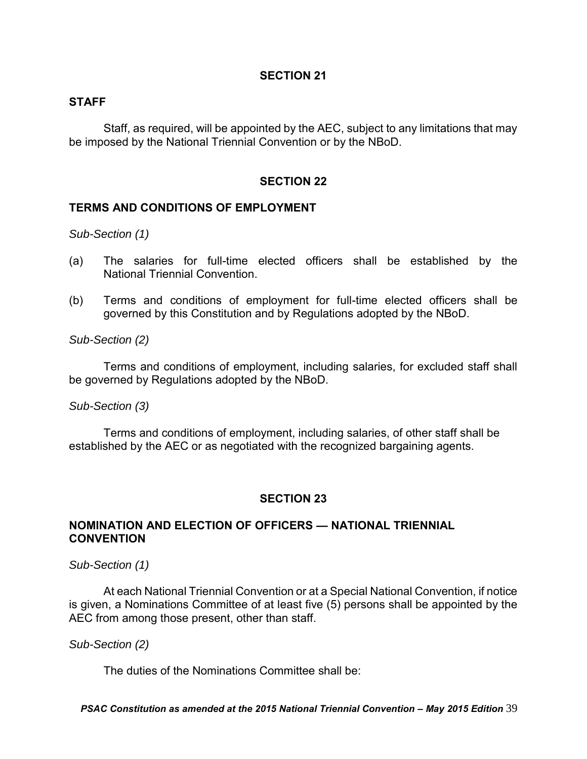## SECTION 21

### STAFF

Staff, as required, will be appointed by the AEC, subject to any limitations that may be imposed by the National Triennial Convention or by the NBoD.

## SECTION 22

### TERMS AND CONDITIONS OF EMPLOYMENT

*Sub-Section (1)*

(a) The salaries for full-time elected officers shall be established by the National Triennial Convention.

(b) Terms and conditions of employment for full-time elected officers shall be governed by this Constitution and by Regulations adopted by the NBoD.

*Sub-Section (2)*

Terms and conditions of employment, including salaries, for excluded staff shall be governed by Regulations adopted by the NBoD.

*Sub-Section (3)*

Terms and conditions of employment, including salaries, of other staff shall be established by the AEC or as negotiated with the recognized bargaining agents.

## SECTION 23

### NOMINATION AND ELECTION OF OFFICERS — NATIONAL TRIENNIAL CONVENTION

*Sub-Section (1)*

At each National Triennial Convention or at a Special National Convention, if notice is given, a Nominations Committee of at least five (5) persons shall be appointed by the AEC from among those present, other than staff.

*Sub-Section (2)*

The duties of the Nominations Committee shall be: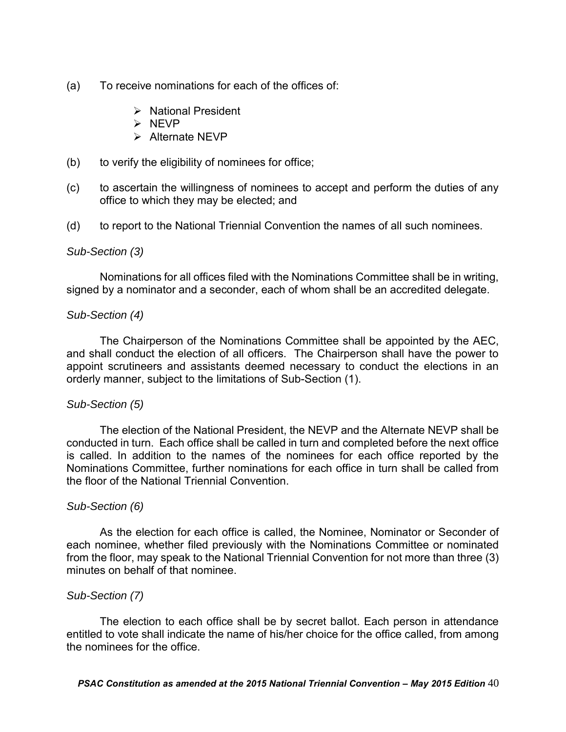(a) To receive nominations for each of the offices of:

- National President
- NEVP
- Alternate NEVP

(b) to verify the eligibility of nominees for office;

(c) to ascertain the willingness of nominees to accept and perform the duties of any office to which they may be elected; and

(d) to report to the National Triennial Convention the names of all such nominees.

*Sub-Section (3)*

Nominations for all offices filed with the Nominations Committee shall be in writing, signed by a nominator and a seconder, each of whom shall be an accredited delegate.

*Sub-Section (4)*

The Chairperson of the Nominations Committee shall be appointed by the AEC, and shall conduct the election of all officers. The Chairperson shall have the power to appoint scrutineers and assistants deemed necessary to conduct the elections in an orderly manner, subject to the limitations of Sub-Section (1).

*Sub-Section (5)*

The election of the National President, the NEVP and the Alternate NEVP shall be conducted in turn. Each office shall be called in turn and completed before the next office is called. In addition to the names of the nominees for each office reported by the Nominations Committee, further nominations for each office in turn shall be called from the floor of the National Triennial Convention.

*Sub-Section (6)*

As the election for each office is called, the Nominee, Nominator or Seconder of each nominee, whether filed previously with the Nominations Committee or nominated from the floor, may speak to the National Triennial Convention for not more than three (3) minutes on behalf of that nominee.

*Sub-Section (7)*

The election to each office shall be by secret ballot. Each person in attendance entitled to vote shall indicate the name of his/her choice for the office called, from among the nominees for the office.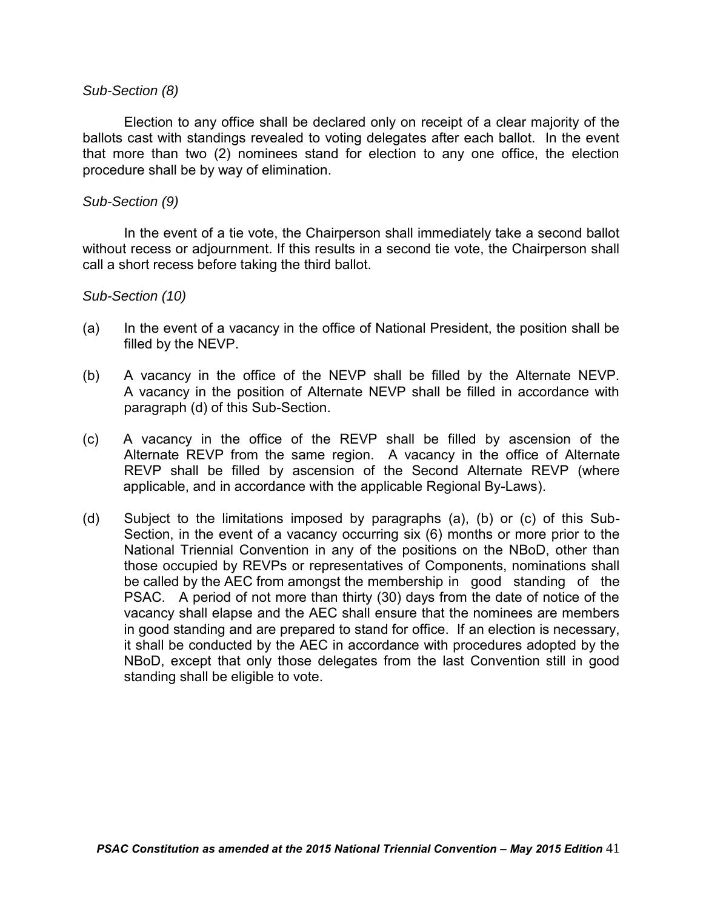*Sub-Section (8)*

Election to any office shall be declared only on receipt of a clear majority of the ballots cast with standings revealed to voting delegates after each ballot. In the event that more than two (2) nominees stand for election to any one office, the election procedure shall be by way of elimination.

*Sub-Section (9)*

In the event of a tie vote, the Chairperson shall immediately take a second ballot without recess or adjournment. If this results in a second tie vote, the Chairperson shall call a short recess before taking the third ballot.

*Sub-Section (10)*

(a) In the event of a vacancy in the office of National President, the position shall be filled by the NEVP.

(b) A vacancy in the office of the NEVP shall be filled by the Alternate NEVP. A vacancy in the position of Alternate NEVP shall be filled in accordance with paragraph (d) of this Sub-Section.

(c) A vacancy in the office of the REVP shall be filled by ascension of the Alternate REVP from the same region. A vacancy in the office of Alternate REVP shall be filled by ascension of the Second Alternate REVP (where applicable, and in accordance with the applicable Regional By-Laws).

(d) Subject to the limitations imposed by paragraphs (a), (b) or (c) of this Sub-Section, in the event of a vacancy occurring six (6) months or more prior to the National Triennial Convention in any of the positions on the NBoD, other than those occupied by REVPs or representatives of Components, nominations shall be called by the AEC from amongst the membership in good standing of the PSAC. A period of not more than thirty (30) days from the date of notice of the vacancy shall elapse and the AEC shall ensure that the nominees are members in good standing and are prepared to stand for office. If an election is necessary, it shall be conducted by the AEC in accordance with procedures adopted by the NBoD, except that only those delegates from the last Convention still in good standing shall be eligible to vote.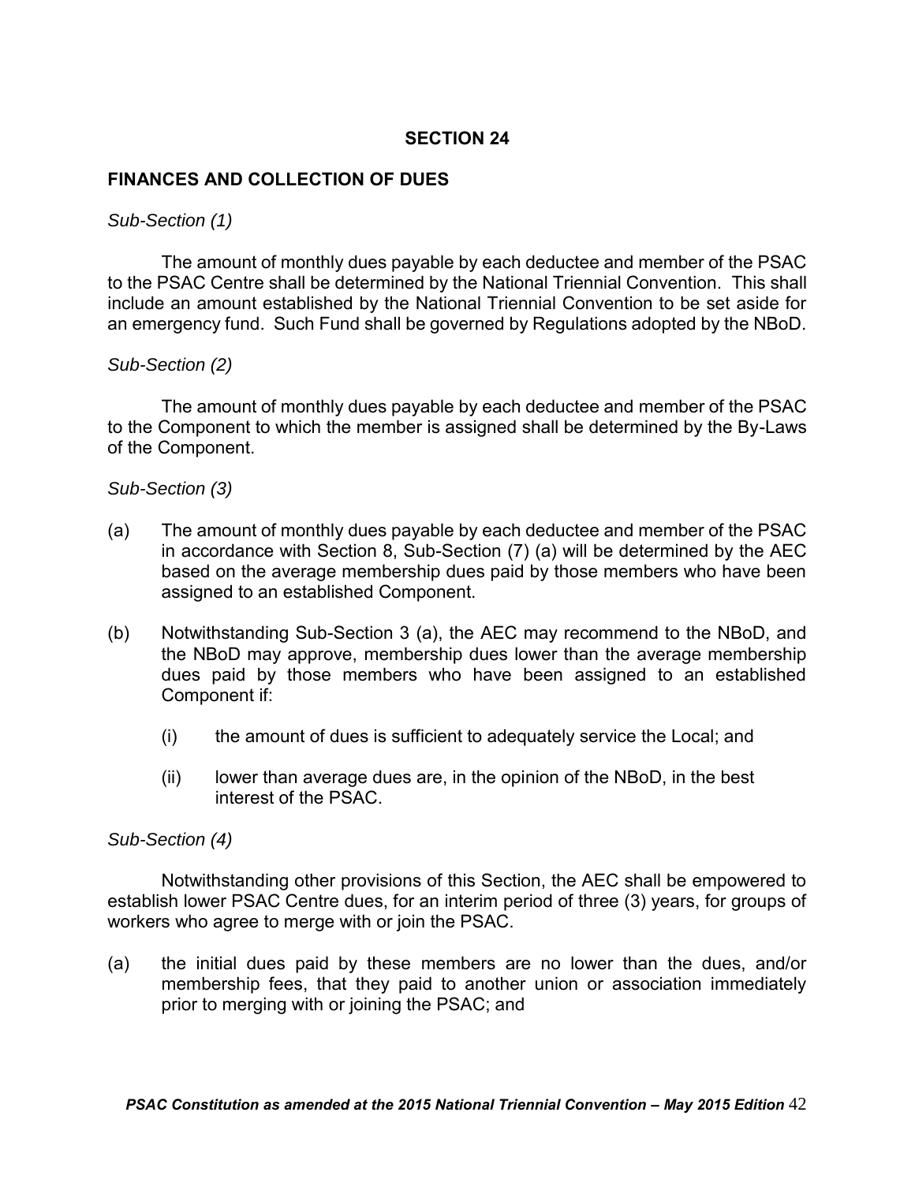## SECTION 24

### FINANCES AND COLLECTION OF DUES

*Sub-Section (1)*

The amount of monthly dues payable by each deductee and member of the PSAC to the PSAC Centre shall be determined by the National Triennial Convention. This shall include an amount established by the National Triennial Convention to be set aside for an emergency fund. Such Fund shall be governed by Regulations adopted by the NBoD.

*Sub-Section (2)*

The amount of monthly dues payable by each deductee and member of the PSAC to the Component to which the member is assigned shall be determined by the By-Laws of the Component.

*Sub-Section (3)*

(a) The amount of monthly dues payable by each deductee and member of the PSAC in accordance with Section 8, Sub-Section (7) (a) will be determined by the AEC based on the average membership dues paid by those members who have been assigned to an established Component.

(b) Notwithstanding Sub-Section 3 (a), the AEC may recommend to the NBoD, and the NBoD may approve, membership dues lower than the average membership dues paid by those members who have been assigned to an established Component if:

(i) the amount of dues is sufficient to adequately service the Local; and

(ii) lower than average dues are, in the opinion of the NBoD, in the best interest of the PSAC.

*Sub-Section (4)*

Notwithstanding other provisions of this Section, the AEC shall be empowered to establish lower PSAC Centre dues, for an interim period of three (3) years, for groups of workers who agree to merge with or join the PSAC.

(a) the initial dues paid by these members are no lower than the dues, and/or membership fees, that they paid to another union or association immediately prior to merging with or joining the PSAC; and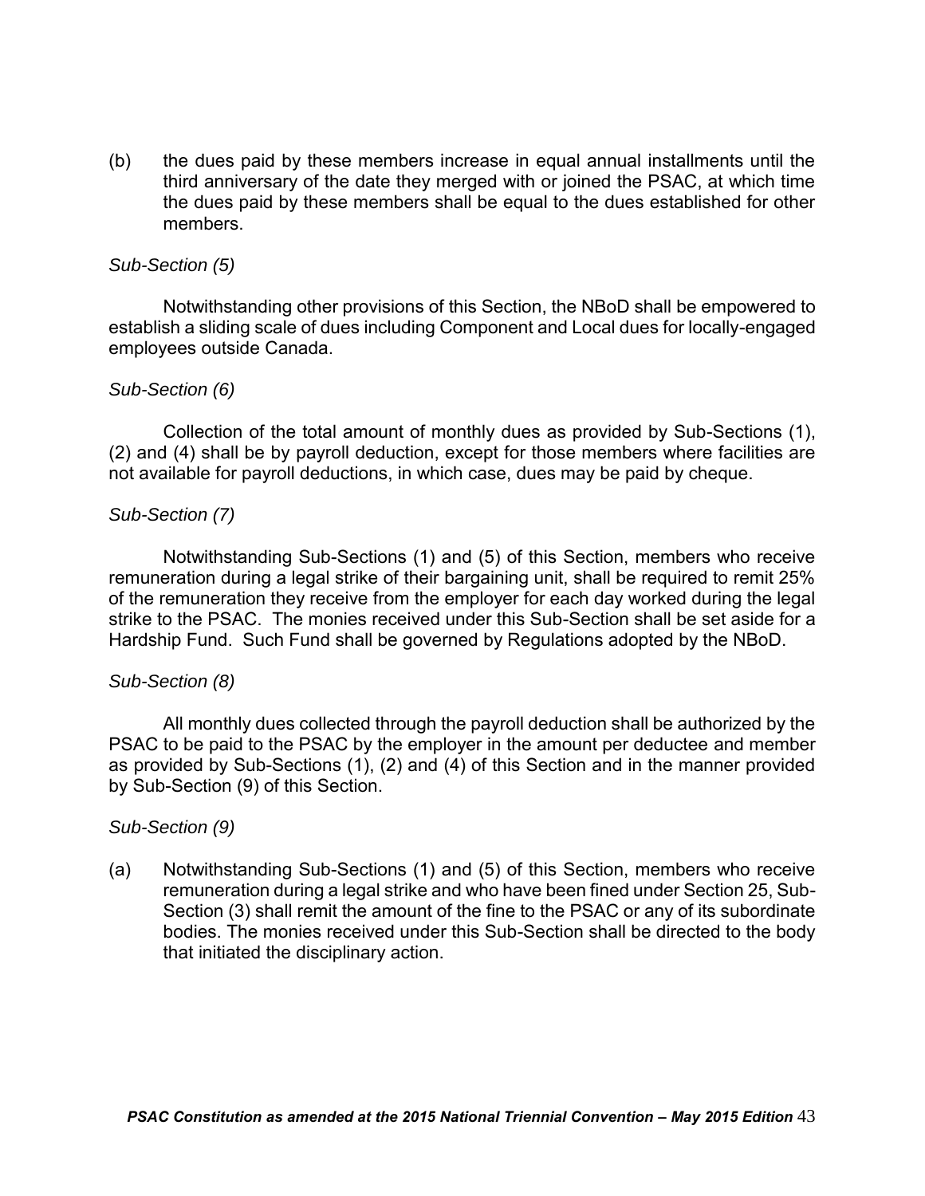(b) the dues paid by these members increase in equal annual installments until the third anniversary of the date they merged with or joined the PSAC, at which time the dues paid by these members shall be equal to the dues established for other members.

*Sub-Section (5)*

Notwithstanding other provisions of this Section, the NBoD shall be empowered to establish a sliding scale of dues including Component and Local dues for locally-engaged employees outside Canada.

*Sub-Section (6)*

Collection of the total amount of monthly dues as provided by Sub-Sections (1), (2) and (4) shall be by payroll deduction, except for those members where facilities are not available for payroll deductions, in which case, dues may be paid by cheque.

*Sub-Section (7)*

Notwithstanding Sub-Sections (1) and (5) of this Section, members who receive remuneration during a legal strike of their bargaining unit, shall be required to remit 25% of the remuneration they receive from the employer for each day worked during the legal strike to the PSAC. The monies received under this Sub-Section shall be set aside for a Hardship Fund. Such Fund shall be governed by Regulations adopted by the NBoD.

*Sub-Section (8)*

All monthly dues collected through the payroll deduction shall be authorized by the PSAC to be paid to the PSAC by the employer in the amount per deductee and member as provided by Sub-Sections (1), (2) and (4) of this Section and in the manner provided by Sub-Section (9) of this Section.

*Sub-Section (9)*

(a) Notwithstanding Sub-Sections (1) and (5) of this Section, members who receive remuneration during a legal strike and who have been fined under Section 25, Sub-Section (3) shall remit the amount of the fine to the PSAC or any of its subordinate bodies. The monies received under this Sub-Section shall be directed to the body that initiated the disciplinary action.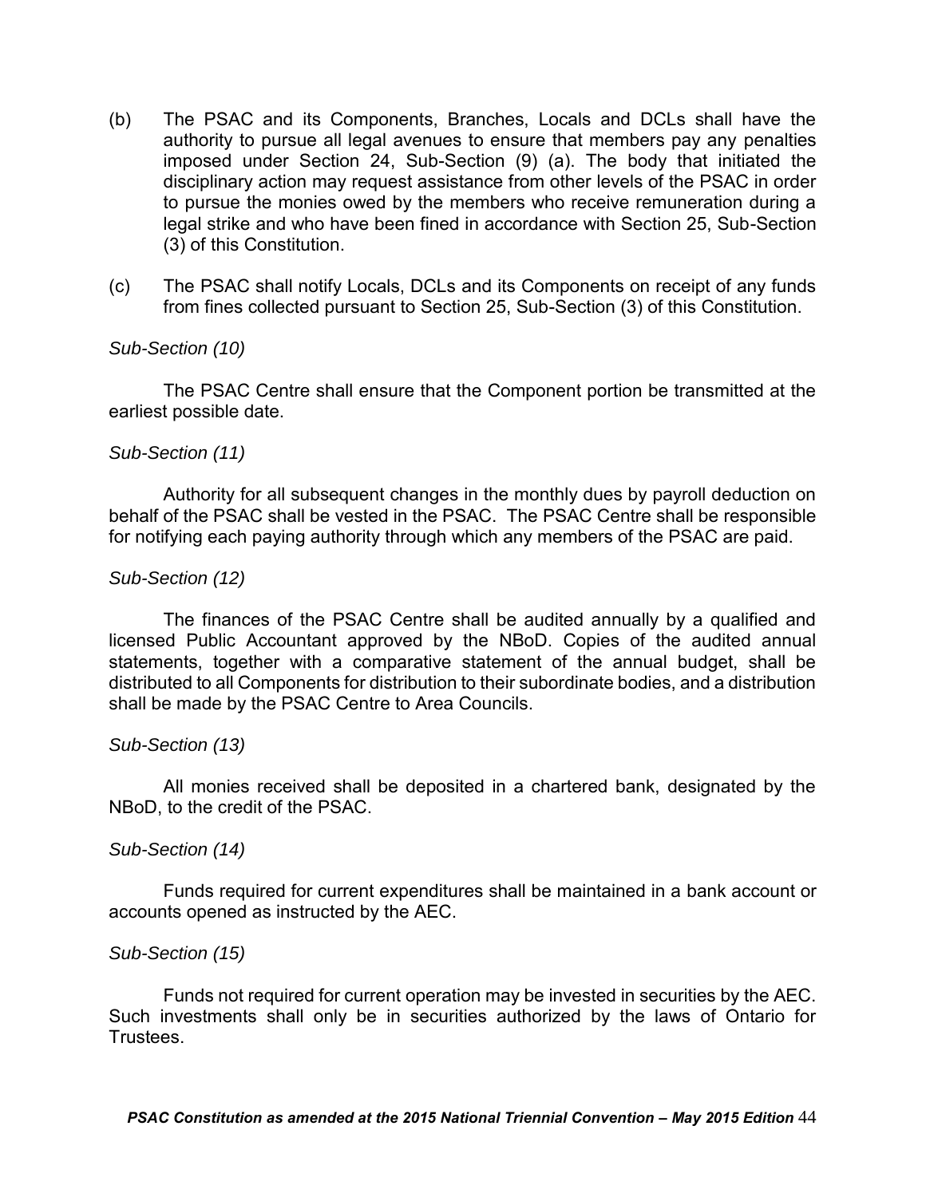(b) The PSAC and its Components, Branches, Locals and DCLs shall have the authority to pursue all legal avenues to ensure that members pay any penalties imposed under Section 24, Sub-Section (9) (a). The body that initiated the disciplinary action may request assistance from other levels of the PSAC in order to pursue the monies owed by the members who receive remuneration during a legal strike and who have been fined in accordance with Section 25, Sub-Section (3) of this Constitution.

(c) The PSAC shall notify Locals, DCLs and its Components on receipt of any funds from fines collected pursuant to Section 25, Sub-Section (3) of this Constitution.

*Sub-Section (10)*

The PSAC Centre shall ensure that the Component portion be transmitted at the earliest possible date.

*Sub-Section (11)*

Authority for all subsequent changes in the monthly dues by payroll deduction on behalf of the PSAC shall be vested in the PSAC. The PSAC Centre shall be responsible for notifying each paying authority through which any members of the PSAC are paid.

*Sub-Section (12)*

The finances of the PSAC Centre shall be audited annually by a qualified and licensed Public Accountant approved by the NBoD. Copies of the audited annual statements, together with a comparative statement of the annual budget, shall be distributed to all Components for distribution to their subordinate bodies, and a distribution shall be made by the PSAC Centre to Area Councils.

*Sub-Section (13)*

All monies received shall be deposited in a chartered bank, designated by the NBoD, to the credit of the PSAC.

*Sub-Section (14)*

Funds required for current expenditures shall be maintained in a bank account or accounts opened as instructed by the AEC.

*Sub-Section (15)*

Funds not required for current operation may be invested in securities by the AEC. Such investments shall only be in securities authorized by the laws of Ontario for Trustees.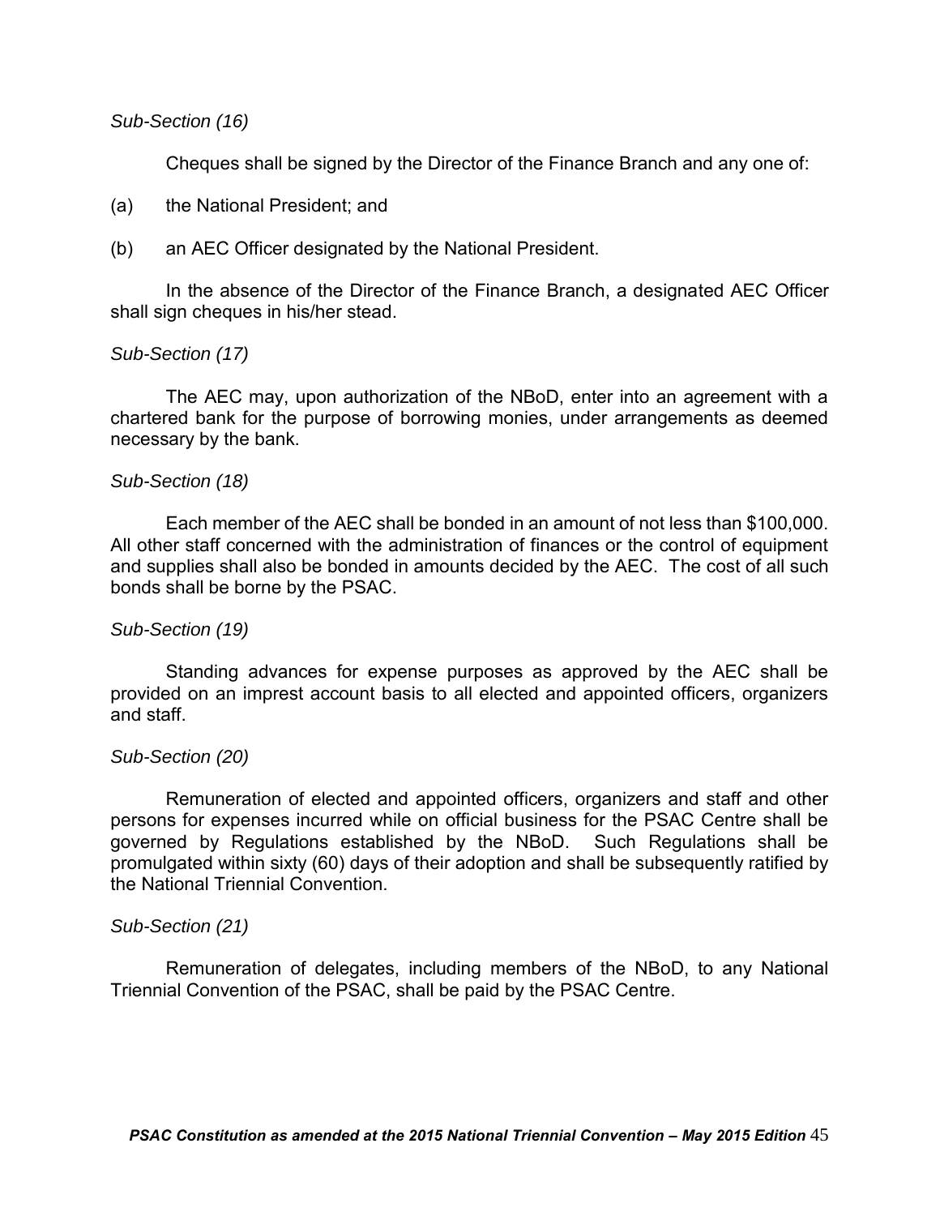*Sub-Section (16)*

Cheques shall be signed by the Director of the Finance Branch and any one of:

(a) the National President; and

(b) an AEC Officer designated by the National President.

In the absence of the Director of the Finance Branch, a designated AEC Officer shall sign cheques in his/her stead.

*Sub-Section (17)*

The AEC may, upon authorization of the NBoD, enter into an agreement with a chartered bank for the purpose of borrowing monies, under arrangements as deemed necessary by the bank.

*Sub-Section (18)*

Each member of the AEC shall be bonded in an amount of not less than $100,000. All other staff concerned with the administration of finances or the control of equipment and supplies shall also be bonded in amounts decided by the AEC. The cost of all such bonds shall be borne by the PSAC.

*Sub-Section (19)*

Standing advances for expense purposes as approved by the AEC shall be provided on an imprest account basis to all elected and appointed officers, organizers and staff.

*Sub-Section (20)*

Remuneration of elected and appointed officers, organizers and staff and other persons for expenses incurred while on official business for the PSAC Centre shall be governed by Regulations established by the NBoD. Such Regulations shall be promulgated within sixty (60) days of their adoption and shall be subsequently ratified by the National Triennial Convention.

*Sub-Section (21)*

Remuneration of delegates, including members of the NBoD, to any National Triennial Convention of the PSAC, shall be paid by the PSAC Centre.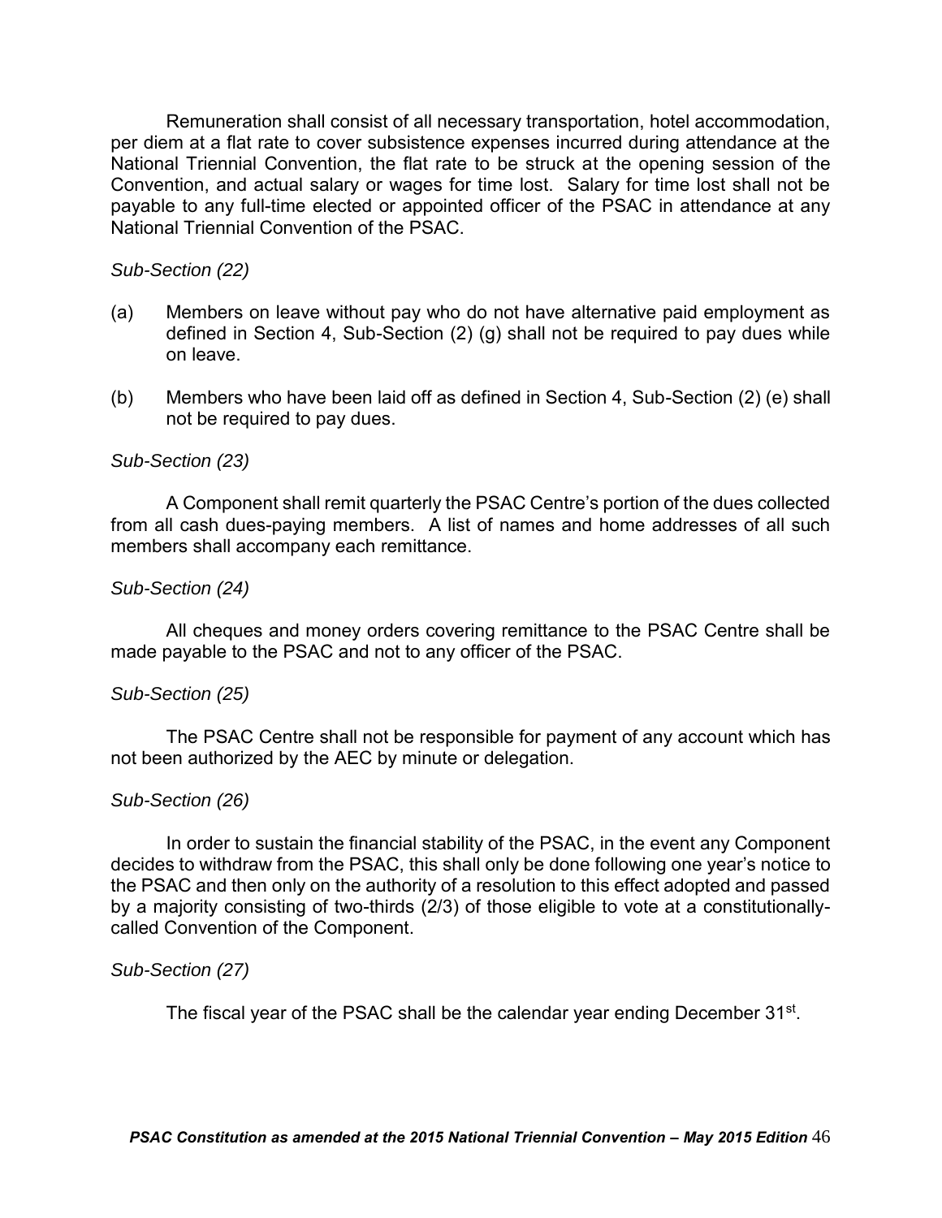Remuneration shall consist of all necessary transportation, hotel accommodation, per diem at a flat rate to cover subsistence expenses incurred during attendance at the National Triennial Convention, the flat rate to be struck at the opening session of the Convention, and actual salary or wages for time lost. Salary for time lost shall not be payable to any full-time elected or appointed officer of the PSAC in attendance at any National Triennial Convention of the PSAC.

*Sub-Section (22)*

(a) Members on leave without pay who do not have alternative paid employment as defined in Section 4, Sub-Section (2) (g) shall not be required to pay dues while on leave.

(b) Members who have been laid off as defined in Section 4, Sub-Section (2) (e) shall not be required to pay dues.

*Sub-Section (23)*

A Component shall remit quarterly the PSAC Centre's portion of the dues collected from all cash dues-paying members. A list of names and home addresses of all such members shall accompany each remittance.

*Sub-Section (24)*

All cheques and money orders covering remittance to the PSAC Centre shall be made payable to the PSAC and not to any officer of the PSAC.

*Sub-Section (25)*

The PSAC Centre shall not be responsible for payment of any account which has not been authorized by the AEC by minute or delegation.

*Sub-Section (26)*

In order to sustain the financial stability of the PSAC, in the event any Component decides to withdraw from the PSAC, this shall only be done following one year's notice to the PSAC and then only on the authority of a resolution to this effect adopted and passed by a majority consisting of two-thirds (2/3) of those eligible to vote at a constitutionally-called Convention of the Component.

*Sub-Section (27)*

The fiscal year of the PSAC shall be the calendar year ending December 31st.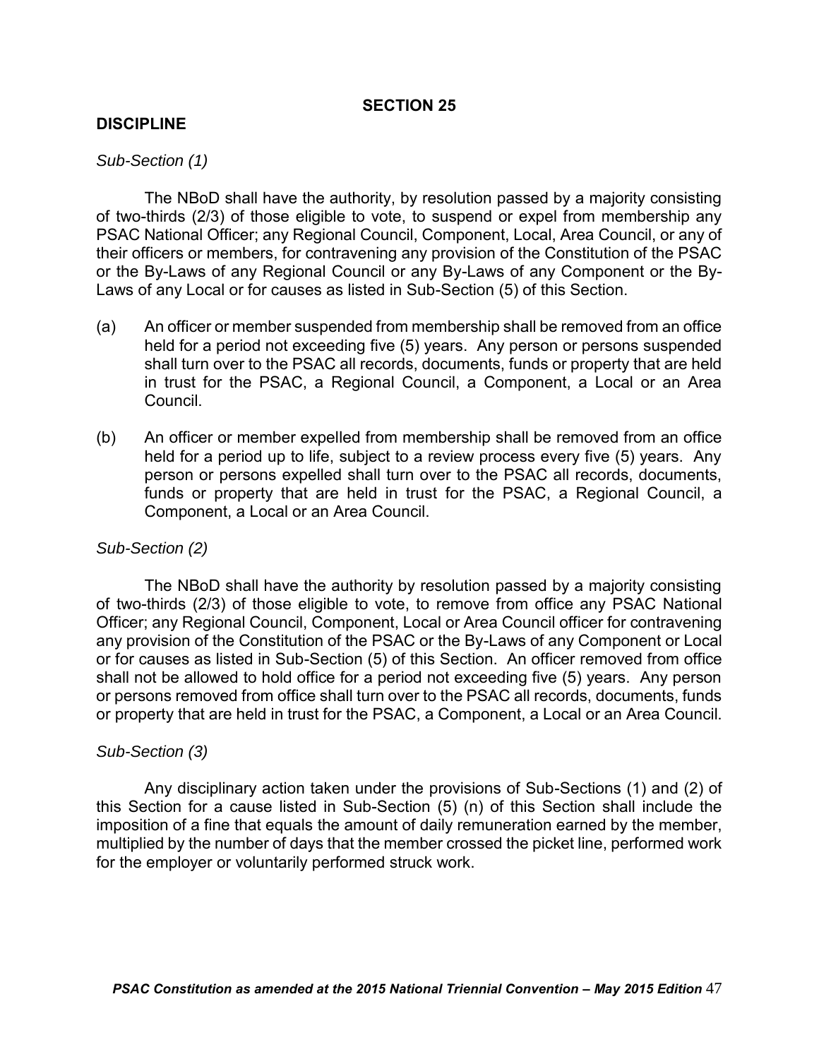## SECTION 25

## DISCIPLINE

*Sub-Section (1)*

The NBoD shall have the authority, by resolution passed by a majority consisting of two-thirds (2/3) of those eligible to vote, to suspend or expel from membership any PSAC National Officer; any Regional Council, Component, Local, Area Council, or any of their officers or members, for contravening any provision of the Constitution of the PSAC or the By-Laws of any Regional Council or any By-Laws of any Component or the By-Laws of any Local or for causes as listed in Sub-Section (5) of this Section.

(a) An officer or member suspended from membership shall be removed from an office held for a period not exceeding five (5) years. Any person or persons suspended shall turn over to the PSAC all records, documents, funds or property that are held in trust for the PSAC, a Regional Council, a Component, a Local or an Area Council.

(b) An officer or member expelled from membership shall be removed from an office held for a period up to life, subject to a review process every five (5) years. Any person or persons expelled shall turn over to the PSAC all records, documents, funds or property that are held in trust for the PSAC, a Regional Council, a Component, a Local or an Area Council.

*Sub-Section (2)*

The NBoD shall have the authority by resolution passed by a majority consisting of two-thirds (2/3) of those eligible to vote, to remove from office any PSAC National Officer; any Regional Council, Component, Local or Area Council officer for contravening any provision of the Constitution of the PSAC or the By-Laws of any Component or Local or for causes as listed in Sub-Section (5) of this Section. An officer removed from office shall not be allowed to hold office for a period not exceeding five (5) years. Any person or persons removed from office shall turn over to the PSAC all records, documents, funds or property that are held in trust for the PSAC, a Component, a Local or an Area Council.

*Sub-Section (3)*

Any disciplinary action taken under the provisions of Sub-Sections (1) and (2) of this Section for a cause listed in Sub-Section (5) (n) of this Section shall include the imposition of a fine that equals the amount of daily remuneration earned by the member, multiplied by the number of days that the member crossed the picket line, performed work for the employer or voluntarily performed struck work.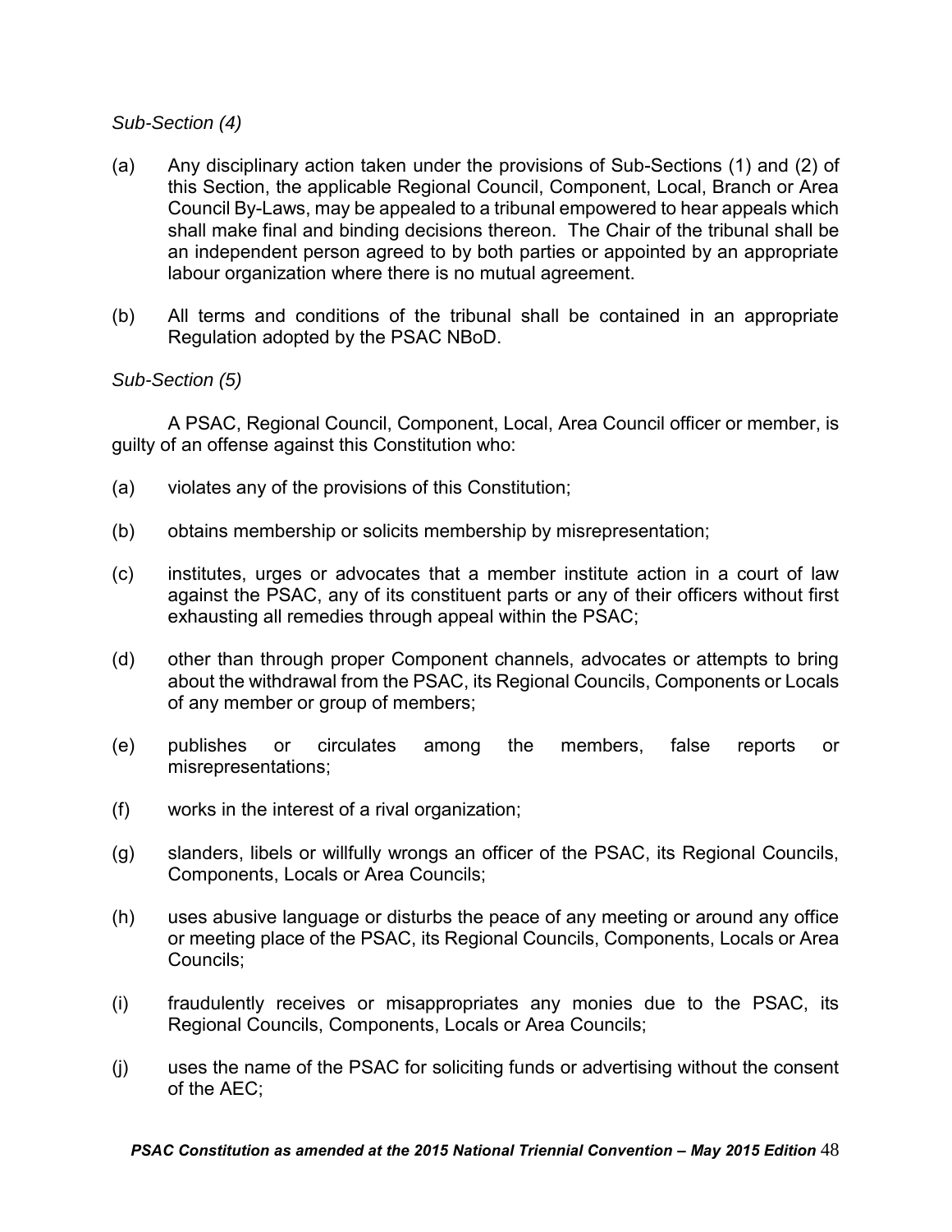*Sub-Section (4)*

(a) Any disciplinary action taken under the provisions of Sub-Sections (1) and (2) of this Section, the applicable Regional Council, Component, Local, Branch or Area Council By-Laws, may be appealed to a tribunal empowered to hear appeals which shall make final and binding decisions thereon. The Chair of the tribunal shall be an independent person agreed to by both parties or appointed by an appropriate labour organization where there is no mutual agreement.

(b) All terms and conditions of the tribunal shall be contained in an appropriate Regulation adopted by the PSAC NBoD.

*Sub-Section (5)*

A PSAC, Regional Council, Component, Local, Area Council officer or member, is guilty of an offense against this Constitution who:

(a) violates any of the provisions of this Constitution;

(b) obtains membership or solicits membership by misrepresentation;

(c) institutes, urges or advocates that a member institute action in a court of law against the PSAC, any of its constituent parts or any of their officers without first exhausting all remedies through appeal within the PSAC;

(d) other than through proper Component channels, advocates or attempts to bring about the withdrawal from the PSAC, its Regional Councils, Components or Locals of any member or group of members;

(e) publishes or circulates among the members, false reports or misrepresentations;

(f) works in the interest of a rival organization;

(g) slanders, libels or willfully wrongs an officer of the PSAC, its Regional Councils, Components, Locals or Area Councils;

(h) uses abusive language or disturbs the peace of any meeting or around any office or meeting place of the PSAC, its Regional Councils, Components, Locals or Area Councils;

(i) fraudulently receives or misappropriates any monies due to the PSAC, its Regional Councils, Components, Locals or Area Councils;

(j) uses the name of the PSAC for soliciting funds or advertising without the consent of the AEC;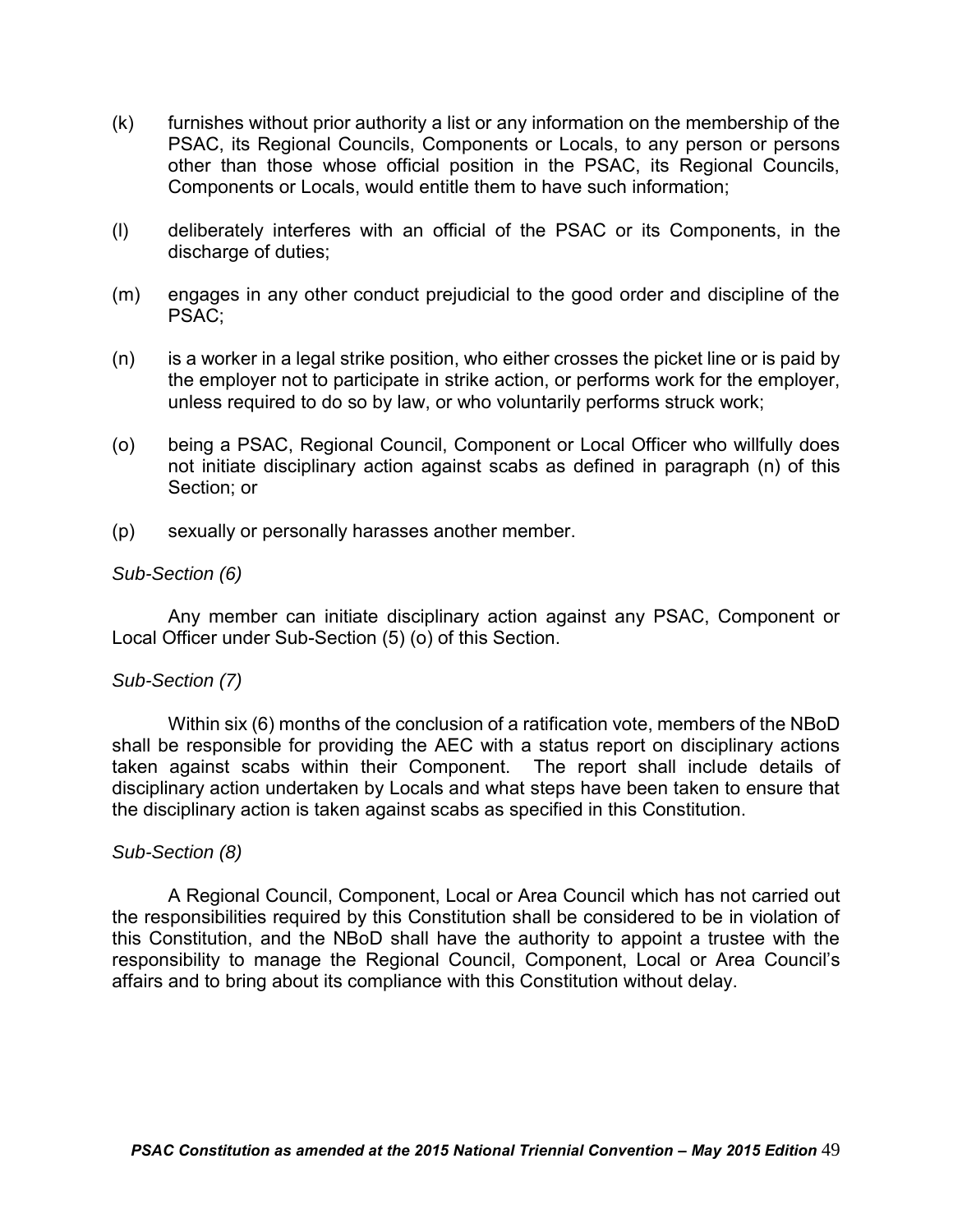(k) furnishes without prior authority a list or any information on the membership of the PSAC, its Regional Councils, Components or Locals, to any person or persons other than those whose official position in the PSAC, its Regional Councils, Components or Locals, would entitle them to have such information;

(l) deliberately interferes with an official of the PSAC or its Components, in the discharge of duties;

(m) engages in any other conduct prejudicial to the good order and discipline of the PSAC;

(n) is a worker in a legal strike position, who either crosses the picket line or is paid by the employer not to participate in strike action, or performs work for the employer, unless required to do so by law, or who voluntarily performs struck work;

(o) being a PSAC, Regional Council, Component or Local Officer who willfully does not initiate disciplinary action against scabs as defined in paragraph (n) of this Section; or

(p) sexually or personally harasses another member.

*Sub-Section (6)*

Any member can initiate disciplinary action against any PSAC, Component or Local Officer under Sub-Section (5) (o) of this Section.

*Sub-Section (7)*

Within six (6) months of the conclusion of a ratification vote, members of the NBoD shall be responsible for providing the AEC with a status report on disciplinary actions taken against scabs within their Component. The report shall include details of disciplinary action undertaken by Locals and what steps have been taken to ensure that the disciplinary action is taken against scabs as specified in this Constitution.

*Sub-Section (8)*

A Regional Council, Component, Local or Area Council which has not carried out the responsibilities required by this Constitution shall be considered to be in violation of this Constitution, and the NBoD shall have the authority to appoint a trustee with the responsibility to manage the Regional Council, Component, Local or Area Council's affairs and to bring about its compliance with this Constitution without delay.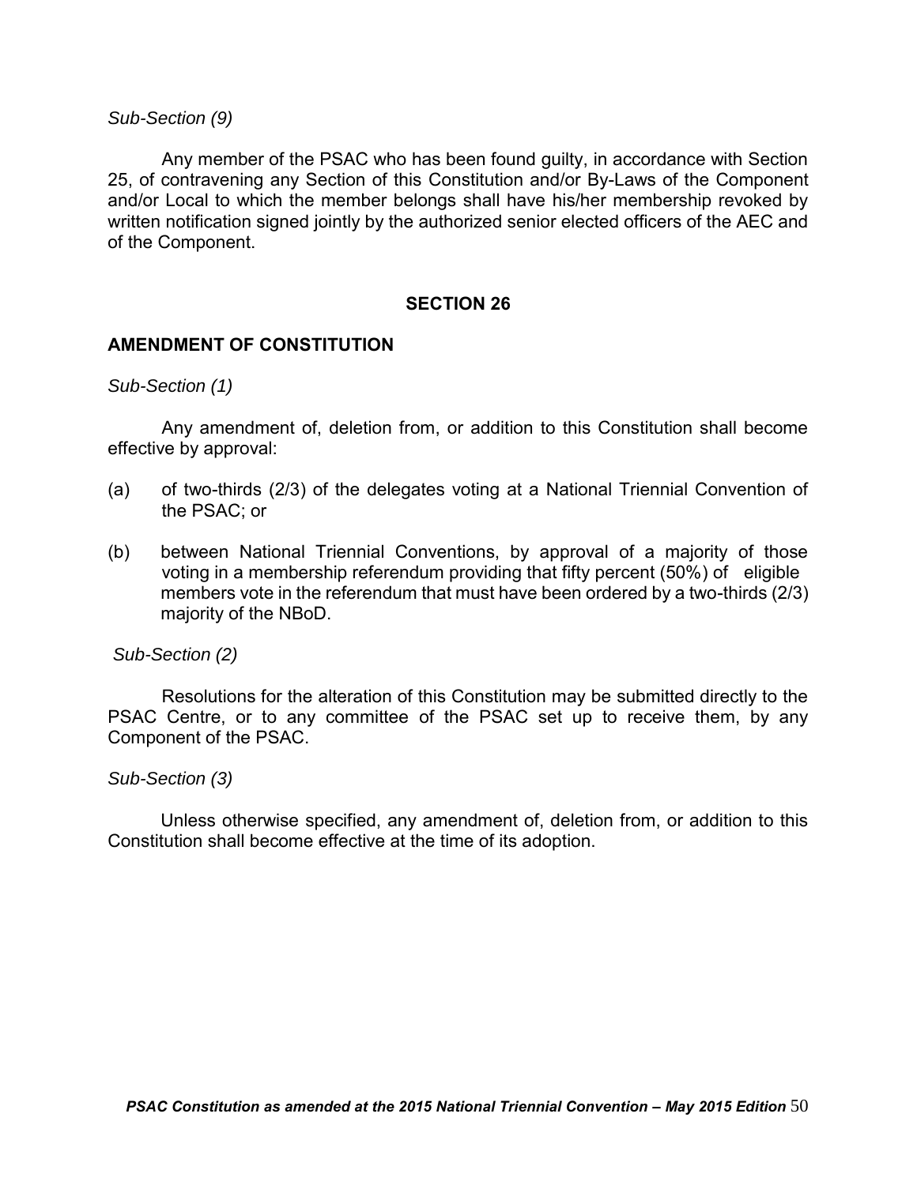*Sub-Section (9)*

Any member of the PSAC who has been found guilty, in accordance with Section 25, of contravening any Section of this Constitution and/or By-Laws of the Component and/or Local to which the member belongs shall have his/her membership revoked by written notification signed jointly by the authorized senior elected officers of the AEC and of the Component.

## SECTION 26

### AMENDMENT OF CONSTITUTION

*Sub-Section (1)*

Any amendment of, deletion from, or addition to this Constitution shall become effective by approval:

(a) of two-thirds (2/3) of the delegates voting at a National Triennial Convention of the PSAC; or

(b) between National Triennial Conventions, by approval of a majority of those voting in a membership referendum providing that fifty percent (50%) of eligible members vote in the referendum that must have been ordered by a two-thirds (2/3) majority of the NBoD.

*Sub-Section (2)*

Resolutions for the alteration of this Constitution may be submitted directly to the PSAC Centre, or to any committee of the PSAC set up to receive them, by any Component of the PSAC.

*Sub-Section (3)*

Unless otherwise specified, any amendment of, deletion from, or addition to this Constitution shall become effective at the time of its adoption.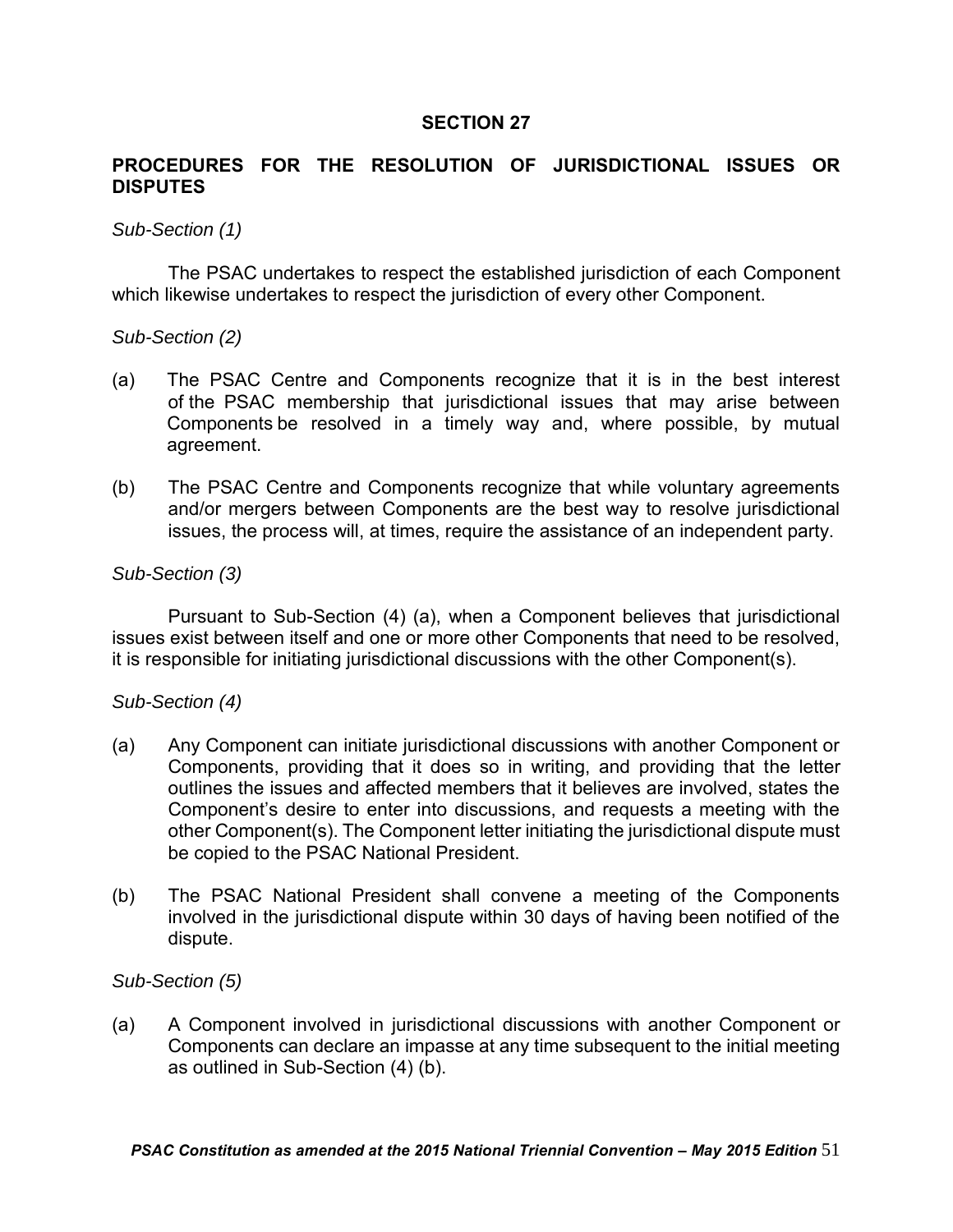## SECTION 27

## PROCEDURES FOR THE RESOLUTION OF JURISDICTIONAL ISSUES OR DISPUTES

*Sub-Section (1)*

The PSAC undertakes to respect the established jurisdiction of each Component which likewise undertakes to respect the jurisdiction of every other Component.

*Sub-Section (2)*

(a) The PSAC Centre and Components recognize that it is in the best interest of the PSAC membership that jurisdictional issues that may arise between Components be resolved in a timely way and, where possible, by mutual agreement.

(b) The PSAC Centre and Components recognize that while voluntary agreements and/or mergers between Components are the best way to resolve jurisdictional issues, the process will, at times, require the assistance of an independent party.

*Sub-Section (3)*

Pursuant to Sub-Section (4) (a), when a Component believes that jurisdictional issues exist between itself and one or more other Components that need to be resolved, it is responsible for initiating jurisdictional discussions with the other Component(s).

*Sub-Section (4)*

(a) Any Component can initiate jurisdictional discussions with another Component or Components, providing that it does so in writing, and providing that the letter outlines the issues and affected members that it believes are involved, states the Component's desire to enter into discussions, and requests a meeting with the other Component(s). The Component letter initiating the jurisdictional dispute must be copied to the PSAC National President.

(b) The PSAC National President shall convene a meeting of the Components involved in the jurisdictional dispute within 30 days of having been notified of the dispute.

*Sub-Section (5)*

(a) A Component involved in jurisdictional discussions with another Component or Components can declare an impasse at any time subsequent to the initial meeting as outlined in Sub-Section (4) (b).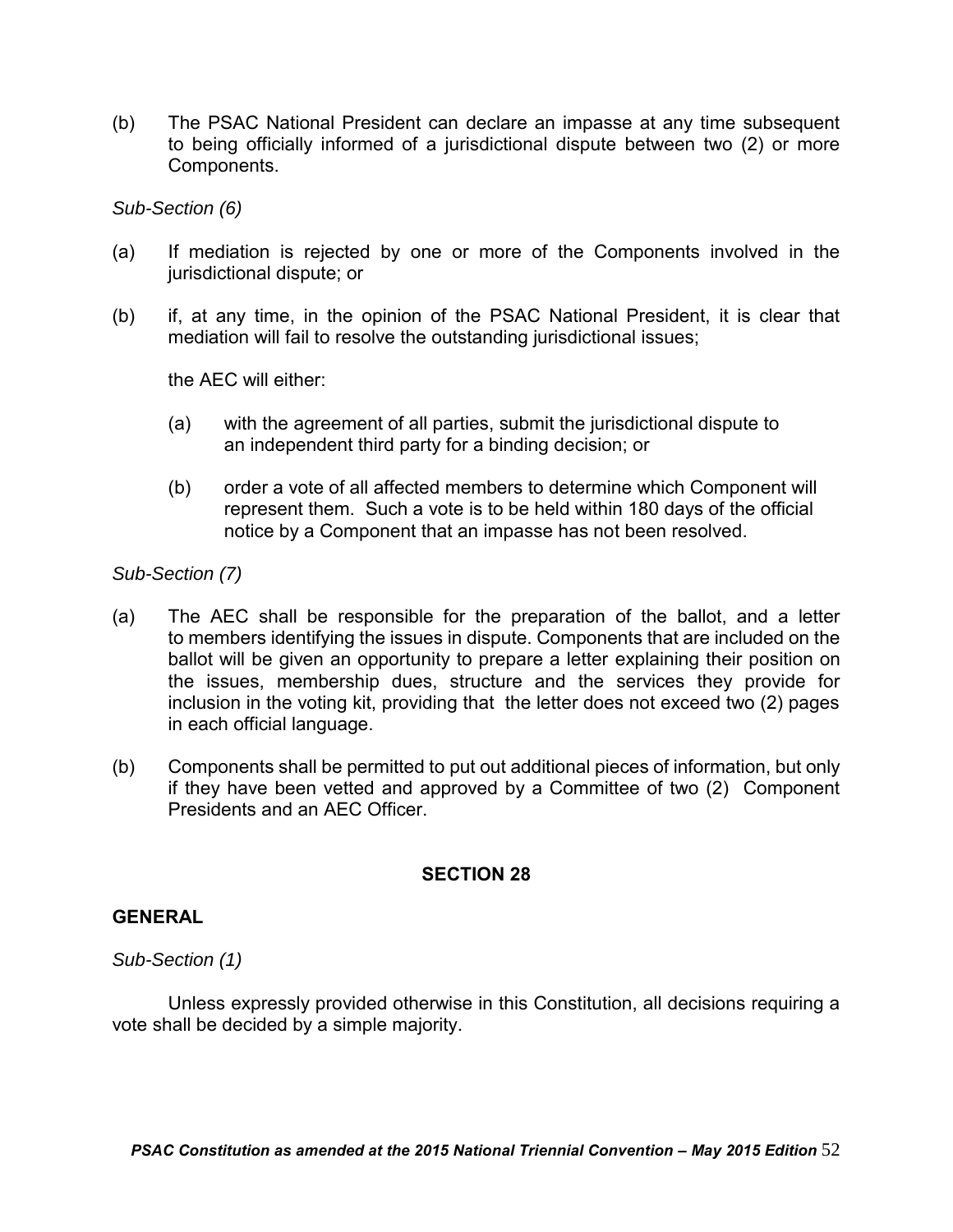(b) The PSAC National President can declare an impasse at any time subsequent to being officially informed of a jurisdictional dispute between two (2) or more Components.

*Sub-Section (6)*

(a) If mediation is rejected by one or more of the Components involved in the jurisdictional dispute; or

(b) if, at any time, in the opinion of the PSAC National President, it is clear that mediation will fail to resolve the outstanding jurisdictional issues;

the AEC will either:

(a) with the agreement of all parties, submit the jurisdictional dispute to an independent third party for a binding decision; or

(b) order a vote of all affected members to determine which Component will represent them. Such a vote is to be held within 180 days of the official notice by a Component that an impasse has not been resolved.

*Sub-Section (7)*

(a) The AEC shall be responsible for the preparation of the ballot, and a letter to members identifying the issues in dispute. Components that are included on the ballot will be given an opportunity to prepare a letter explaining their position on the issues, membership dues, structure and the services they provide for inclusion in the voting kit, providing that the letter does not exceed two (2) pages in each official language.

(b) Components shall be permitted to put out additional pieces of information, but only if they have been vetted and approved by a Committee of two (2) Component Presidents and an AEC Officer.

## SECTION 28

### GENERAL

*Sub-Section (1)*

Unless expressly provided otherwise in this Constitution, all decisions requiring a vote shall be decided by a simple majority.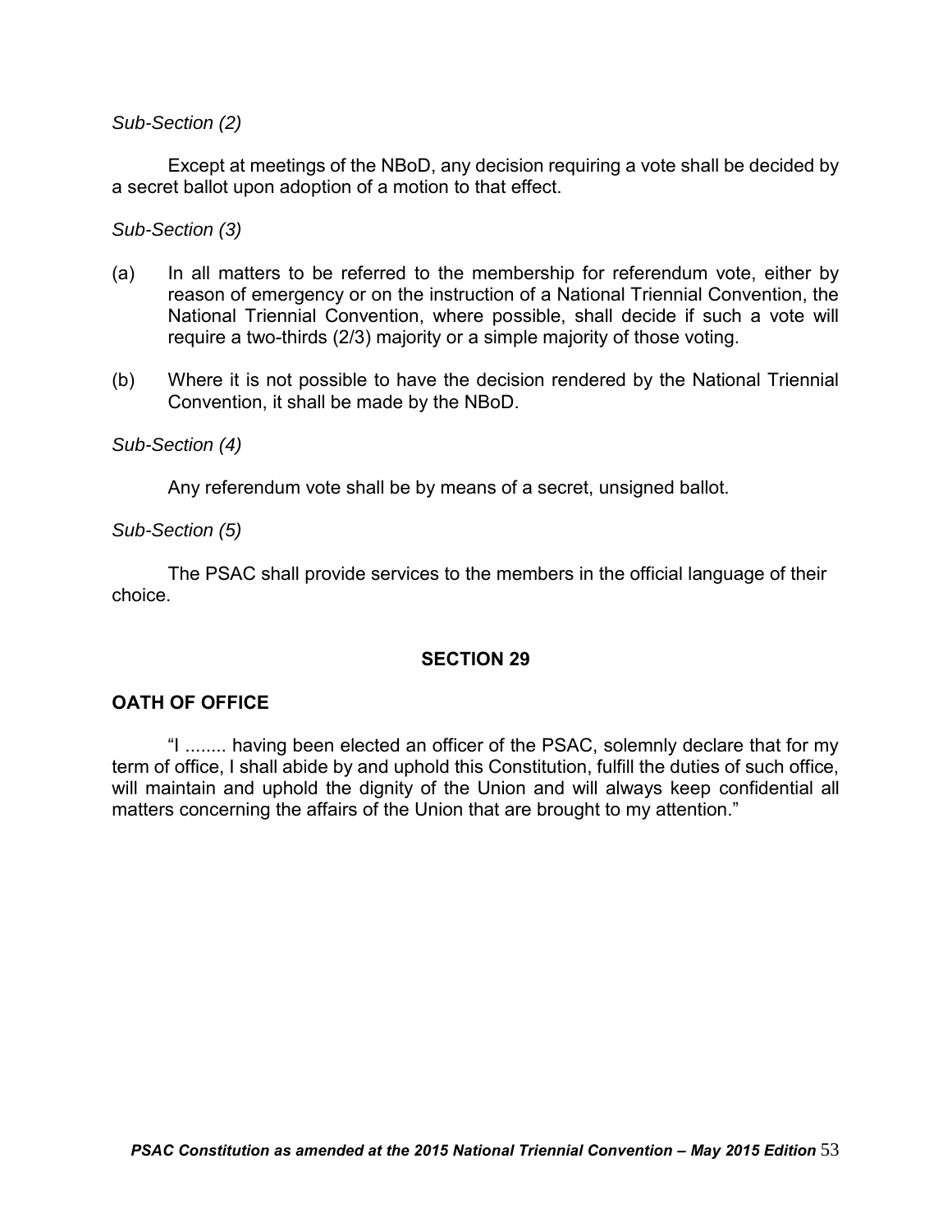*Sub-Section (2)*

Except at meetings of the NBoD, any decision requiring a vote shall be decided by a secret ballot upon adoption of a motion to that effect.

*Sub-Section (3)*

(a) In all matters to be referred to the membership for referendum vote, either by reason of emergency or on the instruction of a National Triennial Convention, the National Triennial Convention, where possible, shall decide if such a vote will require a two-thirds (2/3) majority or a simple majority of those voting.

(b) Where it is not possible to have the decision rendered by the National Triennial Convention, it shall be made by the NBoD.

*Sub-Section (4)*

Any referendum vote shall be by means of a secret, unsigned ballot.

*Sub-Section (5)*

The PSAC shall provide services to the members in the official language of their choice.

## SECTION 29

### OATH OF OFFICE

"I ........ having been elected an officer of the PSAC, solemnly declare that for my term of office, I shall abide by and uphold this Constitution, fulfill the duties of such office, will maintain and uphold the dignity of the Union and will always keep confidential all matters concerning the affairs of the Union that are brought to my attention."